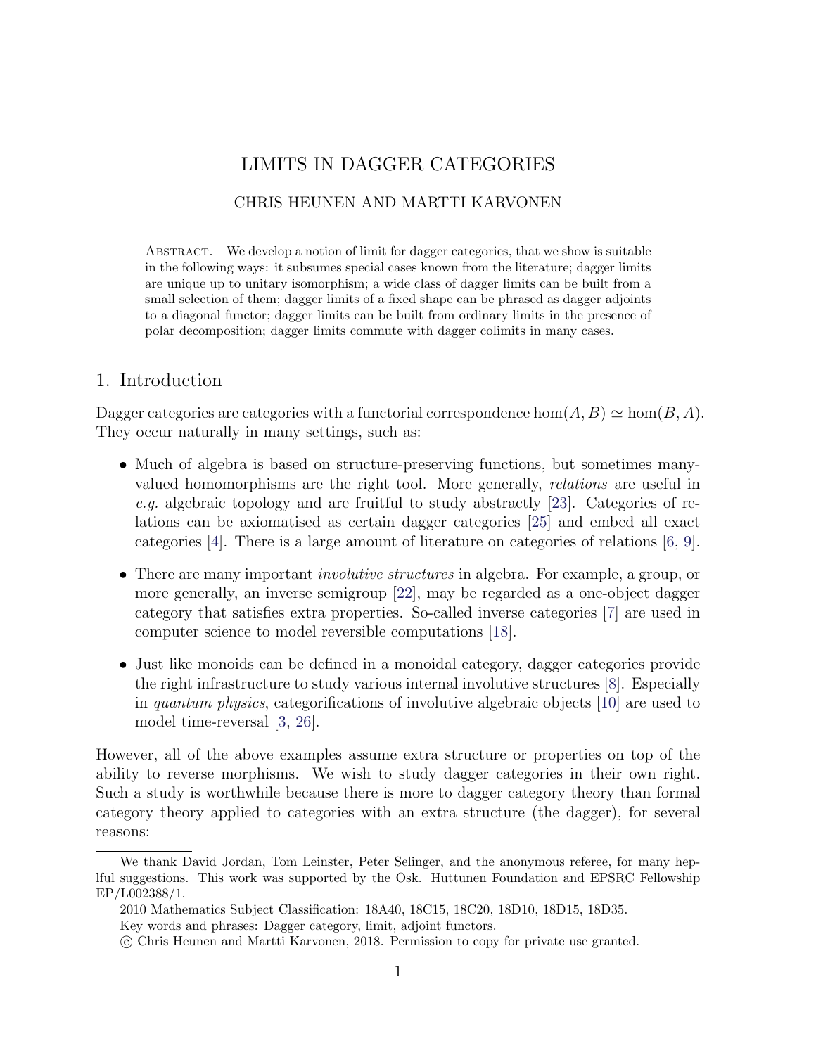# LIMITS IN DAGGER CATEGORIES

CHRIS HEUNEN AND MARTTI KARVONEN

Abstract. We develop a notion of limit for dagger categories, that we show is suitable in the following ways: it subsumes special cases known from the literature; dagger limits are unique up to unitary isomorphism; a wide class of dagger limits can be built from a small selection of them; dagger limits of a fixed shape can be phrased as dagger adjoints to a diagonal functor; dagger limits can be built from ordinary limits in the presence of polar decomposition; dagger limits commute with dagger colimits in many cases.

## 1. Introduction

Dagger categories are categories with a functorial correspondence $\hom(A, B) \simeq \hom(B, A)$. They occur naturally in many settings, such as:

- Much of algebra is based on structure-preserving functions, but sometimes many-valued homomorphisms are the right tool. More generally, *relations* are useful in *e.g.* algebraic topology and are fruitful to study abstractly [23]. Categories of relations can be axiomatised as certain dagger categories [25] and embed all exact categories [4]. There is a large amount of literature on categories of relations [6, 9].
- There are many important *involutive structures* in algebra. For example, a group, or more generally, an inverse semigroup [22], may be regarded as a one-object dagger category that satisfies extra properties. So-called inverse categories [7] are used in computer science to model reversible computations [18].
- Just like monoids can be defined in a monoidal category, dagger categories provide the right infrastructure to study various internal involutive structures [8]. Especially in *quantum physics*, categorifications of involutive algebraic objects [10] are used to model time-reversal [3, 26].

However, all of the above examples assume extra structure or properties on top of the ability to reverse morphisms. We wish to study dagger categories in their own right. Such a study is worthwhile because there is more to dagger category theory than formal category theory applied to categories with an extra structure (the dagger), for several reasons:

---

We thank David Jordan, Tom Leinster, Peter Selinger, and the anonymous referee, for many helpful suggestions. This work was supported by the Osk. Huttunen Foundation and EPSRC Fellowship EP/L002388/1.

2010 Mathematics Subject Classification: 18A40, 18C15, 18C20, 18D10, 18D15, 18D35.

Key words and phrases: Dagger category, limit, adjoint functors.

© Chris Heunen and Martti Karvonen, 2018. Permission to copy for private use granted.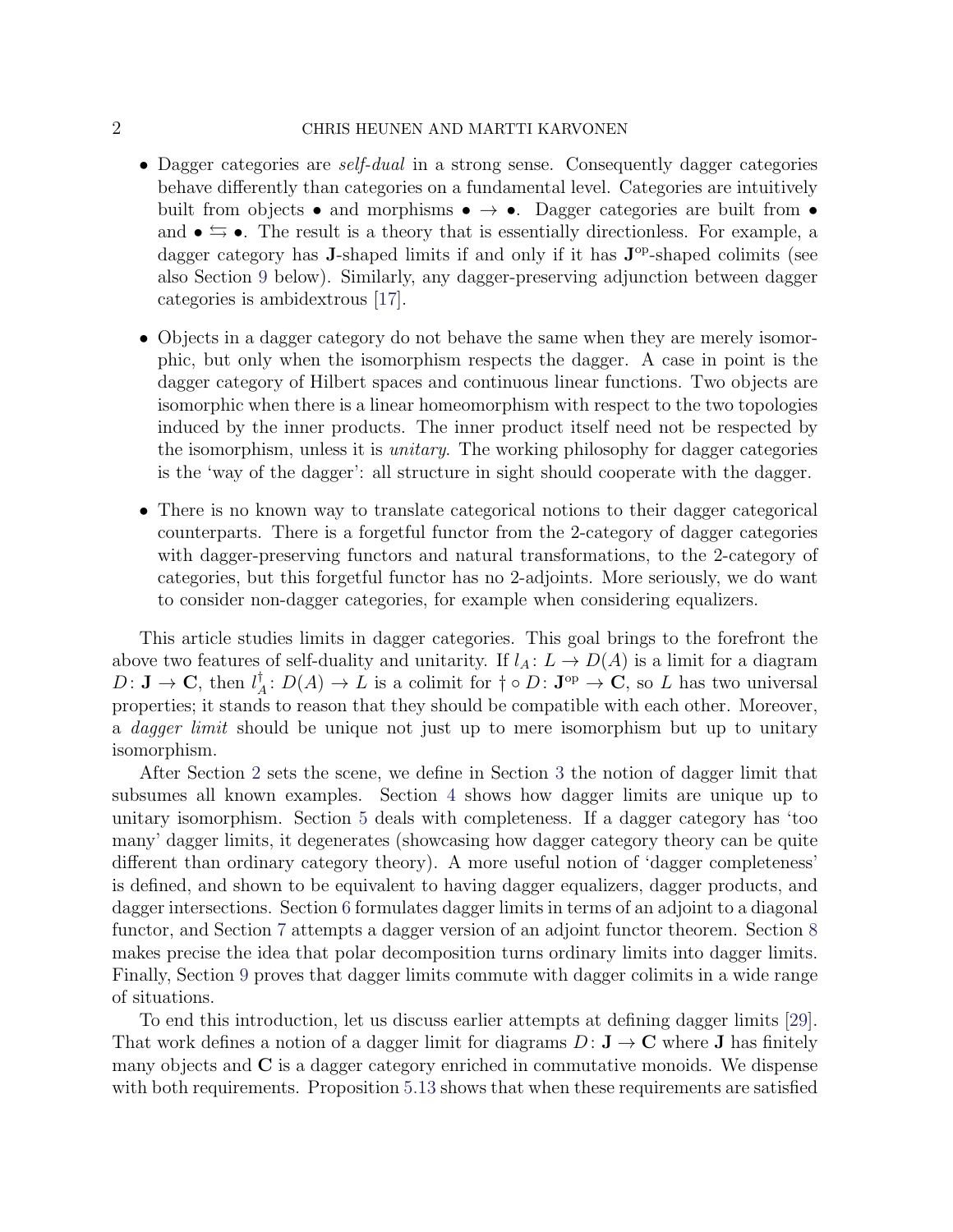- Dagger categories are *self-dual* in a strong sense. Consequently dagger categories behave differently than categories on a fundamental level. Categories are intuitively built from objects $\bullet$ and morphisms $\bullet \to \bullet$. Dagger categories are built from $\bullet$ and $\bullet \leftrightarrows \bullet$. The result is a theory that is essentially directionless. For example, a dagger category has $\mathbf{J}$-shaped limits if and only if it has $\mathbf{J}^{\mathrm{op}}$-shaped colimits (see also Section 9 below). Similarly, any dagger-preserving adjunction between dagger categories is ambidextrous [17].

- Objects in a dagger category do not behave the same when they are merely isomorphic, but only when the isomorphism respects the dagger. A case in point is the dagger category of Hilbert spaces and continuous linear functions. Two objects are isomorphic when there is a linear homeomorphism with respect to the two topologies induced by the inner products. The inner product itself need not be respected by the isomorphism, unless it is *unitary*. The working philosophy for dagger categories is the 'way of the dagger': all structure in sight should cooperate with the dagger.

- There is no known way to translate categorical notions to their dagger categorical counterparts. There is a forgetful functor from the 2-category of dagger categories with dagger-preserving functors and natural transformations, to the 2-category of categories, but this forgetful functor has no 2-adjoints. More seriously, we do want to consider non-dagger categories, for example when considering equalizers.

This article studies limits in dagger categories. This goal brings to the forefront the above two features of self-duality and unitarity. If $l_A \colon L \to D(A)$ is a limit for a diagram $D \colon \mathbf{J} \to \mathbf{C}$, then $l_A^\dagger \colon D(A) \to L$ is a colimit for $\dagger \circ D \colon \mathbf{J}^{\mathrm{op}} \to \mathbf{C}$, so $L$ has two universal properties; it stands to reason that they should be compatible with each other. Moreover, a *dagger limit* should be unique not just up to mere isomorphism but up to unitary isomorphism.

After Section 2 sets the scene, we define in Section 3 the notion of dagger limit that subsumes all known examples. Section 4 shows how dagger limits are unique up to unitary isomorphism. Section 5 deals with completeness. If a dagger category has 'too many' dagger limits, it degenerates (showcasing how dagger category theory can be quite different than ordinary category theory). A more useful notion of 'dagger completeness' is defined, and shown to be equivalent to having dagger equalizers, dagger products, and dagger intersections. Section 6 formulates dagger limits in terms of an adjoint to a diagonal functor, and Section 7 attempts a dagger version of an adjoint functor theorem. Section 8 makes precise the idea that polar decomposition turns ordinary limits into dagger limits. Finally, Section 9 proves that dagger limits commute with dagger colimits in a wide range of situations.

To end this introduction, let us discuss earlier attempts at defining dagger limits [29]. That work defines a notion of a dagger limit for diagrams $D \colon \mathbf{J} \to \mathbf{C}$ where $\mathbf{J}$ has finitely many objects and $\mathbf{C}$ is a dagger category enriched in commutative monoids. We dispense with both requirements. Proposition 5.13 shows that when these requirements are satisfied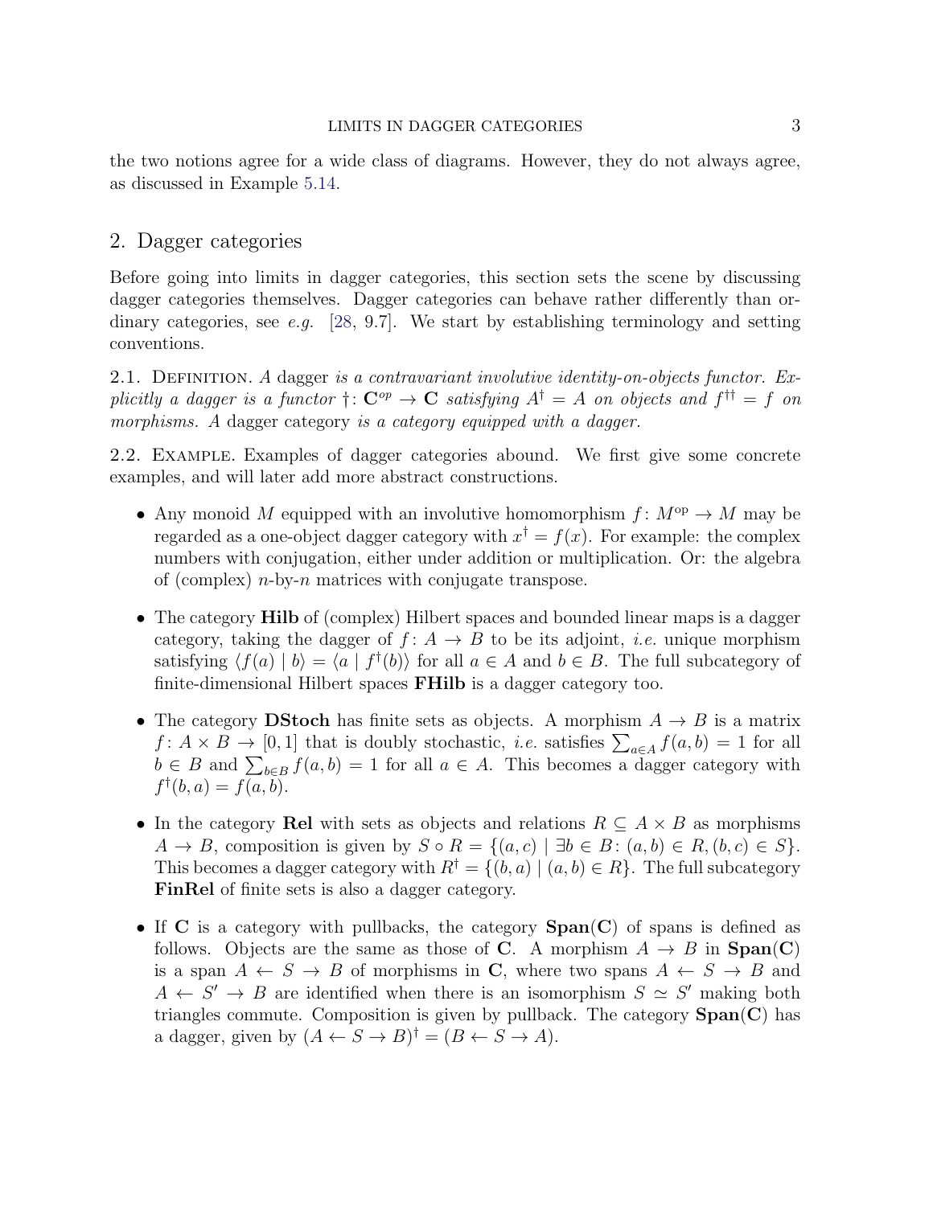the two notions agree for a wide class of diagrams. However, they do not always agree, as discussed in Example 5.14.

## 2. Dagger categories

Before going into limits in dagger categories, this section sets the scene by discussing dagger categories themselves. Dagger categories can behave rather differently than ordinary categories, see *e.g.* [28, 9.7]. We start by establishing terminology and setting conventions.

2.1. Definition. *A* dagger *is a contravariant involutive identity-on-objects functor. Explicitly a dagger is a functor* $\dagger\colon \mathbf{C}^{op} \to \mathbf{C}$ *satisfying* $A^\dagger = A$ *on objects and* $f^{\dagger\dagger} = f$ *on morphisms. A* dagger category *is a category equipped with a dagger.*

2.2. Example. Examples of dagger categories abound. We first give some concrete examples, and will later add more abstract constructions.

- Any monoid $M$ equipped with an involutive homomorphism $f\colon M^{\mathrm{op}} \to M$ may be regarded as a one-object dagger category with $x^\dagger = f(x)$. For example: the complex numbers with conjugation, either under addition or multiplication. Or: the algebra of (complex) $n$-by-$n$ matrices with conjugate transpose.

- The category **Hilb** of (complex) Hilbert spaces and bounded linear maps is a dagger category, taking the dagger of $f\colon A \to B$ to be its adjoint, *i.e.* unique morphism satisfying $\langle f(a) \mid b\rangle = \langle a \mid f^\dagger(b)\rangle$ for all $a \in A$ and $b \in B$. The full subcategory of finite-dimensional Hilbert spaces **FHilb** is a dagger category too.

- The category **DStoch** has finite sets as objects. A morphism $A \to B$ is a matrix $f\colon A \times B \to [0,1]$ that is doubly stochastic, *i.e.* satisfies $\sum_{a\in A} f(a,b) = 1$ for all $b \in B$ and $\sum_{b\in B} f(a,b) = 1$ for all $a \in A$. This becomes a dagger category with $f^\dagger(b,a) = f(a,b)$.

- In the category **Rel** with sets as objects and relations $R \subseteq A \times B$ as morphisms $A \to B$, composition is given by $S \circ R = \{(a,c) \mid \exists b \in B\colon (a,b) \in R, (b,c) \in S\}$. This becomes a dagger category with $R^\dagger = \{(b,a) \mid (a,b) \in R\}$. The full subcategory **FinRel** of finite sets is also a dagger category.

- If $\mathbf{C}$ is a category with pullbacks, the category $\mathbf{Span}(\mathbf{C})$ of spans is defined as follows. Objects are the same as those of $\mathbf{C}$. A morphism $A \to B$ in $\mathbf{Span}(\mathbf{C})$ is a span $A \leftarrow S \to B$ of morphisms in $\mathbf{C}$, where two spans $A \leftarrow S \to B$ and $A \leftarrow S' \to B$ are identified when there is an isomorphism $S \simeq S'$ making both triangles commute. Composition is given by pullback. The category $\mathbf{Span}(\mathbf{C})$ has a dagger, given by $(A \leftarrow S \to B)^\dagger = (B \leftarrow S \to A)$.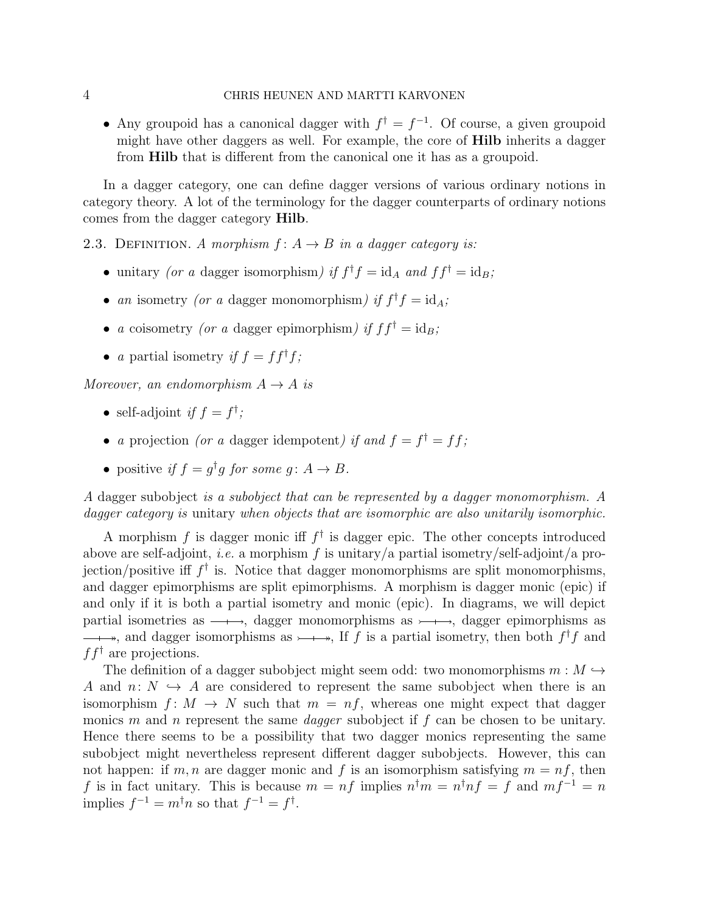- Any groupoid has a canonical dagger with $f^\dagger = f^{-1}$. Of course, a given groupoid might have other daggers as well. For example, the core of **Hilb** inherits a dagger from **Hilb** that is different from the canonical one it has as a groupoid.

In a dagger category, one can define dagger versions of various ordinary notions in category theory. A lot of the terminology for the dagger counterparts of ordinary notions comes from the dagger category **Hilb**.

2.3. Definition. *A morphism $f\colon A \to B$ in a dagger category is:*

- unitary *(or a* dagger isomorphism*) if $f^\dagger f = \mathrm{id}_A$ and $ff^\dagger = \mathrm{id}_B$;*
- *an* isometry *(or a* dagger monomorphism*) if $f^\dagger f = \mathrm{id}_A$;*
- *a* coisometry *(or a* dagger epimorphism*) if $ff^\dagger = \mathrm{id}_B$;*
- *a* partial isometry *if $f = ff^\dagger f$;*

*Moreover, an endomorphism $A \to A$ is*

- self-adjoint *if $f = f^\dagger$;*
- *a* projection *(or a* dagger idempotent*) if and $f = f^\dagger = ff$;*
- positive *if $f = g^\dagger g$ for some $g\colon A \to B$.*

*A* dagger subobject *is a subobject that can be represented by a dagger monomorphism. A dagger category is* unitary *when objects that are isomorphic are also unitarily isomorphic.*

A morphism $f$ is dagger monic iff $f^\dagger$ is dagger epic. The other concepts introduced above are self-adjoint, *i.e.* a morphism $f$ is unitary/a partial isometry/self-adjoint/a projection/positive iff $f^\dagger$ is. Notice that dagger monomorphisms are split monomorphisms, and dagger epimorphisms are split epimorphisms. A morphism is dagger monic (epic) if and only if it is both a partial isometry and monic (epic). In diagrams, we will depict partial isometries as $\longrightarrow\!\!\!\!\!\!\!\!\!+\;\;\;$, dagger monomorphisms as $\rightarrowtail\!\!\!\!\!\!\!+\;\;$, dagger epimorphisms as $\twoheadrightarrow\!\!\!\!\!\!\!+\;\;$, and dagger isomorphisms as $\rightarrowtail\!\!\!\!\!\!\!\twoheadrightarrow$, If $f$ is a partial isometry, then both $f^\dagger f$ and $ff^\dagger$ are projections.

The definition of a dagger subobject might seem odd: two monomorphisms $m : M \hookrightarrow A$ and $n\colon N \hookrightarrow A$ are considered to represent the same subobject when there is an isomorphism $f\colon M \to N$ such that $m = nf$, whereas one might expect that dagger monics $m$ and $n$ represent the same *dagger* subobject if $f$ can be chosen to be unitary. Hence there seems to be a possibility that two dagger monics representing the same subobject might nevertheless represent different dagger subobjects. However, this can not happen: if $m, n$ are dagger monic and $f$ is an isomorphism satisfying $m = nf$, then $f$ is in fact unitary. This is because $m = nf$ implies $n^\dagger m = n^\dagger nf = f$ and $mf^{-1} = n$ implies $f^{-1} = m^\dagger n$ so that $f^{-1} = f^\dagger$.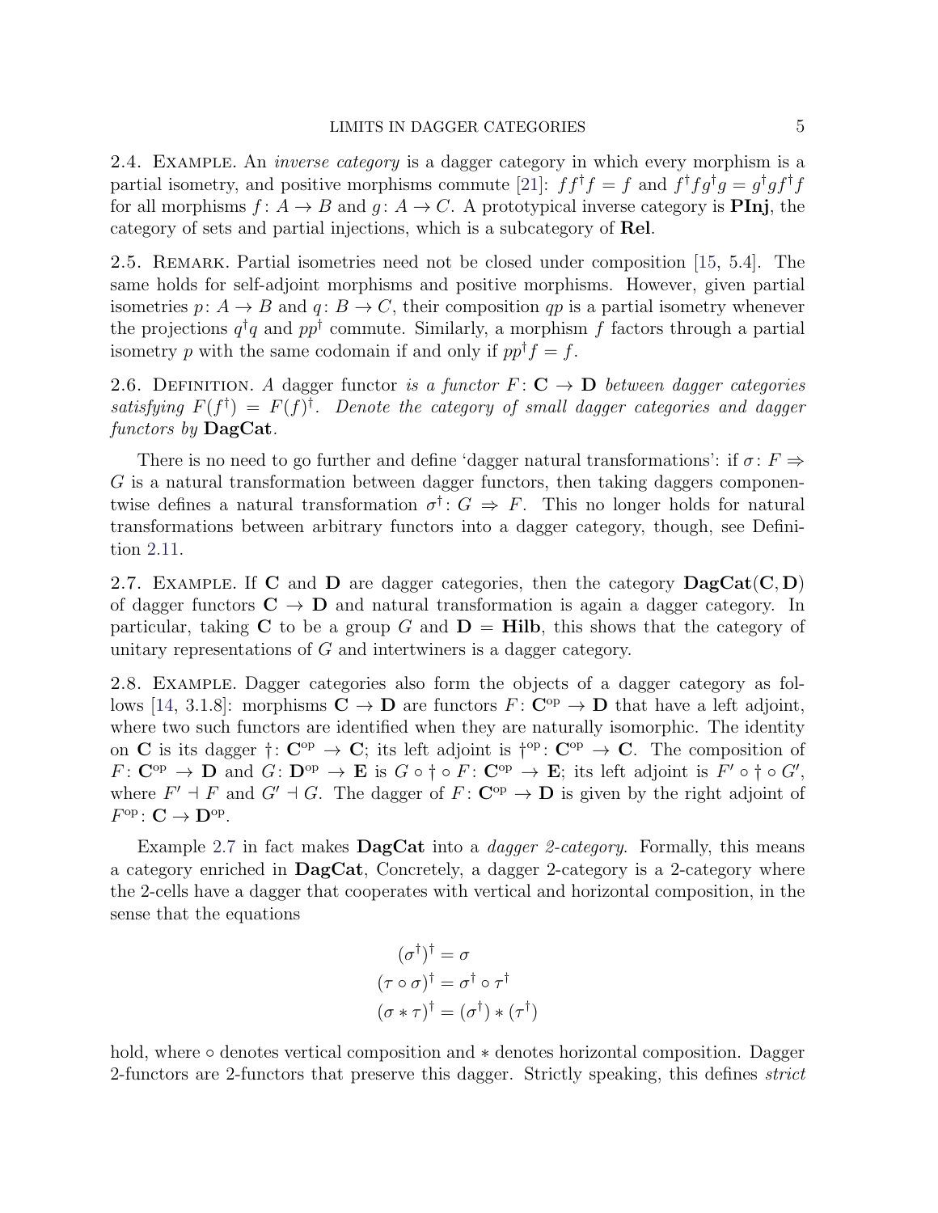2.4. Example. An *inverse category* is a dagger category in which every morphism is a partial isometry, and positive morphisms commute [21]: $ff^\dagger f = f$ and $f^\dagger f g^\dagger g = g^\dagger g f^\dagger f$ for all morphisms $f\colon A \to B$ and $g\colon A \to C$. A prototypical inverse category is **PInj**, the category of sets and partial injections, which is a subcategory of **Rel**.

2.5. Remark. Partial isometries need not be closed under composition [15, 5.4]. The same holds for self-adjoint morphisms and positive morphisms. However, given partial isometries $p\colon A \to B$ and $q\colon B \to C$, their composition $qp$ is a partial isometry whenever the projections $q^\dagger q$ and $pp^\dagger$ commute. Similarly, a morphism $f$ factors through a partial isometry $p$ with the same codomain if and only if $pp^\dagger f = f$.

2.6. Definition. *A* dagger functor *is a functor $F\colon \mathbf{C} \to \mathbf{D}$ between dagger categories satisfying $F(f^\dagger) = F(f)^\dagger$. Denote the category of small dagger categories and dagger functors by* **DagCat**.

There is no need to go further and define 'dagger natural transformations': if $\sigma\colon F \Rightarrow G$ is a natural transformation between dagger functors, then taking daggers componentwise defines a natural transformation $\sigma^\dagger\colon G \Rightarrow F$. This no longer holds for natural transformations between arbitrary functors into a dagger category, though, see Definition 2.11.

2.7. Example. If $\mathbf{C}$ and $\mathbf{D}$ are dagger categories, then the category $\mathbf{DagCat}(\mathbf{C}, \mathbf{D})$ of dagger functors $\mathbf{C} \to \mathbf{D}$ and natural transformation is again a dagger category. In particular, taking $\mathbf{C}$ to be a group $G$ and $\mathbf{D} = \mathbf{Hilb}$, this shows that the category of unitary representations of $G$ and intertwiners is a dagger category.

2.8. Example. Dagger categories also form the objects of a dagger category as follows [14, 3.1.8]: morphisms $\mathbf{C} \to \mathbf{D}$ are functors $F\colon \mathbf{C}^{\mathrm{op}} \to \mathbf{D}$ that have a left adjoint, where two such functors are identified when they are naturally isomorphic. The identity on $\mathbf{C}$ is its dagger $\dagger\colon \mathbf{C}^{\mathrm{op}} \to \mathbf{C}$; its left adjoint is $\dagger^{\mathrm{op}}\colon \mathbf{C}^{\mathrm{op}} \to \mathbf{C}$. The composition of $F\colon \mathbf{C}^{\mathrm{op}} \to \mathbf{D}$ and $G\colon \mathbf{D}^{\mathrm{op}} \to \mathbf{E}$ is $G \circ \dagger \circ F\colon \mathbf{C}^{\mathrm{op}} \to \mathbf{E}$; its left adjoint is $F' \circ \dagger \circ G'$, where $F' \dashv F$ and $G' \dashv G$. The dagger of $F\colon \mathbf{C}^{\mathrm{op}} \to \mathbf{D}$ is given by the right adjoint of $F^{\mathrm{op}}\colon \mathbf{C} \to \mathbf{D}^{\mathrm{op}}$.

Example 2.7 in fact makes **DagCat** into a *dagger 2-category*. Formally, this means a category enriched in **DagCat**, Concretely, a dagger 2-category is a 2-category where the 2-cells have a dagger that cooperates with vertical and horizontal composition, in the sense that the equations

$$
\begin{aligned}
(\sigma^\dagger)^\dagger &= \sigma \\
(\tau \circ \sigma)^\dagger &= \sigma^\dagger \circ \tau^\dagger \\
(\sigma * \tau)^\dagger &= (\sigma^\dagger) * (\tau^\dagger)
\end{aligned}
$$

hold, where $\circ$ denotes vertical composition and $*$ denotes horizontal composition. Dagger 2-functors are 2-functors that preserve this dagger. Strictly speaking, this defines *strict*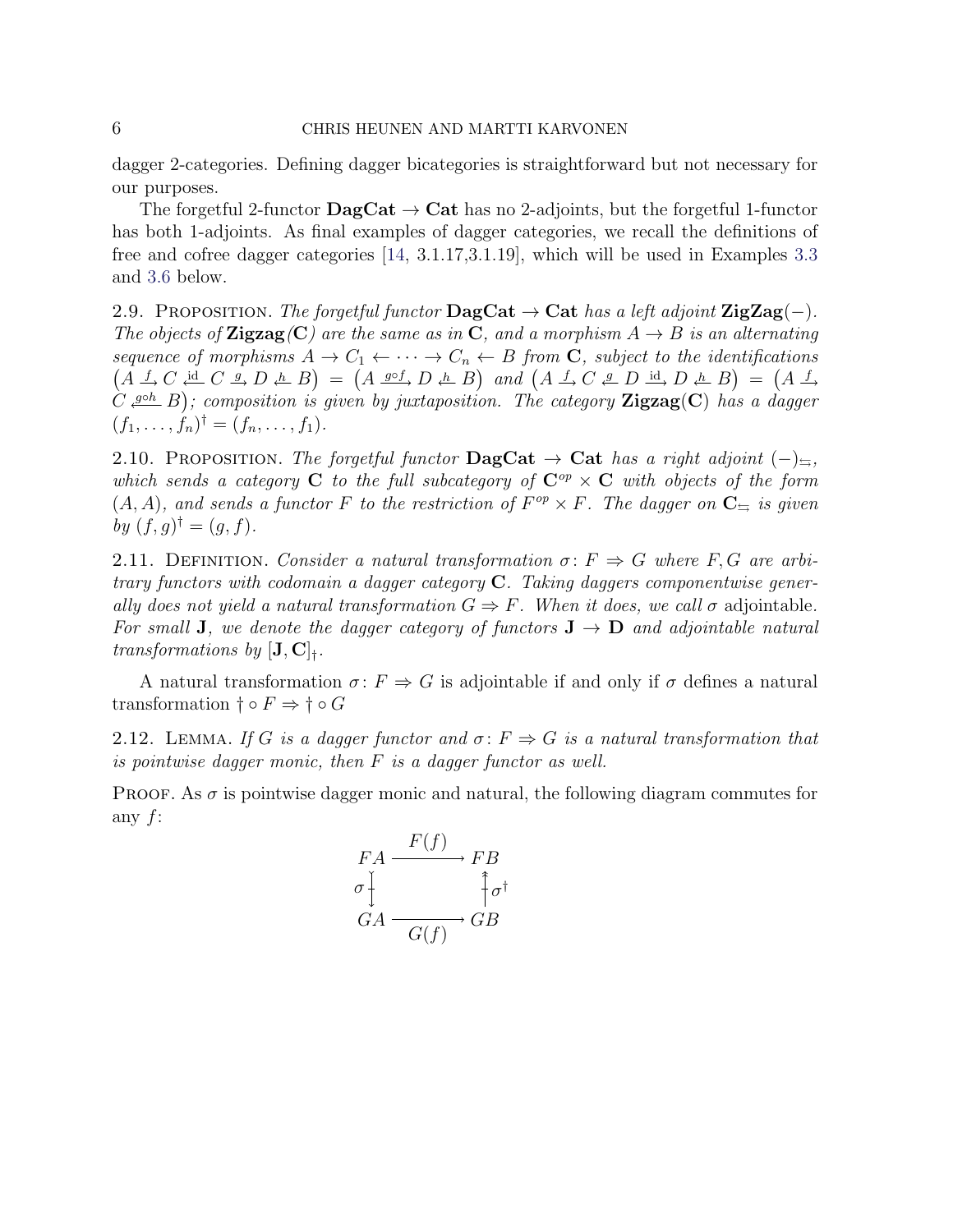dagger 2-categories. Defining dagger bicategories is straightforward but not necessary for our purposes.

The forgetful 2-functor **DagCat** $\to$ **Cat** has no 2-adjoints, but the forgetful 1-functor has both 1-adjoints. As final examples of dagger categories, we recall the definitions of free and cofree dagger categories [14, 3.1.17,3.1.19], which will be used in Examples 3.3 and 3.6 below.

2.9. Proposition. *The forgetful functor* **DagCat** $\to$ **Cat** *has a left adjoint* **ZigZag**$(-)$. *The objects of* **Zigzag**$(\mathbf{C})$ *are the same as in* $\mathbf{C}$*, and a morphism* $A \to B$ *is an alternating sequence of morphisms* $A \to C_1 \leftarrow \cdots \to C_n \leftarrow B$ *from* $\mathbf{C}$*, subject to the identifications* $\left(A \xrightarrow{f} C \xleftarrow{\mathrm{id}} C \xrightarrow{g} D \xleftarrow{h} B\right) = \left(A \xrightarrow{g \circ f} D \xleftarrow{h} B\right)$ *and* $\left(A \xrightarrow{f} C \xleftarrow{g} D \xrightarrow{\mathrm{id}} D \xleftarrow{h} B\right) = \left(A \xrightarrow{f} C \xleftarrow{g \circ h} B\right)$*; composition is given by juxtaposition. The category* **Zigzag**$(\mathbf{C})$ *has a dagger* $(f_1, \ldots, f_n)^\dagger = (f_n, \ldots, f_1)$.

2.10. Proposition. *The forgetful functor* **DagCat** $\to$ **Cat** *has a right adjoint* $(-)_{\leftrightarrows}$*, which sends a category* $\mathbf{C}$ *to the full subcategory of* $\mathbf{C}^{op} \times \mathbf{C}$ *with objects of the form* $(A, A)$*, and sends a functor* $F$ *to the restriction of* $F^{op} \times F$*. The dagger on* $\mathbf{C}_{\leftrightarrows}$ *is given by* $(f, g)^\dagger = (g, f)$.

2.11. Definition. *Consider a natural transformation* $\sigma \colon F \Rightarrow G$ *where* $F, G$ *are arbitrary functors with codomain a dagger category* $\mathbf{C}$*. Taking daggers componentwise generally does not yield a natural transformation* $G \Rightarrow F$*. When it does, we call* $\sigma$ adjointable*. For small* $\mathbf{J}$*, we denote the dagger category of functors* $\mathbf{J} \to \mathbf{D}$ *and adjointable natural transformations by* $[\mathbf{J}, \mathbf{C}]_\dagger$.

A natural transformation $\sigma \colon F \Rightarrow G$ is adjointable if and only if $\sigma$ defines a natural transformation $\dagger \circ F \Rightarrow \dagger \circ G$

2.12. Lemma. *If* $G$ *is a dagger functor and* $\sigma \colon F \Rightarrow G$ *is a natural transformation that is pointwise dagger monic, then* $F$ *is a dagger functor as well.*

Proof. As $\sigma$ is pointwise dagger monic and natural, the following diagram commutes for any $f$:

$$
\begin{array}{ccc}
FA & \xrightarrow{F(f)} & FB \\
\sigma \big\downarrow & & \big\uparrow \sigma^\dagger \\
GA & \xrightarrow[G(f)]{} & GB
\end{array}
$$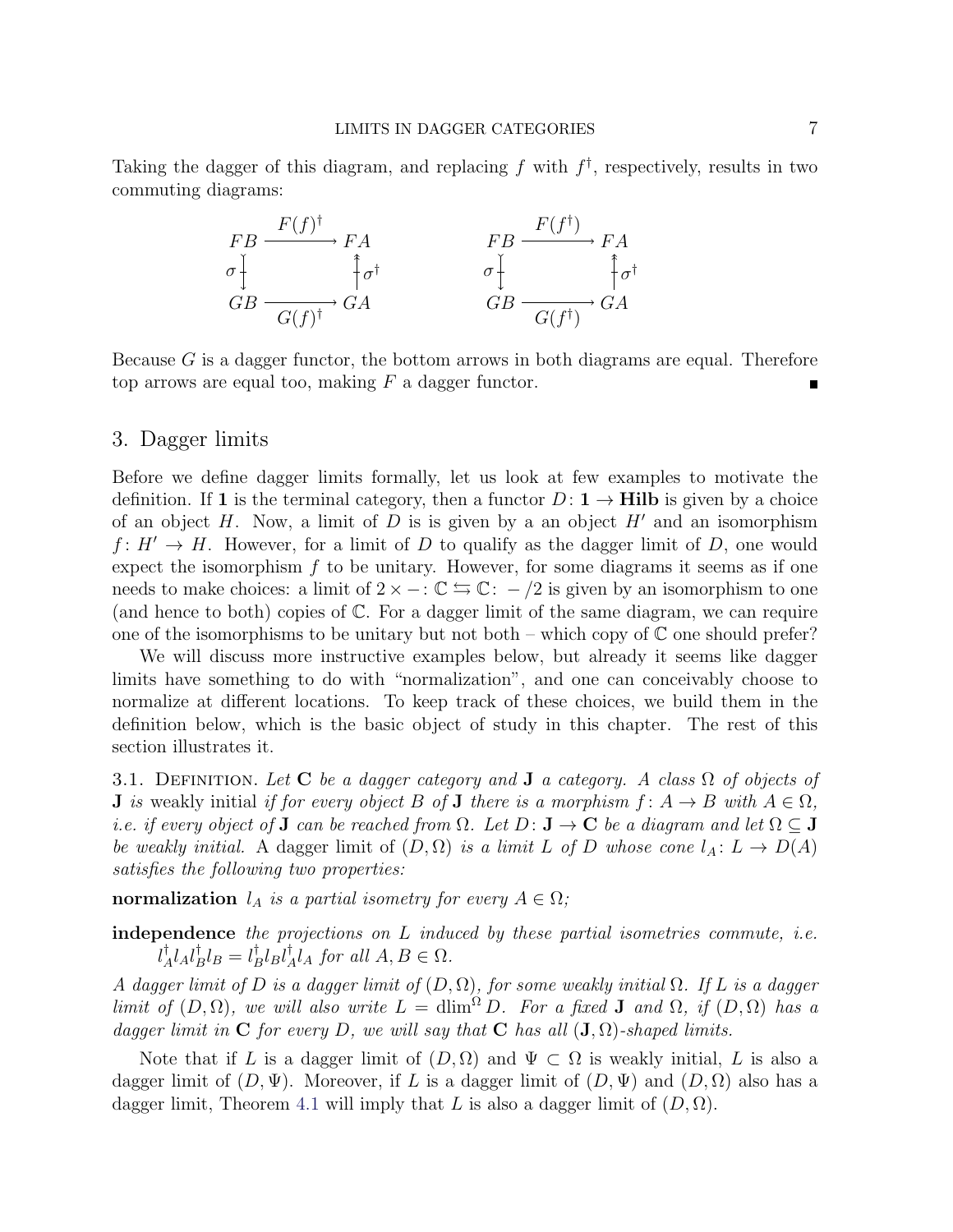Taking the dagger of this diagram, and replacing $f$ with $f^\dagger$, respectively, results in two commuting diagrams:

$$
\begin{array}{ccc}
FB & \xrightarrow{F(f)^\dagger} & FA \\
\sigma \updownarrow & & \updownarrow \sigma^\dagger \\
GB & \xrightarrow[G(f)^\dagger]{} & GA
\end{array}
\qquad\qquad
\begin{array}{ccc}
FB & \xrightarrow{F(f^\dagger)} & FA \\
\sigma \updownarrow & & \updownarrow \sigma^\dagger \\
GB & \xrightarrow[G(f^\dagger)]{} & GA
\end{array}
$$

Because $G$ is a dagger functor, the bottom arrows in both diagrams are equal. Therefore top arrows are equal too, making $F$ a dagger functor. ∎

## 3. Dagger limits

Before we define dagger limits formally, let us look at few examples to motivate the definition. If $\mathbf{1}$ is the terminal category, then a functor $D\colon \mathbf{1} \to \mathbf{Hilb}$ is given by a choice of an object $H$. Now, a limit of $D$ is is given by a an object $H'$ and an isomorphism $f\colon H' \to H$. However, for a limit of $D$ to qualify as the dagger limit of $D$, one would expect the isomorphism $f$ to be unitary. However, for some diagrams it seems as if one needs to make choices: a limit of $2\times - \colon \mathbb{C} \leftrightarrows \mathbb{C}\colon -/2$ is given by an isomorphism to one (and hence to both) copies of $\mathbb{C}$. For a dagger limit of the same diagram, we can require one of the isomorphisms to be unitary but not both – which copy of $\mathbb{C}$ one should prefer?

We will discuss more instructive examples below, but already it seems like dagger limits have something to do with "normalization", and one can conceivably choose to normalize at different locations. To keep track of these choices, we build them in the definition below, which is the basic object of study in this chapter. The rest of this section illustrates it.

3.1. Definition. *Let $\mathbf{C}$ be a dagger category and $\mathbf{J}$ a category. A class $\Omega$ of objects of $\mathbf{J}$ is* weakly initial *if for every object $B$ of $\mathbf{J}$ there is a morphism $f\colon A \to B$ with $A \in \Omega$, i.e. if every object of $\mathbf{J}$ can be reached from $\Omega$. Let $D\colon \mathbf{J} \to \mathbf{C}$ be a diagram and let $\Omega \subseteq \mathbf{J}$ be weakly initial.* A dagger limit *of $(D,\Omega)$ is a limit $L$ of $D$ whose cone $l_A\colon L \to D(A)$ satisfies the following two properties:*

**normalization** *$l_A$ is a partial isometry for every $A \in \Omega$;*

**independence** *the projections on $L$ induced by these partial isometries commute, i.e. $l_A^\dagger l_A l_B^\dagger l_B = l_B^\dagger l_B l_A^\dagger l_A$ for all $A, B \in \Omega$.*

*A dagger limit of $D$ is a dagger limit of $(D,\Omega)$, for some weakly initial $\Omega$. If $L$ is a dagger limit of $(D,\Omega)$, we will also write $L = \operatorname{dlim}^\Omega D$. For a fixed $\mathbf{J}$ and $\Omega$, if $(D,\Omega)$ has a dagger limit in $\mathbf{C}$ for every $D$, we will say that $\mathbf{C}$ has all $(\mathbf{J},\Omega)$-shaped limits.*

Note that if $L$ is a dagger limit of $(D,\Omega)$ and $\Psi \subset \Omega$ is weakly initial, $L$ is also a dagger limit of $(D,\Psi)$. Moreover, if $L$ is a dagger limit of $(D,\Psi)$ and $(D,\Omega)$ also has a dagger limit, Theorem 4.1 will imply that $L$ is also a dagger limit of $(D,\Omega)$.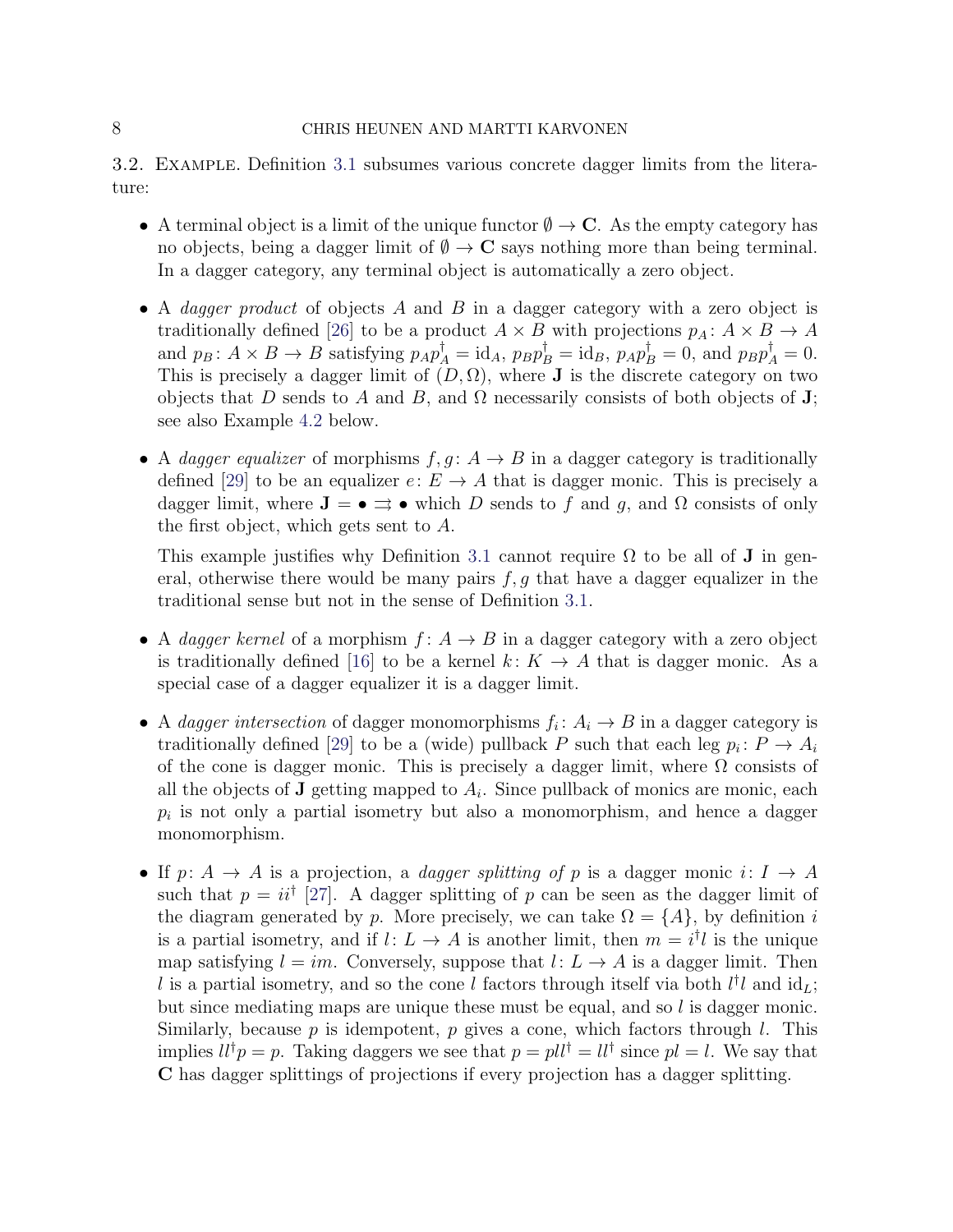**3.2. Example.** Definition 3.1 subsumes various concrete dagger limits from the literature:

- A terminal object is a limit of the unique functor $\emptyset \to \mathbf{C}$. As the empty category has no objects, being a dagger limit of $\emptyset \to \mathbf{C}$ says nothing more than being terminal. In a dagger category, any terminal object is automatically a zero object.

- A *dagger product* of objects $A$ and $B$ in a dagger category with a zero object is traditionally defined [26] to be a product $A \times B$ with projections $p_A \colon A \times B \to A$ and $p_B \colon A \times B \to B$ satisfying $p_A p_A^\dagger = \mathrm{id}_A$, $p_B p_B^\dagger = \mathrm{id}_B$, $p_A p_B^\dagger = 0$, and $p_B p_A^\dagger = 0$. This is precisely a dagger limit of $(D, \Omega)$, where $\mathbf{J}$ is the discrete category on two objects that $D$ sends to $A$ and $B$, and $\Omega$ necessarily consists of both objects of $\mathbf{J}$; see also Example 4.2 below.

- A *dagger equalizer* of morphisms $f, g \colon A \to B$ in a dagger category is traditionally defined [29] to be an equalizer $e \colon E \to A$ that is dagger monic. This is precisely a dagger limit, where $\mathbf{J} = \bullet \rightrightarrows \bullet$ which $D$ sends to $f$ and $g$, and $\Omega$ consists of only the first object, which gets sent to $A$.

  This example justifies why Definition 3.1 cannot require $\Omega$ to be all of $\mathbf{J}$ in general, otherwise there would be many pairs $f, g$ that have a dagger equalizer in the traditional sense but not in the sense of Definition 3.1.

- A *dagger kernel* of a morphism $f \colon A \to B$ in a dagger category with a zero object is traditionally defined [16] to be a kernel $k \colon K \to A$ that is dagger monic. As a special case of a dagger equalizer it is a dagger limit.

- A *dagger intersection* of dagger monomorphisms $f_i \colon A_i \to B$ in a dagger category is traditionally defined [29] to be a (wide) pullback $P$ such that each leg $p_i \colon P \to A_i$ of the cone is dagger monic. This is precisely a dagger limit, where $\Omega$ consists of all the objects of $\mathbf{J}$ getting mapped to $A_i$. Since pullback of monics are monic, each $p_i$ is not only a partial isometry but also a monomorphism, and hence a dagger monomorphism.

- If $p \colon A \to A$ is a projection, a *dagger splitting of* $p$ is a dagger monic $i \colon I \to A$ such that $p = ii^\dagger$ [27]. A dagger splitting of $p$ can be seen as the dagger limit of the diagram generated by $p$. More precisely, we can take $\Omega = \{A\}$, by definition $i$ is a partial isometry, and if $l \colon L \to A$ is another limit, then $m = i^\dagger l$ is the unique map satisfying $l = im$. Conversely, suppose that $l \colon L \to A$ is a dagger limit. Then $l$ is a partial isometry, and so the cone $l$ factors through itself via both $l^\dagger l$ and $\mathrm{id}_L$; but since mediating maps are unique these must be equal, and so $l$ is dagger monic. Similarly, because $p$ is idempotent, $p$ gives a cone, which factors through $l$. This implies $ll^\dagger p = p$. Taking daggers we see that $p = pll^\dagger = ll^\dagger$ since $pl = l$. We say that $\mathbf{C}$ has dagger splittings of projections if every projection has a dagger splitting.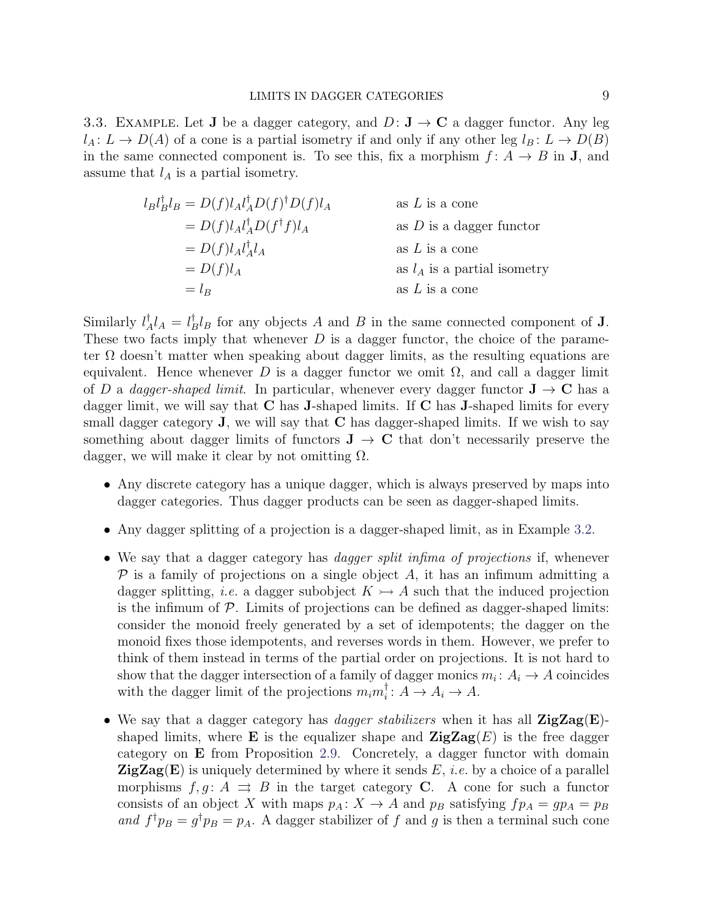3.3. Example. Let $\mathbf{J}$ be a dagger category, and $D\colon \mathbf{J} \to \mathbf{C}$ a dagger functor. Any leg $l_A\colon L \to D(A)$ of a cone is a partial isometry if and only if any other leg $l_B\colon L \to D(B)$ in the same connected component is. To see this, fix a morphism $f\colon A \to B$ in $\mathbf{J}$, and assume that $l_A$ is a partial isometry.

$$
\begin{aligned}
l_B l_B^\dagger l_B &= D(f) l_A l_A^\dagger D(f)^\dagger D(f) l_A && \text{as } L \text{ is a cone} \\
&= D(f) l_A l_A^\dagger D(f^\dagger f) l_A && \text{as } D \text{ is a dagger functor} \\
&= D(f) l_A l_A^\dagger l_A && \text{as } L \text{ is a cone} \\
&= D(f) l_A && \text{as } l_A \text{ is a partial isometry} \\
&= l_B && \text{as } L \text{ is a cone}
\end{aligned}
$$

Similarly $l_A^\dagger l_A = l_B^\dagger l_B$ for any objects $A$ and $B$ in the same connected component of $\mathbf{J}$. These two facts imply that whenever $D$ is a dagger functor, the choice of the parameter $\Omega$ doesn't matter when speaking about dagger limits, as the resulting equations are equivalent. Hence whenever $D$ is a dagger functor we omit $\Omega$, and call a dagger limit of $D$ a *dagger-shaped limit*. In particular, whenever every dagger functor $\mathbf{J} \to \mathbf{C}$ has a dagger limit, we will say that $\mathbf{C}$ has $\mathbf{J}$-shaped limits. If $\mathbf{C}$ has $\mathbf{J}$-shaped limits for every small dagger category $\mathbf{J}$, we will say that $\mathbf{C}$ has dagger-shaped limits. If we wish to say something about dagger limits of functors $\mathbf{J} \to \mathbf{C}$ that don't necessarily preserve the dagger, we will make it clear by not omitting $\Omega$.

- Any discrete category has a unique dagger, which is always preserved by maps into dagger categories. Thus dagger products can be seen as dagger-shaped limits.
- Any dagger splitting of a projection is a dagger-shaped limit, as in Example 3.2.
- We say that a dagger category has *dagger split infima of projections* if, whenever $\mathcal{P}$ is a family of projections on a single object $A$, it has an infimum admitting a dagger splitting, *i.e.* a dagger subobject $K \rightarrowtail A$ such that the induced projection is the infimum of $\mathcal{P}$. Limits of projections can be defined as dagger-shaped limits: consider the monoid freely generated by a set of idempotents; the dagger on the monoid fixes those idempotents, and reverses words in them. However, we prefer to think of them instead in terms of the partial order on projections. It is not hard to show that the dagger intersection of a family of dagger monics $m_i\colon A_i \to A$ coincides with the dagger limit of the projections $m_i m_i^\dagger\colon A \to A_i \to A$.
- We say that a dagger category has *dagger stabilizers* when it has all $\mathbf{ZigZag}(\mathbf{E})$-shaped limits, where $\mathbf{E}$ is the equalizer shape and $\mathbf{ZigZag}(E)$ is the free dagger category on $\mathbf{E}$ from Proposition 2.9. Concretely, a dagger functor with domain $\mathbf{ZigZag}(\mathbf{E})$ is uniquely determined by where it sends $E$, *i.e.* by a choice of a parallel morphisms $f, g\colon A \rightrightarrows B$ in the target category $\mathbf{C}$. A cone for such a functor consists of an object $X$ with maps $p_A\colon X \to A$ and $p_B$ satisfying $f p_A = g p_A = p_B$ *and* $f^\dagger p_B = g^\dagger p_B = p_A$. A dagger stabilizer of $f$ and $g$ is then a terminal such cone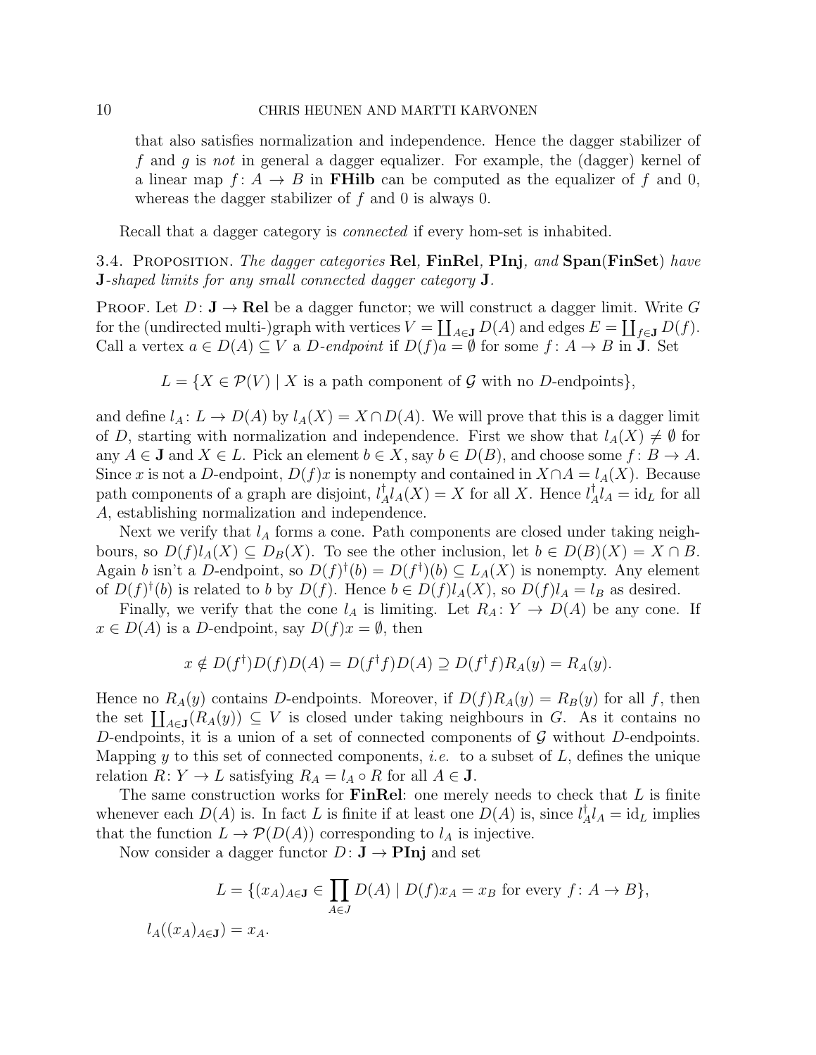that also satisfies normalization and independence. Hence the dagger stabilizer of $f$ and $g$ is *not* in general a dagger equalizer. For example, the (dagger) kernel of a linear map $f\colon A \to B$ in **FHilb** can be computed as the equalizer of $f$ and 0, whereas the dagger stabilizer of $f$ and 0 is always 0.

Recall that a dagger category is *connected* if every hom-set is inhabited.

3.4. Proposition. *The dagger categories* **Rel**, **FinRel**, **PInj**, *and* **Span**(**FinSet**) *have* **J**-*shaped limits for any small connected dagger category* **J**.

Proof. Let $D\colon \mathbf{J} \to \mathbf{Rel}$ be a dagger functor; we will construct a dagger limit. Write $G$ for the (undirected multi-)graph with vertices $V = \coprod_{A \in \mathbf{J}} D(A)$ and edges $E = \coprod_{f \in \mathbf{J}} D(f)$. Call a vertex $a \in D(A) \subseteq V$ a $D$-*endpoint* if $D(f)a = \emptyset$ for some $f\colon A \to B$ in **J**. Set

$$L = \{X \in \mathcal{P}(V) \mid X \text{ is a path component of } \mathcal{G} \text{ with no } D\text{-endpoints}\},$$

and define $l_A\colon L \to D(A)$ by $l_A(X) = X \cap D(A)$. We will prove that this is a dagger limit of $D$, starting with normalization and independence. First we show that $l_A(X) \neq \emptyset$ for any $A \in \mathbf{J}$ and $X \in L$. Pick an element $b \in X$, say $b \in D(B)$, and choose some $f\colon B \to A$. Since $x$ is not a $D$-endpoint, $D(f)x$ is nonempty and contained in $X \cap A = l_A(X)$. Because path components of a graph are disjoint, $l_A^\dagger l_A(X) = X$ for all $X$. Hence $l_A^\dagger l_A = \mathrm{id}_L$ for all $A$, establishing normalization and independence.

Next we verify that $l_A$ forms a cone. Path components are closed under taking neighbours, so $D(f)l_A(X) \subseteq D_B(X)$. To see the other inclusion, let $b \in D(B)(X) = X \cap B$. Again $b$ isn't a $D$-endpoint, so $D(f)^\dagger(b) = D(f^\dagger)(b) \subseteq L_A(X)$ is nonempty. Any element of $D(f)^\dagger(b)$ is related to $b$ by $D(f)$. Hence $b \in D(f)l_A(X)$, so $D(f)l_A = l_B$ as desired.

Finally, we verify that the cone $l_A$ is limiting. Let $R_A\colon Y \to D(A)$ be any cone. If $x \in D(A)$ is a $D$-endpoint, say $D(f)x = \emptyset$, then

$$x \notin D(f^\dagger)D(f)D(A) = D(f^\dagger f)D(A) \supseteq D(f^\dagger f)R_A(y) = R_A(y).$$

Hence no $R_A(y)$ contains $D$-endpoints. Moreover, if $D(f)R_A(y) = R_B(y)$ for all $f$, then the set $\coprod_{A \in \mathbf{J}}(R_A(y)) \subseteq V$ is closed under taking neighbours in $G$. As it contains no $D$-endpoints, it is a union of a set of connected components of $\mathcal{G}$ without $D$-endpoints. Mapping $y$ to this set of connected components, *i.e.* to a subset of $L$, defines the unique relation $R\colon Y \to L$ satisfying $R_A = l_A \circ R$ for all $A \in \mathbf{J}$.

The same construction works for **FinRel**: one merely needs to check that $L$ is finite whenever each $D(A)$ is. In fact $L$ is finite if at least one $D(A)$ is, since $l_A^\dagger l_A = \mathrm{id}_L$ implies that the function $L \to \mathcal{P}(D(A))$ corresponding to $l_A$ is injective.

Now consider a dagger functor $D\colon \mathbf{J} \to \mathbf{PInj}$ and set

$$L = \{(x_A)_{A \in \mathbf{J}} \in \prod_{A \in J} D(A) \mid D(f)x_A = x_B \text{ for every } f\colon A \to B\},$$

$$l_A((x_A)_{A \in \mathbf{J}}) = x_A.$$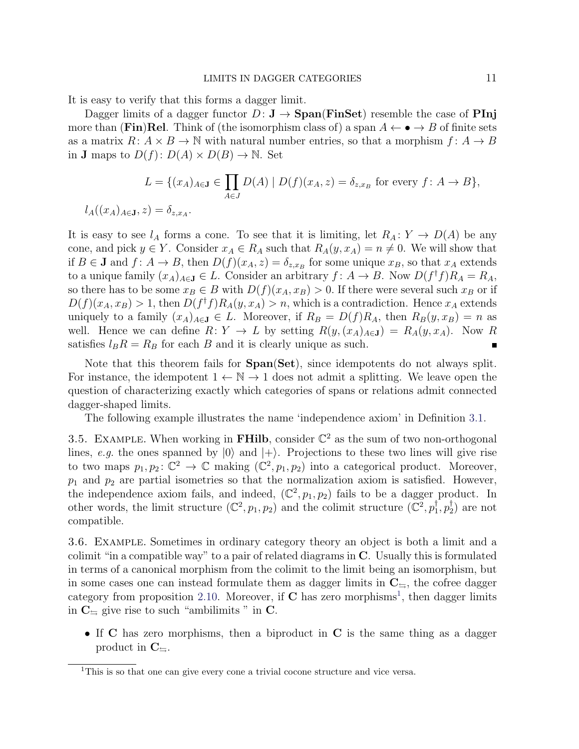It is easy to verify that this forms a dagger limit.

Dagger limits of a dagger functor $D\colon \mathbf{J} \to \mathbf{Span}(\mathbf{FinSet})$ resemble the case of **PInj** more than (**Fin**)**Rel**. Think of (the isomorphism class of) a span $A \leftarrow \bullet \to B$ of finite sets as a matrix $R\colon A \times B \to \mathbb{N}$ with natural number entries, so that a morphism $f\colon A \to B$ in $\mathbf{J}$ maps to $D(f)\colon D(A) \times D(B) \to \mathbb{N}$. Set

$$L = \{(x_A)_{A \in \mathbf{J}} \in \prod_{A \in J} D(A) \mid D(f)(x_A, z) = \delta_{z, x_B} \text{ for every } f\colon A \to B\},$$

$$l_A((x_A)_{A \in \mathbf{J}}, z) = \delta_{z, x_A}.$$

It is easy to see $l_A$ forms a cone. To see that it is limiting, let $R_A\colon Y \to D(A)$ be any cone, and pick $y \in Y$. Consider $x_A \in R_A$ such that $R_A(y, x_A) = n \neq 0$. We will show that if $B \in \mathbf{J}$ and $f\colon A \to B$, then $D(f)(x_A, z) = \delta_{z, x_B}$ for some unique $x_B$, so that $x_A$ extends to a unique family $(x_A)_{A \in \mathbf{J}} \in L$. Consider an arbitrary $f\colon A \to B$. Now $D(f^\dagger f) R_A = R_A$, so there has to be some $x_B \in B$ with $D(f)(x_A, x_B) > 0$. If there were several such $x_B$ or if $D(f)(x_A, x_B) > 1$, then $D(f^\dagger f) R_A(y, x_A) > n$, which is a contradiction. Hence $x_A$ extends uniquely to a family $(x_A)_{A \in \mathbf{J}} \in L$. Moreover, if $R_B = D(f) R_A$, then $R_B(y, x_B) = n$ as well. Hence we can define $R\colon Y \to L$ by setting $R(y, (x_A)_{A \in \mathbf{J}}) = R_A(y, x_A)$. Now $R$ satisfies $l_B R = R_B$ for each $B$ and it is clearly unique as such. ∎

Note that this theorem fails for **Span**(**Set**), since idempotents do not always split. For instance, the idempotent $1 \leftarrow \mathbb{N} \to 1$ does not admit a splitting. We leave open the question of characterizing exactly which categories of spans or relations admit connected dagger-shaped limits.

The following example illustrates the name 'independence axiom' in Definition 3.1.

3.5. Example. When working in **FHilb**, consider $\mathbb{C}^2$ as the sum of two non-orthogonal lines, *e.g.* the ones spanned by $|0\rangle$ and $|+\rangle$. Projections to these two lines will give rise to two maps $p_1, p_2\colon \mathbb{C}^2 \to \mathbb{C}$ making $(\mathbb{C}^2, p_1, p_2)$ into a categorical product. Moreover, $p_1$ and $p_2$ are partial isometries so that the normalization axiom is satisfied. However, the independence axiom fails, and indeed, $(\mathbb{C}^2, p_1, p_2)$ fails to be a dagger product. In other words, the limit structure $(\mathbb{C}^2, p_1, p_2)$ and the colimit structure $(\mathbb{C}^2, p_1^\dagger, p_2^\dagger)$ are not compatible.

3.6. Example. Sometimes in ordinary category theory an object is both a limit and a colimit "in a compatible way" to a pair of related diagrams in $\mathbf{C}$. Usually this is formulated in terms of a canonical morphism from the colimit to the limit being an isomorphism, but in some cases one can instead formulate them as dagger limits in $\mathbf{C}_{\leftrightarrows}$, the cofree dagger category from proposition 2.10. Moreover, if $\mathbf{C}$ has zero morphisms[1], then dagger limits in $\mathbf{C}_{\leftrightarrows}$ give rise to such "ambilimits" in $\mathbf{C}$.

- If $\mathbf{C}$ has zero morphisms, then a biproduct in $\mathbf{C}$ is the same thing as a dagger product in $\mathbf{C}_{\leftrightarrows}$.

[1] This is so that one can give every cone a trivial cocone structure and vice versa.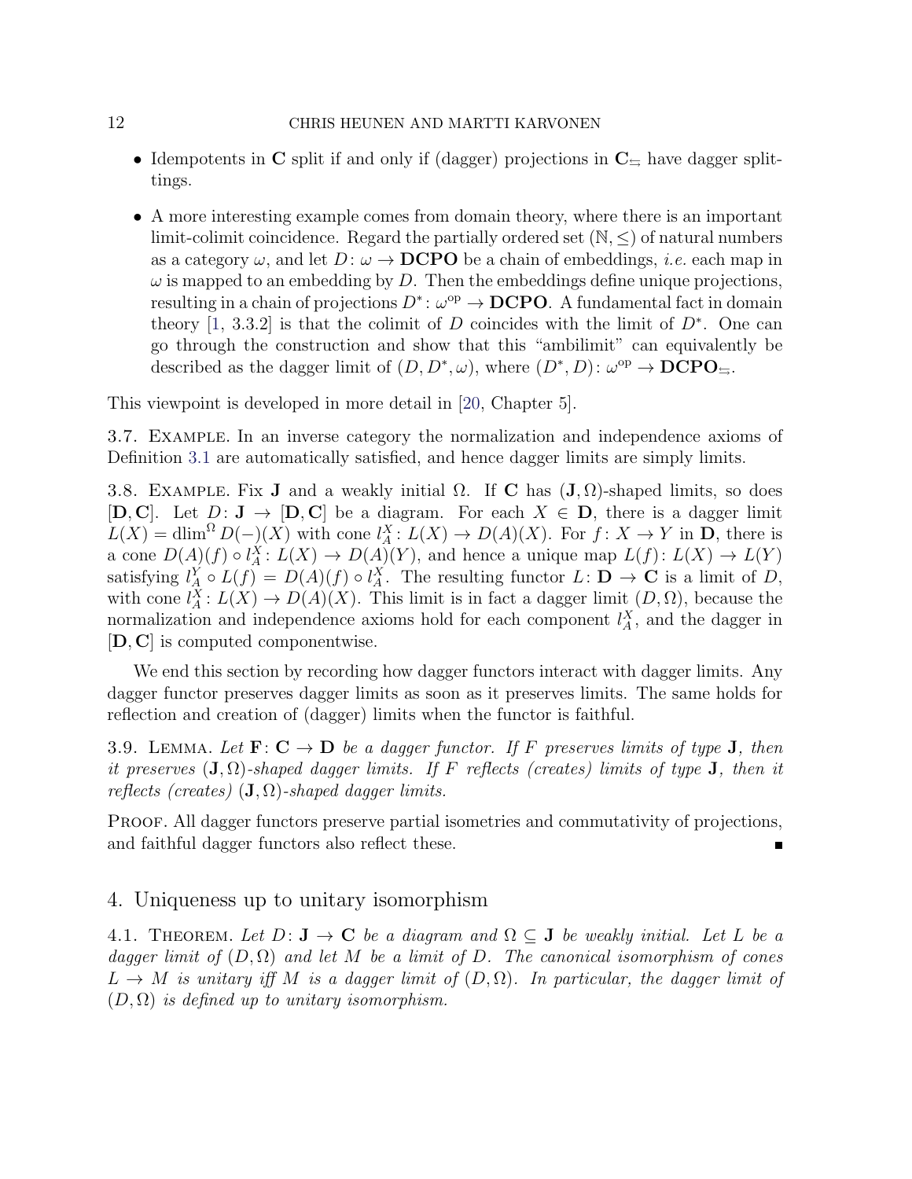- Idempotents in $\mathbf{C}$ split if and only if (dagger) projections in $\mathbf{C}_{\leftrightarrows}$ have dagger splittings.
- A more interesting example comes from domain theory, where there is an important limit-colimit coincidence. Regard the partially ordered set $(\mathbb{N}, \leq)$ of natural numbers as a category $\omega$, and let $D\colon \omega \to \mathbf{DCPO}$ be a chain of embeddings, *i.e.* each map in $\omega$ is mapped to an embedding by $D$. Then the embeddings define unique projections, resulting in a chain of projections $D^*\colon \omega^{\text{op}} \to \mathbf{DCPO}$. A fundamental fact in domain theory [1, 3.3.2] is that the colimit of $D$ coincides with the limit of $D^*$. One can go through the construction and show that this "ambilimit" can equivalently be described as the dagger limit of $(D, D^*, \omega)$, where $(D^*, D)\colon \omega^{\text{op}} \to \mathbf{DCPO}_{\leftrightarrows}$.

This viewpoint is developed in more detail in [20, Chapter 5].

3.7. Example. In an inverse category the normalization and independence axioms of Definition 3.1 are automatically satisfied, and hence dagger limits are simply limits.

3.8. Example. Fix $\mathbf{J}$ and a weakly initial $\Omega$. If $\mathbf{C}$ has $(\mathbf{J}, \Omega)$-shaped limits, so does $[\mathbf{D}, \mathbf{C}]$. Let $D\colon \mathbf{J} \to [\mathbf{D}, \mathbf{C}]$ be a diagram. For each $X \in \mathbf{D}$, there is a dagger limit $L(X) = \operatorname{dlim}^{\Omega} D(-)(X)$ with cone $l_A^X\colon L(X) \to D(A)(X)$. For $f\colon X \to Y$ in $\mathbf{D}$, there is a cone $D(A)(f) \circ l_A^X\colon L(X) \to D(A)(Y)$, and hence a unique map $L(f)\colon L(X) \to L(Y)$ satisfying $l_A^Y \circ L(f) = D(A)(f) \circ l_A^X$. The resulting functor $L\colon \mathbf{D} \to \mathbf{C}$ is a limit of $D$, with cone $l_A^X\colon L(X) \to D(A)(X)$. This limit is in fact a dagger limit $(D, \Omega)$, because the normalization and independence axioms hold for each component $l_A^X$, and the dagger in $[\mathbf{D}, \mathbf{C}]$ is computed componentwise.

We end this section by recording how dagger functors interact with dagger limits. Any dagger functor preserves dagger limits as soon as it preserves limits. The same holds for reflection and creation of (dagger) limits when the functor is faithful.

3.9. Lemma. *Let $\mathbf{F}\colon \mathbf{C} \to \mathbf{D}$ be a dagger functor. If $F$ preserves limits of type $\mathbf{J}$, then it preserves $(\mathbf{J}, \Omega)$-shaped dagger limits. If $F$ reflects (creates) limits of type $\mathbf{J}$, then it reflects (creates) $(\mathbf{J}, \Omega)$-shaped dagger limits.*

Proof. All dagger functors preserve partial isometries and commutativity of projections, and faithful dagger functors also reflect these. ∎

## 4. Uniqueness up to unitary isomorphism

4.1. Theorem. *Let $D\colon \mathbf{J} \to \mathbf{C}$ be a diagram and $\Omega \subseteq \mathbf{J}$ be weakly initial. Let $L$ be a dagger limit of $(D, \Omega)$ and let $M$ be a limit of $D$. The canonical isomorphism of cones $L \to M$ is unitary iff $M$ is a dagger limit of $(D, \Omega)$. In particular, the dagger limit of $(D, \Omega)$ is defined up to unitary isomorphism.*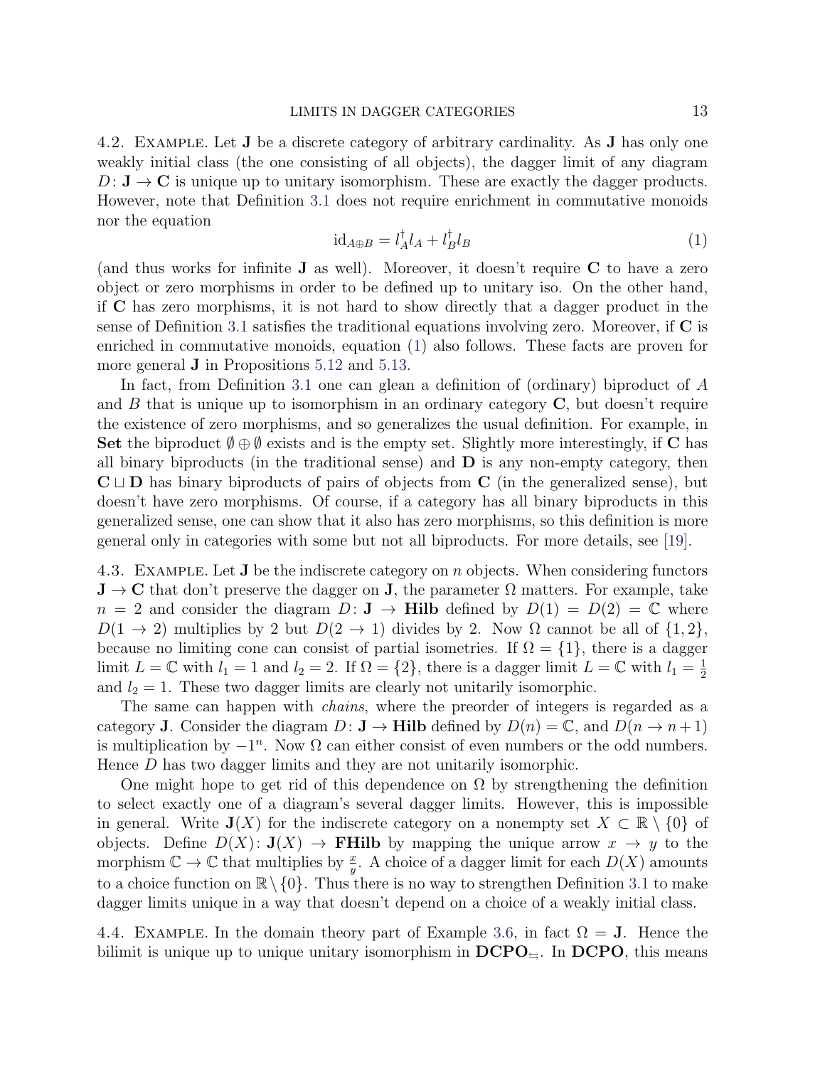4.2. Example. Let $\mathbf{J}$ be a discrete category of arbitrary cardinality. As $\mathbf{J}$ has only one weakly initial class (the one consisting of all objects), the dagger limit of any diagram $D\colon \mathbf{J} \to \mathbf{C}$ is unique up to unitary isomorphism. These are exactly the dagger products. However, note that Definition 3.1 does not require enrichment in commutative monoids nor the equation

$$\mathrm{id}_{A\oplus B} = l_A^\dagger l_A + l_B^\dagger l_B \tag{1}$$

(and thus works for infinite $\mathbf{J}$ as well). Moreover, it doesn't require $\mathbf{C}$ to have a zero object or zero morphisms in order to be defined up to unitary iso. On the other hand, if $\mathbf{C}$ has zero morphisms, it is not hard to show directly that a dagger product in the sense of Definition 3.1 satisfies the traditional equations involving zero. Moreover, if $\mathbf{C}$ is enriched in commutative monoids, equation (1) also follows. These facts are proven for more general $\mathbf{J}$ in Propositions 5.12 and 5.13.

In fact, from Definition 3.1 one can glean a definition of (ordinary) biproduct of $A$ and $B$ that is unique up to isomorphism in an ordinary category $\mathbf{C}$, but doesn't require the existence of zero morphisms, and so generalizes the usual definition. For example, in **Set** the biproduct $\emptyset \oplus \emptyset$ exists and is the empty set. Slightly more interestingly, if $\mathbf{C}$ has all binary biproducts (in the traditional sense) and $\mathbf{D}$ is any non-empty category, then $\mathbf{C} \sqcup \mathbf{D}$ has binary biproducts of pairs of objects from $\mathbf{C}$ (in the generalized sense), but doesn't have zero morphisms. Of course, if a category has all binary biproducts in this generalized sense, one can show that it also has zero morphisms, so this definition is more general only in categories with some but not all biproducts. For more details, see [19].

4.3. Example. Let $\mathbf{J}$ be the indiscrete category on $n$ objects. When considering functors $\mathbf{J} \to \mathbf{C}$ that don't preserve the dagger on $\mathbf{J}$, the parameter $\Omega$ matters. For example, take $n = 2$ and consider the diagram $D\colon \mathbf{J} \to \mathbf{Hilb}$ defined by $D(1) = D(2) = \mathbb{C}$ where $D(1 \to 2)$ multiplies by 2 but $D(2 \to 1)$ divides by 2. Now $\Omega$ cannot be all of $\{1, 2\}$, because no limiting cone can consist of partial isometries. If $\Omega = \{1\}$, there is a dagger limit $L = \mathbb{C}$ with $l_1 = 1$ and $l_2 = 2$. If $\Omega = \{2\}$, there is a dagger limit $L = \mathbb{C}$ with $l_1 = \frac{1}{2}$ and $l_2 = 1$. These two dagger limits are clearly not unitarily isomorphic.

The same can happen with *chains*, where the preorder of integers is regarded as a category $\mathbf{J}$. Consider the diagram $D\colon \mathbf{J} \to \mathbf{Hilb}$ defined by $D(n) = \mathbb{C}$, and $D(n \to n+1)$ is multiplication by $-1^n$. Now $\Omega$ can either consist of even numbers or the odd numbers. Hence $D$ has two dagger limits and they are not unitarily isomorphic.

One might hope to get rid of this dependence on $\Omega$ by strengthening the definition to select exactly one of a diagram's several dagger limits. However, this is impossible in general. Write $\mathbf{J}(X)$ for the indiscrete category on a nonempty set $X \subset \mathbb{R} \setminus \{0\}$ of objects. Define $D(X)\colon \mathbf{J}(X) \to \mathbf{FHilb}$ by mapping the unique arrow $x \to y$ to the morphism $\mathbb{C} \to \mathbb{C}$ that multiplies by $\frac{x}{y}$. A choice of a dagger limit for each $D(X)$ amounts to a choice function on $\mathbb{R} \setminus \{0\}$. Thus there is no way to strengthen Definition 3.1 to make dagger limits unique in a way that doesn't depend on a choice of a weakly initial class.

4.4. Example. In the domain theory part of Example 3.6, in fact $\Omega = \mathbf{J}$. Hence the bilimit is unique up to unique unitary isomorphism in $\mathbf{DCPO}_{\leftrightarrows}$. In **DCPO**, this means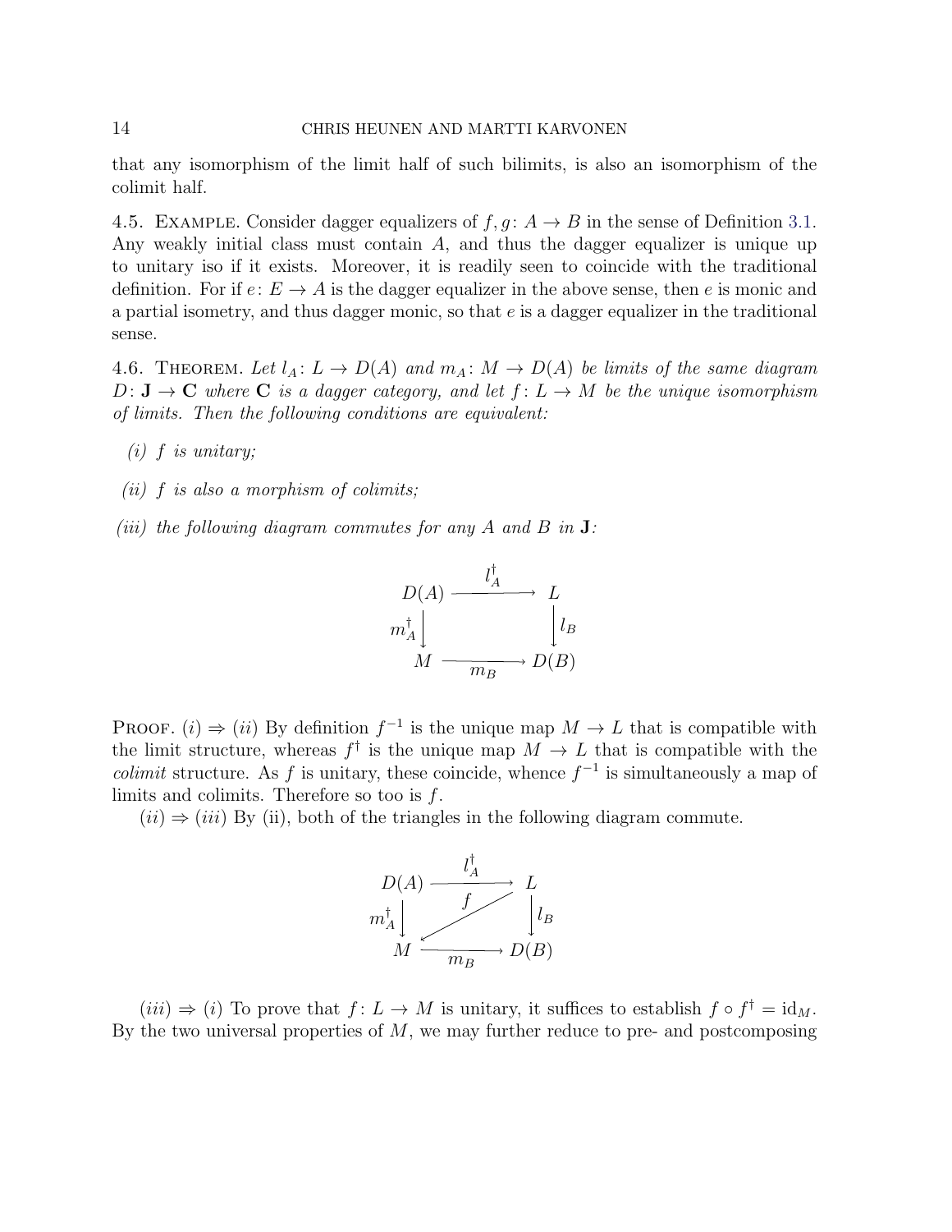that any isomorphism of the limit half of such bilimits, is also an isomorphism of the colimit half.

4.5. Example. Consider dagger equalizers of $f, g \colon A \to B$ in the sense of Definition 3.1. Any weakly initial class must contain $A$, and thus the dagger equalizer is unique up to unitary iso if it exists. Moreover, it is readily seen to coincide with the traditional definition. For if $e \colon E \to A$ is the dagger equalizer in the above sense, then $e$ is monic and a partial isometry, and thus dagger monic, so that $e$ is a dagger equalizer in the traditional sense.

4.6. Theorem. *Let $l_A \colon L \to D(A)$ and $m_A \colon M \to D(A)$ be limits of the same diagram $D \colon \mathbf{J} \to \mathbf{C}$ where $\mathbf{C}$ is a dagger category, and let $f \colon L \to M$ be the unique isomorphism of limits. Then the following conditions are equivalent:*

*(i) $f$ is unitary;*

*(ii) $f$ is also a morphism of colimits;*

*(iii) the following diagram commutes for any $A$ and $B$ in $\mathbf{J}$:*

$$\begin{array}{ccc} D(A) & \xrightarrow{l_A^\dagger} & L \\ {\scriptstyle m_A^\dagger}\downarrow & & \downarrow{\scriptstyle l_B} \\ M & \xrightarrow[m_B]{} & D(B) \end{array}$$

Proof. $(i) \Rightarrow (ii)$ By definition $f^{-1}$ is the unique map $M \to L$ that is compatible with the limit structure, whereas $f^\dagger$ is the unique map $M \to L$ that is compatible with the *colimit* structure. As $f$ is unitary, these coincide, whence $f^{-1}$ is simultaneously a map of limits and colimits. Therefore so too is $f$.

$(ii) \Rightarrow (iii)$ By (ii), both of the triangles in the following diagram commute.

$$\begin{array}{ccc} D(A) & \xrightarrow{l_A^\dagger} & L \\ {\scriptstyle m_A^\dagger}\downarrow & \swarrow{\scriptstyle f} & \downarrow{\scriptstyle l_B} \\ M & \xrightarrow[m_B]{} & D(B) \end{array}$$

$(iii) \Rightarrow (i)$ To prove that $f \colon L \to M$ is unitary, it suffices to establish $f \circ f^\dagger = \mathrm{id}_M$. By the two universal properties of $M$, we may further reduce to pre- and postcomposing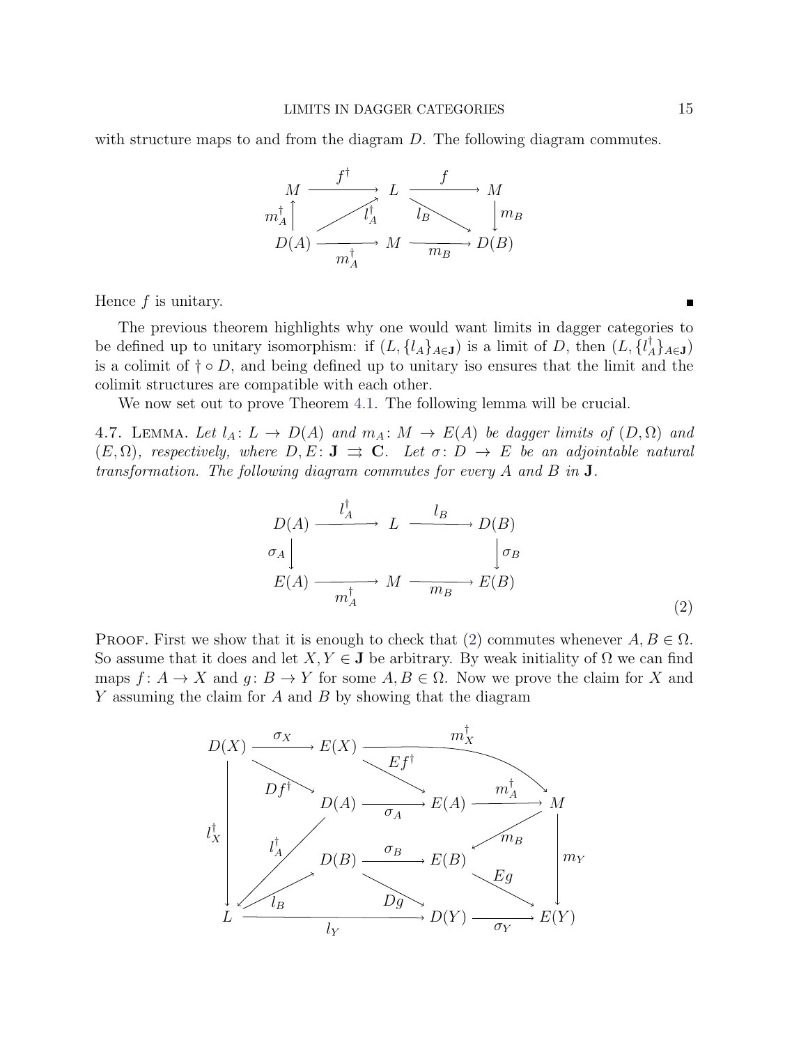with structure maps to and from the diagram $D$. The following diagram commutes.

$$
\begin{array}{ccccc}
M & \xrightarrow{f^\dagger} & L & \xrightarrow{f} & M \\
{\scriptstyle m_A^\dagger}\uparrow & \nearrow_{l_A^\dagger} & & \searrow^{l_B} & \downarrow{\scriptstyle m_B} \\
D(A) & \xrightarrow[m_A^\dagger]{} & M & \xrightarrow[m_B]{} & D(B)
\end{array}
$$

Hence $f$ is unitary. ∎

The previous theorem highlights why one would want limits in dagger categories to be defined up to unitary isomorphism: if $(L, \{l_A\}_{A \in \mathbf{J}})$ is a limit of $D$, then $(L, \{l_A^\dagger\}_{A \in \mathbf{J}})$ is a colimit of $\dagger \circ D$, and being defined up to unitary iso ensures that the limit and the colimit structures are compatible with each other.

We now set out to prove Theorem 4.1. The following lemma will be crucial.

**4.7. Lemma.** *Let $l_A \colon L \to D(A)$ and $m_A \colon M \to E(A)$ be dagger limits of $(D, \Omega)$ and $(E, \Omega)$, respectively, where $D, E \colon \mathbf{J} \rightrightarrows \mathbf{C}$. Let $\sigma \colon D \to E$ be an adjointable natural transformation. The following diagram commutes for every $A$ and $B$ in $\mathbf{J}$.*

$$
\begin{array}{ccccc}
D(A) & \xrightarrow{l_A^\dagger} & L & \xrightarrow{l_B} & D(B) \\
{\scriptstyle \sigma_A}\downarrow & & & & \downarrow{\scriptstyle \sigma_B} \\
E(A) & \xrightarrow[m_A^\dagger]{} & M & \xrightarrow[m_B]{} & E(B)
\end{array}
\tag{2}
$$

**Proof.** First we show that it is enough to check that (2) commutes whenever $A, B \in \Omega$. So assume that it does and let $X, Y \in \mathbf{J}$ be arbitrary. By weak initiality of $\Omega$ we can find maps $f \colon A \to X$ and $g \colon B \to Y$ for some $A, B \in \Omega$. Now we prove the claim for $X$ and $Y$ assuming the claim for $A$ and $B$ by showing that the diagram

$$
\begin{array}{ccccccc}
D(X) & \xrightarrow{\sigma_X} & E(X) & & \xrightarrow{m_X^\dagger} & & M \\
& \searrow^{Df^\dagger} & & \searrow^{Ef^\dagger} & & & \\
& & D(A) & \xrightarrow{\sigma_A} & E(A) & \xrightarrow{m_A^\dagger} & M \\
{\scriptstyle l_X^\dagger}\downarrow & \swarrow_{l_A^\dagger} & & & & \swarrow_{m_B} & \downarrow{\scriptstyle m_Y} \\
& \nearrow^{l_B} & D(B) & \xrightarrow{\sigma_B} & E(B) & & \\
& & & \searrow^{Dg} & & \searrow^{Eg} & \\
L & & \xrightarrow[l_Y]{} & & D(Y) & \xrightarrow[\sigma_Y]{} & E(Y)
\end{array}
$$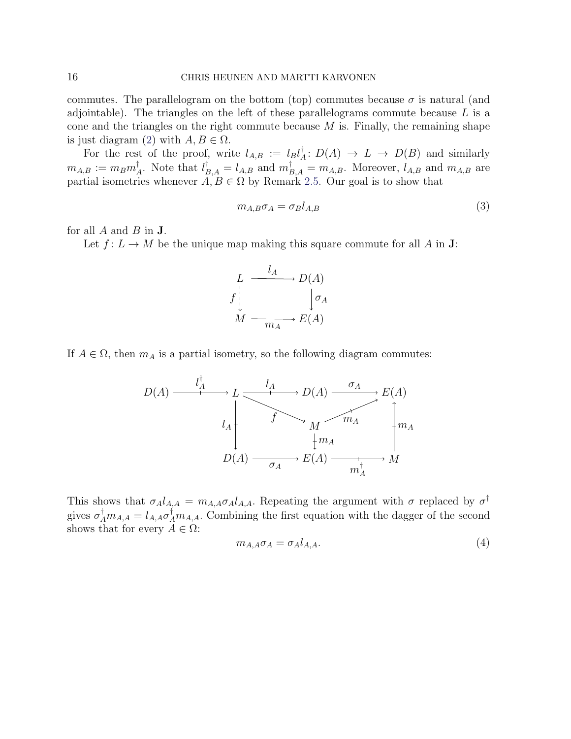commutes. The parallelogram on the bottom (top) commutes because $\sigma$ is natural (and adjointable). The triangles on the left of these parallelograms commute because $L$ is a cone and the triangles on the right commute because $M$ is. Finally, the remaining shape is just diagram (2) with $A, B \in \Omega$.

For the rest of the proof, write $l_{A,B} := l_B l_A^\dagger \colon D(A) \to L \to D(B)$ and similarly $m_{A,B} := m_B m_A^\dagger$. Note that $l_{B,A}^\dagger = l_{A,B}$ and $m_{B,A}^\dagger = m_{A,B}$. Moreover, $l_{A,B}$ and $m_{A,B}$ are partial isometries whenever $A, B \in \Omega$ by Remark 2.5. Our goal is to show that

$$m_{A,B}\sigma_A = \sigma_B l_{A,B} \tag{3}$$

for all $A$ and $B$ in $\mathbf{J}$.

Let $f \colon L \to M$ be the unique map making this square commute for all $A$ in $\mathbf{J}$:

$$\begin{array}{ccc} L & \xrightarrow{\;l_A\;} & D(A) \\ {\scriptstyle f}\downarrow & & \downarrow{\scriptstyle \sigma_A} \\ M & \xrightarrow[\;m_A\;]{} & E(A) \end{array}$$

If $A \in \Omega$, then $m_A$ is a partial isometry, so the following diagram commutes:

$$\begin{array}{ccccccc} D(A) & \xrightarrow{\;l_A^\dagger\;} & L & \xrightarrow{\;l_A\;} & D(A) & \xrightarrow{\;\sigma_A\;} & E(A) \\ & & {\scriptstyle l_A}\downarrow & \searrow^{f} & M & \nearrow_{m_A} & \uparrow{\scriptstyle m_A} \\ & & & & \downarrow{\scriptstyle m_A} & & \\ & & D(A) & \xrightarrow[\;\sigma_A\;]{} & E(A) & \xrightarrow[\;m_A^\dagger\;]{} & M \end{array}$$

This shows that $\sigma_A l_{A,A} = m_{A,A}\sigma_A l_{A,A}$. Repeating the argument with $\sigma$ replaced by $\sigma^\dagger$ gives $\sigma_A^\dagger m_{A,A} = l_{A,A}\sigma_A^\dagger m_{A,A}$. Combining the first equation with the dagger of the second shows that for every $A \in \Omega$:

$$m_{A,A}\sigma_A = \sigma_A l_{A,A}. \tag{4}$$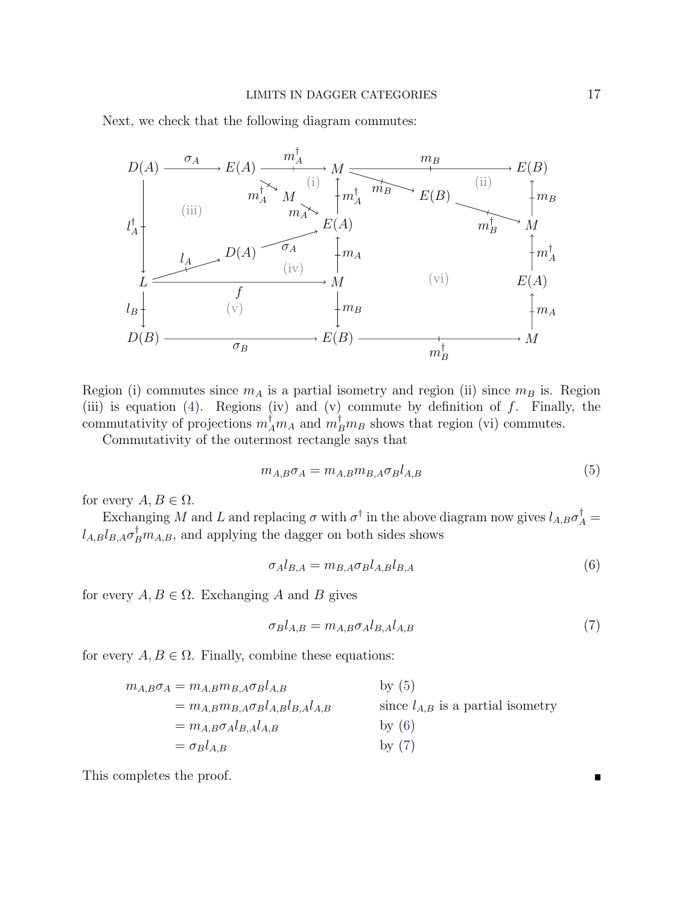Next, we check that the following diagram commutes:

$$
\begin{array}{ccccccc}
D(A) & \xrightarrow{\sigma_A} & E(A) & \xrightarrow{m_A^\dagger} & M & \xrightarrow{m_B} & E(B) \\
 & & {\scriptstyle m_A^\dagger}\searrow \; M \; \searrow{\scriptstyle m_A} & \text{(i)} & \uparrow{\scriptstyle m_A^\dagger} \quad \searrow{\scriptstyle m_B} & E(B) \quad \text{(ii)} & \uparrow{\scriptstyle m_B} \\
{\scriptstyle l_A^\dagger}\downarrow & \text{(iii)} & & & E(A) & \searrow{\scriptstyle m_B^\dagger} & M \\
 & {\scriptstyle l_A}\nearrow & D(A) & \xrightarrow{\sigma_A} \nearrow & \uparrow{\scriptstyle m_A} & & \uparrow{\scriptstyle m_A^\dagger} \\
L & & \text{(iv)} & \xrightarrow{f} & M & \text{(vi)} & E(A) \\
{\scriptstyle l_B}\downarrow & & \text{(v)} & & \downarrow{\scriptstyle m_B} & & \uparrow{\scriptstyle m_A} \\
D(B) & & \xrightarrow{\sigma_B} & & E(B) & \xrightarrow{m_B^\dagger} & M
\end{array}
$$

Region (i) commutes since $m_A$ is a partial isometry and region (ii) since $m_B$ is. Region (iii) is equation (4). Regions (iv) and (v) commute by definition of $f$. Finally, the commutativity of projections $m_A^\dagger m_A$ and $m_B^\dagger m_B$ shows that region (vi) commutes.

Commutativity of the outermost rectangle says that

$$m_{A,B}\sigma_A = m_{A,B}m_{B,A}\sigma_B l_{A,B} \tag{5}$$

for every $A, B \in \Omega$.

Exchanging $M$ and $L$ and replacing $\sigma$ with $\sigma^\dagger$ in the above diagram now gives $l_{A,B}\sigma_A^\dagger = l_{A,B}l_{B,A}\sigma_B^\dagger m_{A,B}$, and applying the dagger on both sides shows

$$\sigma_A l_{B,A} = m_{B,A}\sigma_B l_{A,B} l_{B,A} \tag{6}$$

for every $A, B \in \Omega$. Exchanging $A$ and $B$ gives

$$\sigma_B l_{A,B} = m_{A,B}\sigma_A l_{B,A} l_{A,B} \tag{7}$$

for every $A, B \in \Omega$. Finally, combine these equations:

$$
\begin{aligned}
m_{A,B}\sigma_A &= m_{A,B}m_{B,A}\sigma_B l_{A,B} && \text{by (5)} \\
&= m_{A,B}m_{B,A}\sigma_B l_{A,B} l_{B,A} l_{A,B} && \text{since } l_{A,B} \text{ is a partial isometry} \\
&= m_{A,B}\sigma_A l_{B,A} l_{A,B} && \text{by (6)} \\
&= \sigma_B l_{A,B} && \text{by (7)}
\end{aligned}
$$

This completes the proof. ∎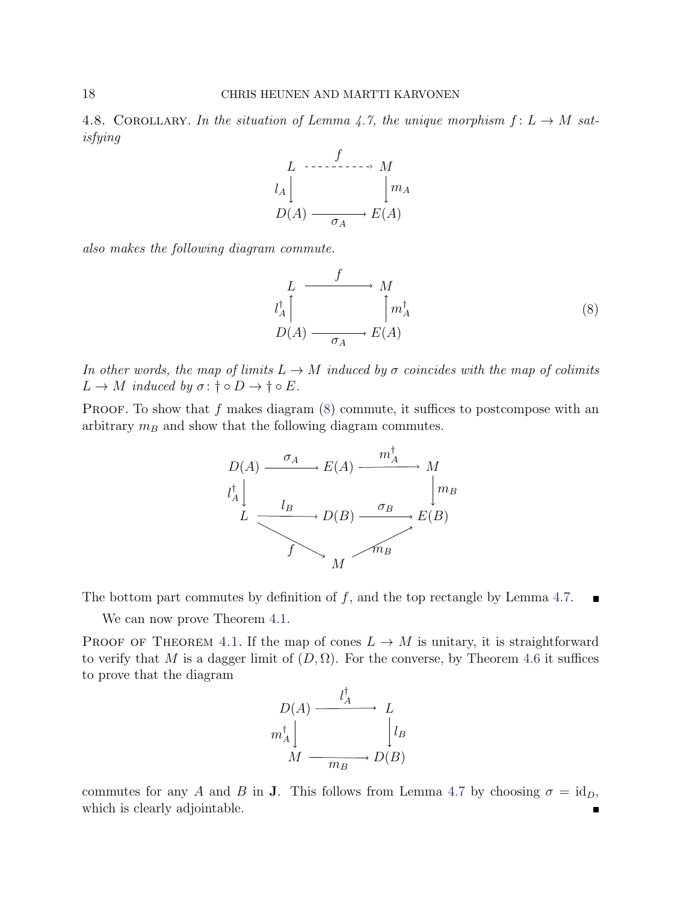4.8. Corollary. *In the situation of Lemma 4.7, the unique morphism $f\colon L \to M$ satisfying*

$$\begin{array}{ccc} L & \overset{f}{\dashrightarrow} & M \\ {\scriptstyle l_A}\downarrow & & \downarrow{\scriptstyle m_A} \\ D(A) & \underset{\sigma_A}{\longrightarrow} & E(A) \end{array}$$

*also makes the following diagram commute.*

$$\begin{array}{ccc} L & \overset{f}{\longrightarrow} & M \\ {\scriptstyle l_A^\dagger}\uparrow & & \uparrow{\scriptstyle m_A^\dagger} \\ D(A) & \underset{\sigma_A}{\longrightarrow} & E(A) \end{array} \tag{8}$$

*In other words, the map of limits $L \to M$ induced by $\sigma$ coincides with the map of colimits $L \to M$ induced by $\sigma\colon \dagger \circ D \to \dagger \circ E$.*

Proof. To show that $f$ makes diagram (8) commute, it suffices to postcompose with an arbitrary $m_B$ and show that the following diagram commutes.

$$\begin{array}{ccccc} D(A) & \overset{\sigma_A}{\longrightarrow} & E(A) & \overset{m_A^\dagger}{\longrightarrow} & M \\ {\scriptstyle l_A^\dagger}\downarrow & & & & \downarrow{\scriptstyle m_B} \\ L & \overset{l_B}{\longrightarrow} & D(B) & \overset{\sigma_B}{\longrightarrow} & E(B) \\ & {\scriptstyle f}\searrow & & \nearrow{\scriptstyle m_B} & \\ & & M & & \end{array}$$

The bottom part commutes by definition of $f$, and the top rectangle by Lemma 4.7. ∎

We can now prove Theorem 4.1.

Proof of Theorem 4.1. If the map of cones $L \to M$ is unitary, it is straightforward to verify that $M$ is a dagger limit of $(D, \Omega)$. For the converse, by Theorem 4.6 it suffices to prove that the diagram

$$\begin{array}{ccc} D(A) & \overset{l_A^\dagger}{\longrightarrow} & L \\ {\scriptstyle m_A^\dagger}\downarrow & & \downarrow{\scriptstyle l_B} \\ M & \underset{m_B}{\longrightarrow} & D(B) \end{array}$$

commutes for any $A$ and $B$ in $\mathbf{J}$. This follows from Lemma 4.7 by choosing $\sigma = \mathrm{id}_D$, which is clearly adjointable. ∎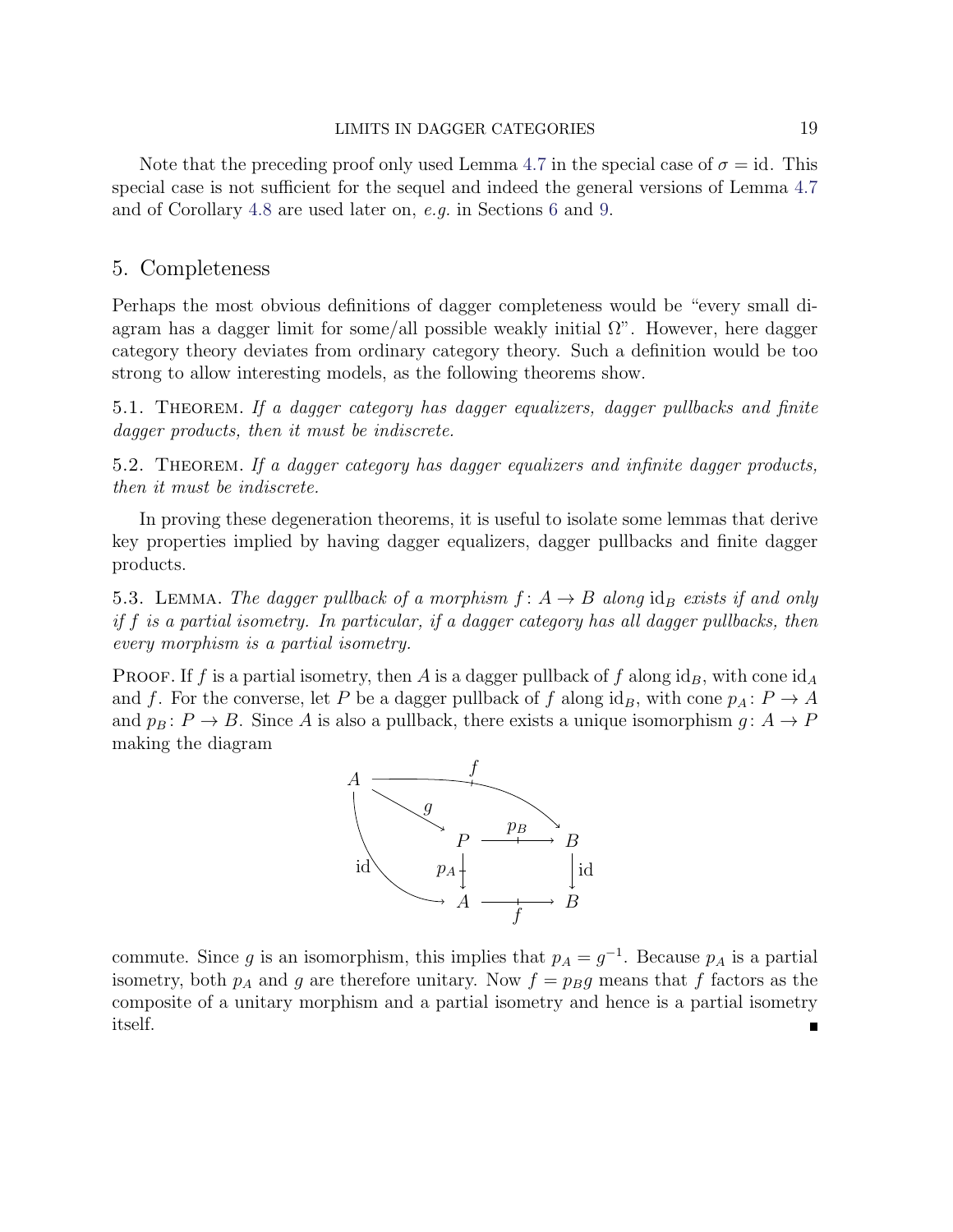Note that the preceding proof only used Lemma 4.7 in the special case of $\sigma = \mathrm{id}$. This special case is not sufficient for the sequel and indeed the general versions of Lemma 4.7 and of Corollary 4.8 are used later on, *e.g.* in Sections 6 and 9.

## 5. Completeness

Perhaps the most obvious definitions of dagger completeness would be "every small diagram has a dagger limit for some/all possible weakly initial $\Omega$". However, here dagger category theory deviates from ordinary category theory. Such a definition would be too strong to allow interesting models, as the following theorems show.

5.1. Theorem. *If a dagger category has dagger equalizers, dagger pullbacks and finite dagger products, then it must be indiscrete.*

5.2. Theorem. *If a dagger category has dagger equalizers and infinite dagger products, then it must be indiscrete.*

In proving these degeneration theorems, it is useful to isolate some lemmas that derive key properties implied by having dagger equalizers, dagger pullbacks and finite dagger products.

5.3. Lemma. *The dagger pullback of a morphism $f \colon A \to B$ along $\mathrm{id}_B$ exists if and only if $f$ is a partial isometry. In particular, if a dagger category has all dagger pullbacks, then every morphism is a partial isometry.*

Proof. If $f$ is a partial isometry, then $A$ is a dagger pullback of $f$ along $\mathrm{id}_B$, with cone $\mathrm{id}_A$ and $f$. For the converse, let $P$ be a dagger pullback of $f$ along $\mathrm{id}_B$, with cone $p_A \colon P \to A$ and $p_B \colon P \to B$. Since $A$ is also a pullback, there exists a unique isomorphism $g \colon A \to P$ making the diagram

$$
\begin{array}{ccc}
A & \xrightarrow{\quad f \quad} & B \\
 & \searrow^{g} & \\
 & P \xrightarrow{\;p_B\;} B & \\
 \mathrm{id} & p_A \downarrow \qquad \downarrow \mathrm{id} & \\
 & A \xrightarrow[\;f\;]{} B &
\end{array}
$$

commute. Since $g$ is an isomorphism, this implies that $p_A = g^{-1}$. Because $p_A$ is a partial isometry, both $p_A$ and $g$ are therefore unitary. Now $f = p_B g$ means that $f$ factors as the composite of a unitary morphism and a partial isometry and hence is a partial isometry itself. ∎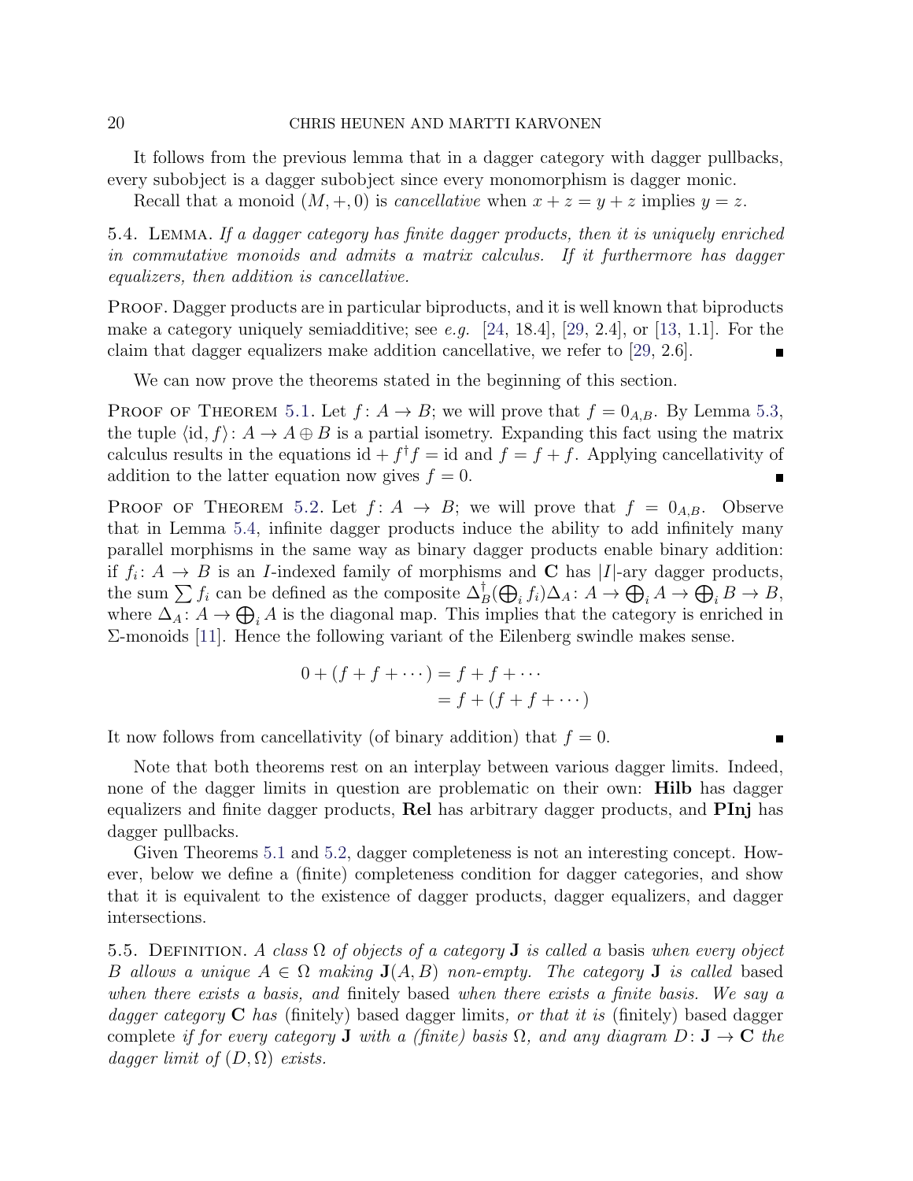It follows from the previous lemma that in a dagger category with dagger pullbacks, every subobject is a dagger subobject since every monomorphism is dagger monic.

Recall that a monoid $(M, +, 0)$ is *cancellative* when $x + z = y + z$ implies $y = z$.

5.4. Lemma. *If a dagger category has finite dagger products, then it is uniquely enriched in commutative monoids and admits a matrix calculus. If it furthermore has dagger equalizers, then addition is cancellative.*

Proof. Dagger products are in particular biproducts, and it is well known that biproducts make a category uniquely semiadditive; see *e.g.* [24, 18.4], [29, 2.4], or [13, 1.1]. For the claim that dagger equalizers make addition cancellative, we refer to [29, 2.6]. ∎

We can now prove the theorems stated in the beginning of this section.

Proof of Theorem 5.1. Let $f\colon A \to B$; we will prove that $f = 0_{A,B}$. By Lemma 5.3, the tuple $\langle \mathrm{id}, f\rangle\colon A \to A \oplus B$ is a partial isometry. Expanding this fact using the matrix calculus results in the equations $\mathrm{id} + f^\dagger f = \mathrm{id}$ and $f = f + f$. Applying cancellativity of addition to the latter equation now gives $f = 0$. ∎

Proof of Theorem 5.2. Let $f\colon A \to B$; we will prove that $f = 0_{A,B}$. Observe that in Lemma 5.4, infinite dagger products induce the ability to add infinitely many parallel morphisms in the same way as binary dagger products enable binary addition: if $f_i\colon A \to B$ is an $I$-indexed family of morphisms and $\mathbf{C}$ has $|I|$-ary dagger products, the sum $\sum f_i$ can be defined as the composite $\Delta_B^\dagger(\bigoplus_i f_i)\Delta_A\colon A \to \bigoplus_i A \to \bigoplus_i B \to B$, where $\Delta_A\colon A \to \bigoplus_i A$ is the diagonal map. This implies that the category is enriched in $\Sigma$-monoids [11]. Hence the following variant of the Eilenberg swindle makes sense.

$$
\begin{aligned}
0 + (f + f + \cdots) &= f + f + \cdots \\
&= f + (f + f + \cdots)
\end{aligned}
$$

It now follows from cancellativity (of binary addition) that $f = 0$. ∎

Note that both theorems rest on an interplay between various dagger limits. Indeed, none of the dagger limits in question are problematic on their own: **Hilb** has dagger equalizers and finite dagger products, **Rel** has arbitrary dagger products, and **PInj** has dagger pullbacks.

Given Theorems 5.1 and 5.2, dagger completeness is not an interesting concept. However, below we define a (finite) completeness condition for dagger categories, and show that it is equivalent to the existence of dagger products, dagger equalizers, and dagger intersections.

5.5. Definition. *A class $\Omega$ of objects of a category $\mathbf{J}$ is called a* basis *when every object $B$ allows a unique $A \in \Omega$ making $\mathbf{J}(A, B)$ non-empty. The category $\mathbf{J}$ is called* based *when there exists a basis, and* finitely based *when there exists a finite basis. We say a dagger category $\mathbf{C}$ has* (finitely) based dagger limits*, or that it is* (finitely) based dagger complete *if for every category $\mathbf{J}$ with a (finite) basis $\Omega$, and any diagram $D\colon \mathbf{J} \to \mathbf{C}$ the dagger limit of $(D, \Omega)$ exists.*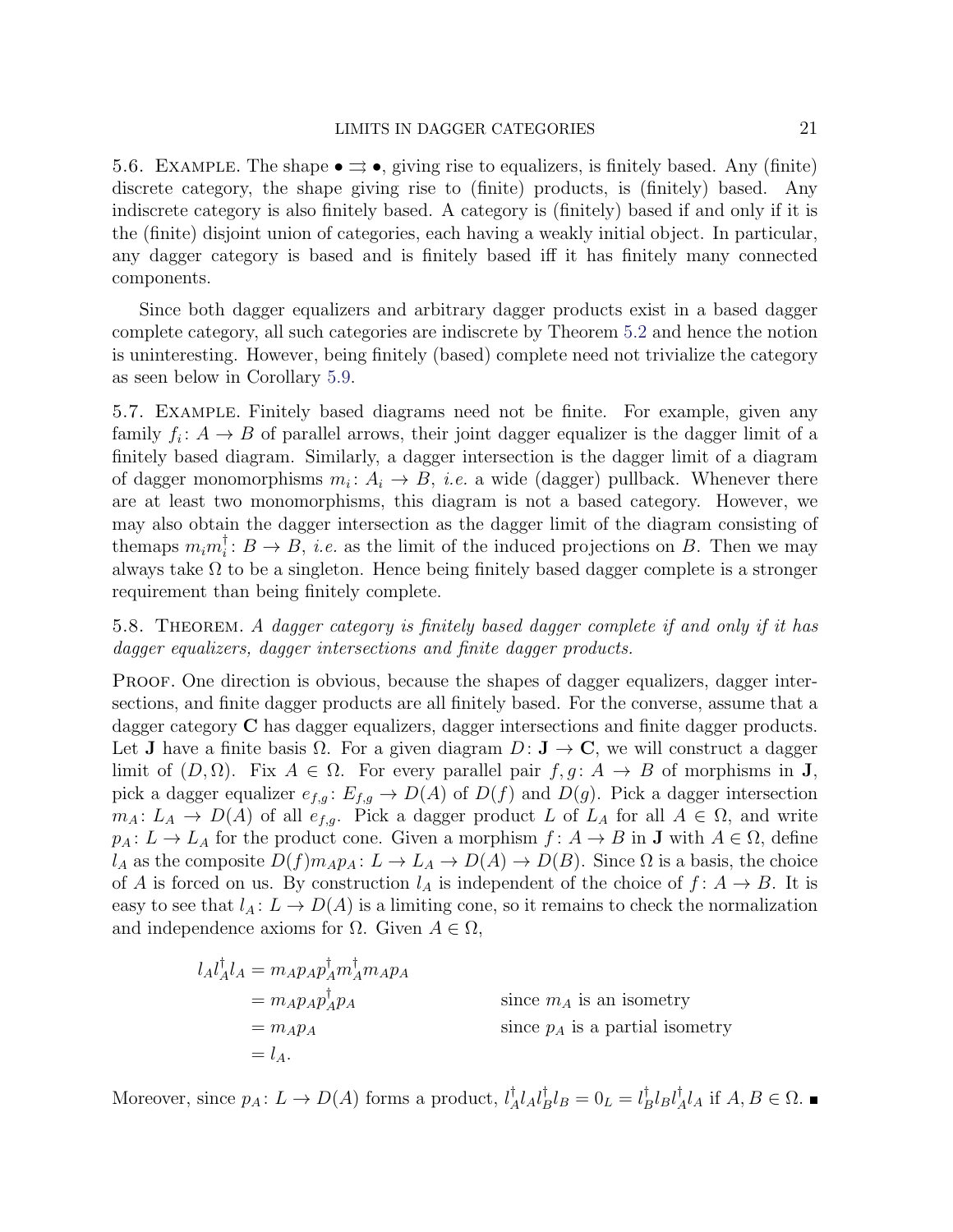5.6. Example. The shape $\bullet \rightrightarrows \bullet$, giving rise to equalizers, is finitely based. Any (finite) discrete category, the shape giving rise to (finite) products, is (finitely) based. Any indiscrete category is also finitely based. A category is (finitely) based if and only if it is the (finite) disjoint union of categories, each having a weakly initial object. In particular, any dagger category is based and is finitely based iff it has finitely many connected components.

Since both dagger equalizers and arbitrary dagger products exist in a based dagger complete category, all such categories are indiscrete by Theorem 5.2 and hence the notion is uninteresting. However, being finitely (based) complete need not trivialize the category as seen below in Corollary 5.9.

5.7. Example. Finitely based diagrams need not be finite. For example, given any family $f_i \colon A \to B$ of parallel arrows, their joint dagger equalizer is the dagger limit of a finitely based diagram. Similarly, a dagger intersection is the dagger limit of a diagram of dagger monomorphisms $m_i \colon A_i \to B$, *i.e.* a wide (dagger) pullback. Whenever there are at least two monomorphisms, this diagram is not a based category. However, we may also obtain the dagger intersection as the dagger limit of the diagram consisting of themaps $m_i m_i^\dagger \colon B \to B$, *i.e.* as the limit of the induced projections on $B$. Then we may always take $\Omega$ to be a singleton. Hence being finitely based dagger complete is a stronger requirement than being finitely complete.

5.8. Theorem. *A dagger category is finitely based dagger complete if and only if it has dagger equalizers, dagger intersections and finite dagger products.*

Proof. One direction is obvious, because the shapes of dagger equalizers, dagger intersections, and finite dagger products are all finitely based. For the converse, assume that a dagger category $\mathbf{C}$ has dagger equalizers, dagger intersections and finite dagger products. Let $\mathbf{J}$ have a finite basis $\Omega$. For a given diagram $D \colon \mathbf{J} \to \mathbf{C}$, we will construct a dagger limit of $(D, \Omega)$. Fix $A \in \Omega$. For every parallel pair $f, g \colon A \to B$ of morphisms in $\mathbf{J}$, pick a dagger equalizer $e_{f,g} \colon E_{f,g} \to D(A)$ of $D(f)$ and $D(g)$. Pick a dagger intersection $m_A \colon L_A \to D(A)$ of all $e_{f,g}$. Pick a dagger product $L$ of $L_A$ for all $A \in \Omega$, and write $p_A \colon L \to L_A$ for the product cone. Given a morphism $f \colon A \to B$ in $\mathbf{J}$ with $A \in \Omega$, define $l_A$ as the composite $D(f) m_A p_A \colon L \to L_A \to D(A) \to D(B)$. Since $\Omega$ is a basis, the choice of $A$ is forced on us. By construction $l_A$ is independent of the choice of $f \colon A \to B$. It is easy to see that $l_A \colon L \to D(A)$ is a limiting cone, so it remains to check the normalization and independence axioms for $\Omega$. Given $A \in \Omega$,

$$
\begin{aligned}
l_A l_A^\dagger l_A &= m_A p_A p_A^\dagger m_A^\dagger m_A p_A \\
&= m_A p_A p_A^\dagger p_A && \text{since } m_A \text{ is an isometry} \\
&= m_A p_A && \text{since } p_A \text{ is a partial isometry} \\
&= l_A.
\end{aligned}
$$

Moreover, since $p_A \colon L \to D(A)$ forms a product, $l_A^\dagger l_A l_B^\dagger l_B = 0_L = l_B^\dagger l_B l_A^\dagger l_A$ if $A, B \in \Omega$. ∎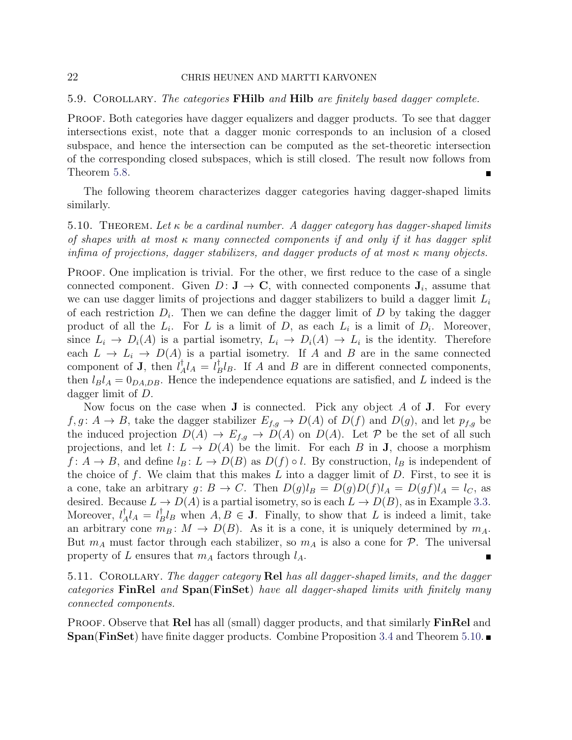5.9. Corollary. *The categories* **FHilb** *and* **Hilb** *are finitely based dagger complete.*

Proof. Both categories have dagger equalizers and dagger products. To see that dagger intersections exist, note that a dagger monic corresponds to an inclusion of a closed subspace, and hence the intersection can be computed as the set-theoretic intersection of the corresponding closed subspaces, which is still closed. The result now follows from Theorem 5.8. ■

The following theorem characterizes dagger categories having dagger-shaped limits similarly.

5.10. Theorem. *Let $\kappa$ be a cardinal number. A dagger category has dagger-shaped limits of shapes with at most $\kappa$ many connected components if and only if it has dagger split infima of projections, dagger stabilizers, and dagger products of at most $\kappa$ many objects.*

Proof. One implication is trivial. For the other, we first reduce to the case of a single connected component. Given $D\colon \mathbf{J} \to \mathbf{C}$, with connected components $\mathbf{J}_i$, assume that we can use dagger limits of projections and dagger stabilizers to build a dagger limit $L_i$ of each restriction $D_i$. Then we can define the dagger limit of $D$ by taking the dagger product of all the $L_i$. For $L$ is a limit of $D$, as each $L_i$ is a limit of $D_i$. Moreover, since $L_i \to D_i(A)$ is a partial isometry, $L_i \to D_i(A) \to L_i$ is the identity. Therefore each $L \to L_i \to D(A)$ is a partial isometry. If $A$ and $B$ are in the same connected component of $\mathbf{J}$, then $l_A^\dagger l_A = l_B^\dagger l_B$. If $A$ and $B$ are in different connected components, then $l_B l_A = 0_{DA,DB}$. Hence the independence equations are satisfied, and $L$ indeed is the dagger limit of $D$.

Now focus on the case when $\mathbf{J}$ is connected. Pick any object $A$ of $\mathbf{J}$. For every $f, g\colon A \to B$, take the dagger stabilizer $E_{f,g} \to D(A)$ of $D(f)$ and $D(g)$, and let $p_{f,g}$ be the induced projection $D(A) \to E_{f,g} \to D(A)$ on $D(A)$. Let $\mathcal{P}$ be the set of all such projections, and let $l\colon L \to D(A)$ be the limit. For each $B$ in $\mathbf{J}$, choose a morphism $f\colon A \to B$, and define $l_B\colon L \to D(B)$ as $D(f) \circ l$. By construction, $l_B$ is independent of the choice of $f$. We claim that this makes $L$ into a dagger limit of $D$. First, to see it is a cone, take an arbitrary $g\colon B \to C$. Then $D(g)l_B = D(g)D(f)l_A = D(gf)l_A = l_C$, as desired. Because $L \to D(A)$ is a partial isometry, so is each $L \to D(B)$, as in Example 3.3. Moreover, $l_A^\dagger l_A = l_B^\dagger l_B$ when $A, B \in \mathbf{J}$. Finally, to show that $L$ is indeed a limit, take an arbitrary cone $m_B\colon M \to D(B)$. As it is a cone, it is uniquely determined by $m_A$. But $m_A$ must factor through each stabilizer, so $m_A$ is also a cone for $\mathcal{P}$. The universal property of $L$ ensures that $m_A$ factors through $l_A$. ■

5.11. Corollary. *The dagger category* **Rel** *has all dagger-shaped limits, and the dagger categories* **FinRel** *and* **Span**(**FinSet**) *have all dagger-shaped limits with finitely many connected components.*

Proof. Observe that **Rel** has all (small) dagger products, and that similarly **FinRel** and **Span**(**FinSet**) have finite dagger products. Combine Proposition 3.4 and Theorem 5.10. ■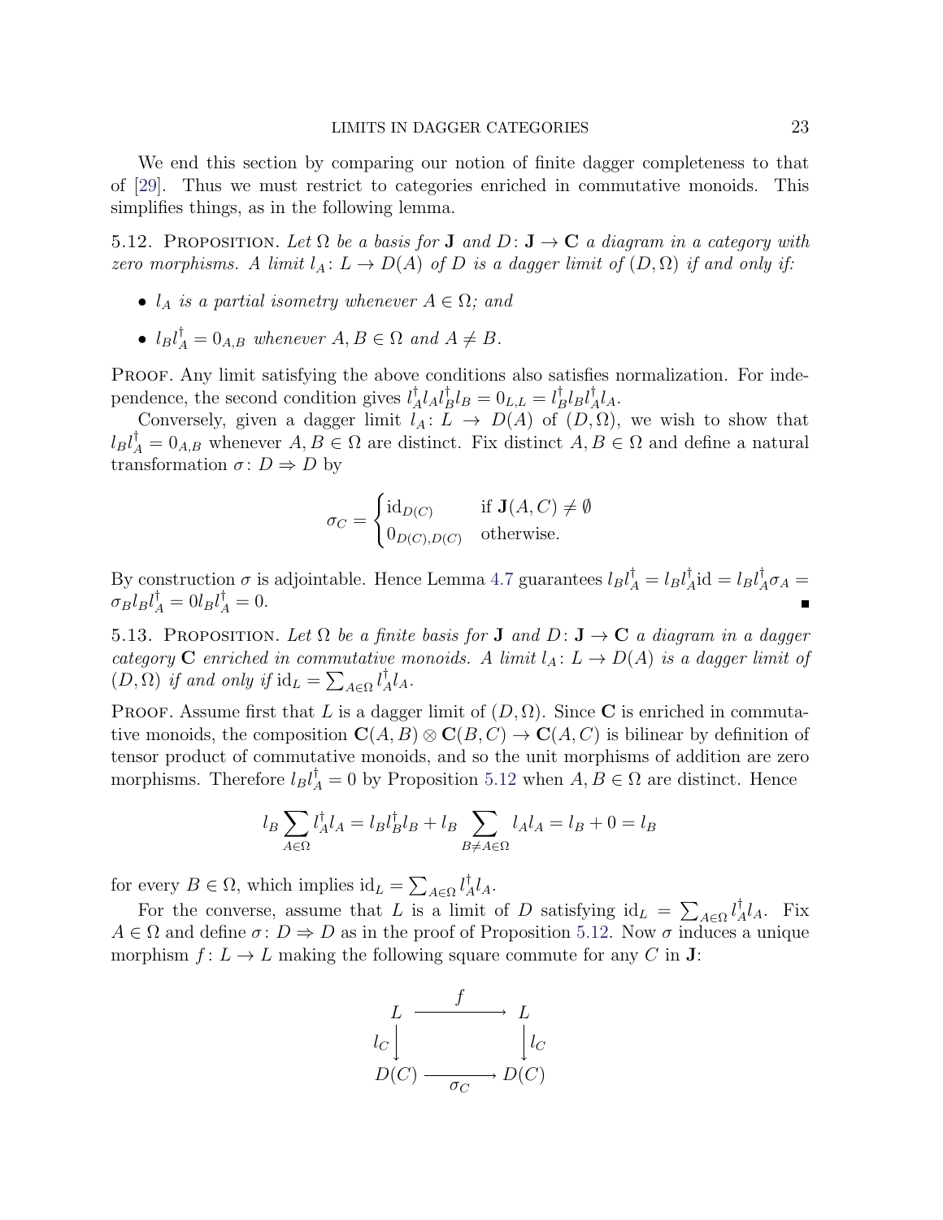We end this section by comparing our notion of finite dagger completeness to that of [29]. Thus we must restrict to categories enriched in commutative monoids. This simplifies things, as in the following lemma.

5.12. Proposition. *Let $\Omega$ be a basis for $\mathbf{J}$ and $D\colon \mathbf{J} \to \mathbf{C}$ a diagram in a category with zero morphisms. A limit $l_A \colon L \to D(A)$ of $D$ is a dagger limit of $(D, \Omega)$ if and only if:*

- *$l_A$ is a partial isometry whenever $A \in \Omega$; and*
- *$l_B l_A^\dagger = 0_{A,B}$ whenever $A, B \in \Omega$ and $A \neq B$.*

Proof. Any limit satisfying the above conditions also satisfies normalization. For independence, the second condition gives $l_A^\dagger l_A l_B^\dagger l_B = 0_{L,L} = l_B^\dagger l_B l_A^\dagger l_A$.

Conversely, given a dagger limit $l_A \colon L \to D(A)$ of $(D, \Omega)$, we wish to show that $l_B l_A^\dagger = 0_{A,B}$ whenever $A, B \in \Omega$ are distinct. Fix distinct $A, B \in \Omega$ and define a natural transformation $\sigma \colon D \Rightarrow D$ by

$$\sigma_C = \begin{cases} \mathrm{id}_{D(C)} & \text{if } \mathbf{J}(A, C) \neq \emptyset \\ 0_{D(C),D(C)} & \text{otherwise.} \end{cases}$$

By construction $\sigma$ is adjointable. Hence Lemma 4.7 guarantees $l_B l_A^\dagger = l_B l_A^\dagger \mathrm{id} = l_B l_A^\dagger \sigma_A = \sigma_B l_B l_A^\dagger = 0 l_B l_A^\dagger = 0$. ∎

5.13. Proposition. *Let $\Omega$ be a finite basis for $\mathbf{J}$ and $D\colon \mathbf{J} \to \mathbf{C}$ a diagram in a dagger category $\mathbf{C}$ enriched in commutative monoids. A limit $l_A \colon L \to D(A)$ is a dagger limit of $(D, \Omega)$ if and only if $\mathrm{id}_L = \sum_{A \in \Omega} l_A^\dagger l_A$.*

Proof. Assume first that $L$ is a dagger limit of $(D, \Omega)$. Since $\mathbf{C}$ is enriched in commutative monoids, the composition $\mathbf{C}(A, B) \otimes \mathbf{C}(B, C) \to \mathbf{C}(A, C)$ is bilinear by definition of tensor product of commutative monoids, and so the unit morphisms of addition are zero morphisms. Therefore $l_B l_A^\dagger = 0$ by Proposition 5.12 when $A, B \in \Omega$ are distinct. Hence

$$l_B \sum_{A \in \Omega} l_A^\dagger l_A = l_B l_B^\dagger l_B + l_B \sum_{B \neq A \in \Omega} l_A l_A = l_B + 0 = l_B$$

for every $B \in \Omega$, which implies $\mathrm{id}_L = \sum_{A \in \Omega} l_A^\dagger l_A$.

For the converse, assume that $L$ is a limit of $D$ satisfying $\mathrm{id}_L = \sum_{A \in \Omega} l_A^\dagger l_A$. Fix $A \in \Omega$ and define $\sigma \colon D \Rightarrow D$ as in the proof of Proposition 5.12. Now $\sigma$ induces a unique morphism $f \colon L \to L$ making the following square commute for any $C$ in $\mathbf{J}$:

$$\begin{array}{ccc} L & \xrightarrow{\quad f \quad} & L \\ {\scriptstyle l_C}\downarrow & & \downarrow{\scriptstyle l_C} \\ D(C) & \xrightarrow[\sigma_C]{\quad\quad} & D(C) \end{array}$$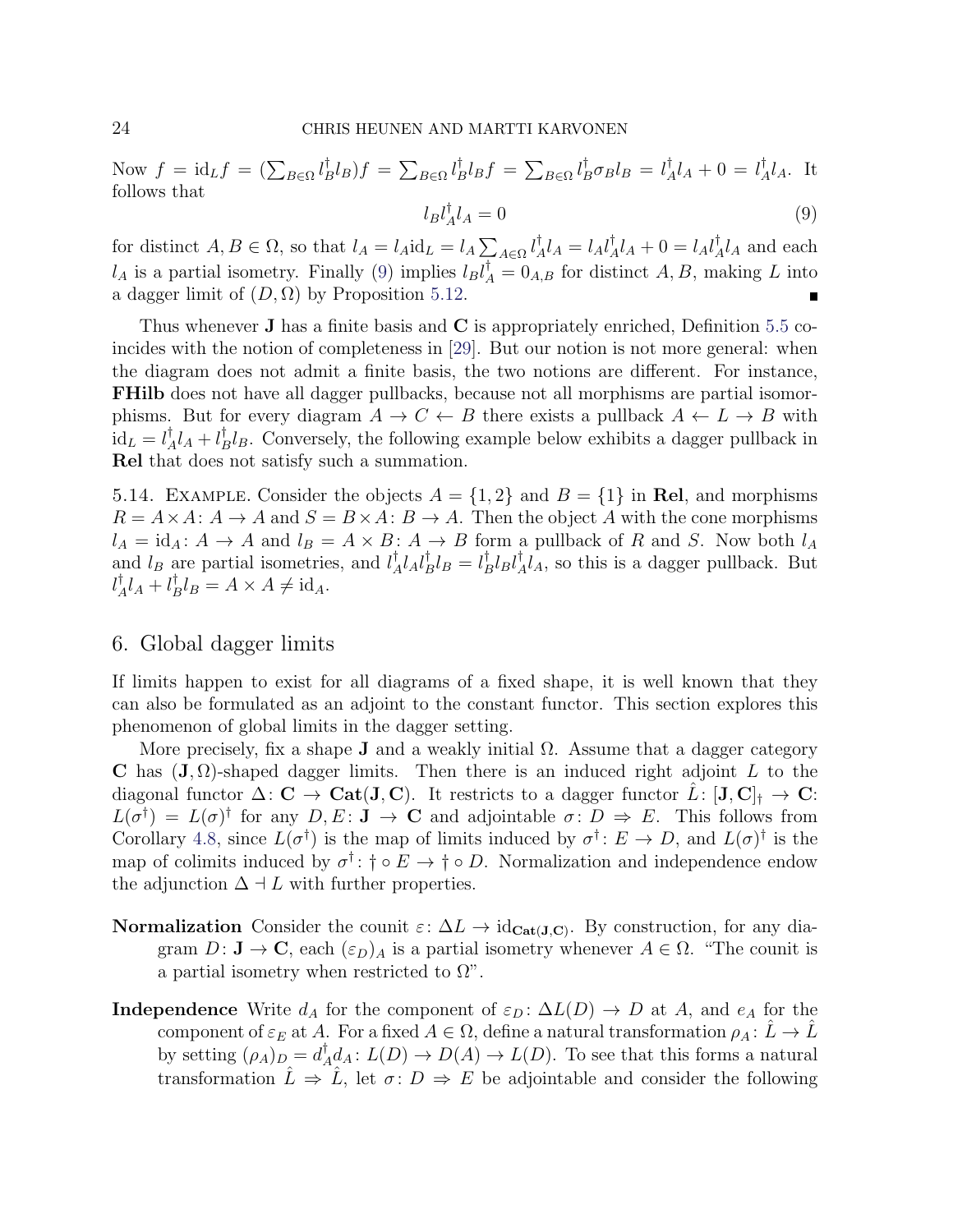Now $f = \mathrm{id}_L f = (\sum_{B\in\Omega} l_B^\dagger l_B) f = \sum_{B\in\Omega} l_B^\dagger l_B f = \sum_{B\in\Omega} l_B^\dagger \sigma_B l_B = l_A^\dagger l_A + 0 = l_A^\dagger l_A$. It follows that

$$l_B l_A^\dagger l_A = 0 \tag{9}$$

for distinct $A, B \in \Omega$, so that $l_A = l_A \mathrm{id}_L = l_A \sum_{A\in\Omega} l_A^\dagger l_A = l_A l_A^\dagger l_A + 0 = l_A l_A^\dagger l_A$ and each $l_A$ is a partial isometry. Finally (9) implies $l_B l_A^\dagger = 0_{A,B}$ for distinct $A, B$, making $L$ into a dagger limit of $(D, \Omega)$ by Proposition 5.12. ∎

Thus whenever **J** has a finite basis and **C** is appropriately enriched, Definition 5.5 coincides with the notion of completeness in [29]. But our notion is not more general: when the diagram does not admit a finite basis, the two notions are different. For instance, **FHilb** does not have all dagger pullbacks, because not all morphisms are partial isomorphisms. But for every diagram $A \to C \leftarrow B$ there exists a pullback $A \leftarrow L \to B$ with $\mathrm{id}_L = l_A^\dagger l_A + l_B^\dagger l_B$. Conversely, the following example below exhibits a dagger pullback in **Rel** that does not satisfy such a summation.

5.14. Example. Consider the objects $A = \{1, 2\}$ and $B = \{1\}$ in **Rel**, and morphisms $R = A \times A \colon A \to A$ and $S = B \times A \colon B \to A$. Then the object $A$ with the cone morphisms $l_A = \mathrm{id}_A \colon A \to A$ and $l_B = A \times B \colon A \to B$ form a pullback of $R$ and $S$. Now both $l_A$ and $l_B$ are partial isometries, and $l_A^\dagger l_A l_B^\dagger l_B = l_B^\dagger l_B l_A^\dagger l_A$, so this is a dagger pullback. But $l_A^\dagger l_A + l_B^\dagger l_B = A \times A \neq \mathrm{id}_A$.

## 6. Global dagger limits

If limits happen to exist for all diagrams of a fixed shape, it is well known that they can also be formulated as an adjoint to the constant functor. This section explores this phenomenon of global limits in the dagger setting.

More precisely, fix a shape **J** and a weakly initial $\Omega$. Assume that a dagger category **C** has $(\mathbf{J}, \Omega)$-shaped dagger limits. Then there is an induced right adjoint $L$ to the diagonal functor $\Delta \colon \mathbf{C} \to \mathbf{Cat}(\mathbf{J}, \mathbf{C})$. It restricts to a dagger functor $\hat{L} \colon [\mathbf{J}, \mathbf{C}]_\dagger \to \mathbf{C}$: $L(\sigma^\dagger) = L(\sigma)^\dagger$ for any $D, E \colon \mathbf{J} \to \mathbf{C}$ and adjointable $\sigma \colon D \Rightarrow E$. This follows from Corollary 4.8, since $L(\sigma^\dagger)$ is the map of limits induced by $\sigma^\dagger \colon E \to D$, and $L(\sigma)^\dagger$ is the map of colimits induced by $\sigma^\dagger \colon \dagger \circ E \to \dagger \circ D$. Normalization and independence endow the adjunction $\Delta \dashv L$ with further properties.

**Normalization** Consider the counit $\varepsilon \colon \Delta L \to \mathrm{id}_{\mathbf{Cat}(\mathbf{J},\mathbf{C})}$. By construction, for any diagram $D \colon \mathbf{J} \to \mathbf{C}$, each $(\varepsilon_D)_A$ is a partial isometry whenever $A \in \Omega$. "The counit is a partial isometry when restricted to $\Omega$".

**Independence** Write $d_A$ for the component of $\varepsilon_D \colon \Delta L(D) \to D$ at $A$, and $e_A$ for the component of $\varepsilon_E$ at $A$. For a fixed $A \in \Omega$, define a natural transformation $\rho_A \colon \hat{L} \to \hat{L}$ by setting $(\rho_A)_D = d_A^\dagger d_A \colon L(D) \to D(A) \to L(D)$. To see that this forms a natural transformation $\hat{L} \Rightarrow \hat{L}$, let $\sigma \colon D \Rightarrow E$ be adjointable and consider the following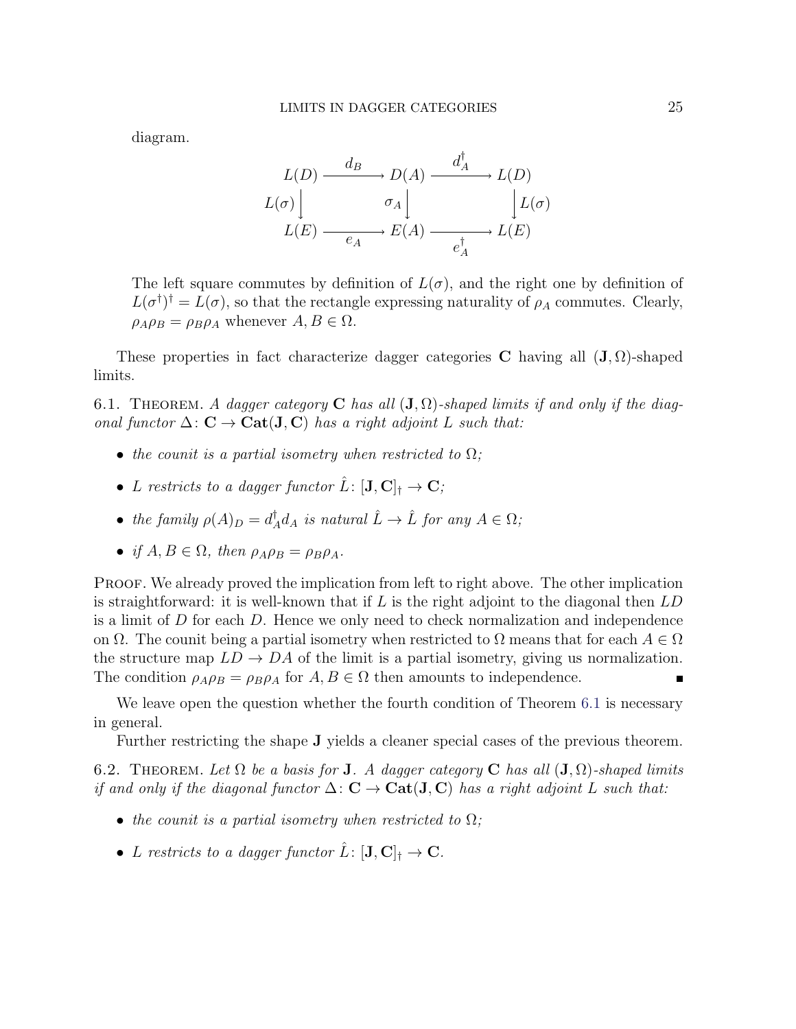diagram.

$$
\begin{array}{ccccc}
L(D) & \xrightarrow{d_B} & D(A) & \xrightarrow{d_A^\dagger} & L(D) \\
{\scriptstyle L(\sigma)}\downarrow & & {\scriptstyle \sigma_A}\downarrow & & \downarrow{\scriptstyle L(\sigma)} \\
L(E) & \xrightarrow[e_A]{} & E(A) & \xrightarrow[e_A^\dagger]{} & L(E)
\end{array}
$$

The left square commutes by definition of $L(\sigma)$, and the right one by definition of $L(\sigma^\dagger)^\dagger = L(\sigma)$, so that the rectangle expressing naturality of $\rho_A$ commutes. Clearly, $\rho_A \rho_B = \rho_B \rho_A$ whenever $A, B \in \Omega$.

These properties in fact characterize dagger categories $\mathbf{C}$ having all $(\mathbf{J}, \Omega)$-shaped limits.

6.1. Theorem. *A dagger category* $\mathbf{C}$ *has all* $(\mathbf{J}, \Omega)$*-shaped limits if and only if the diagonal functor* $\Delta \colon \mathbf{C} \to \mathbf{Cat}(\mathbf{J}, \mathbf{C})$ *has a right adjoint* $L$ *such that:*

- *the counit is a partial isometry when restricted to* $\Omega$*;*
- $L$ *restricts to a dagger functor* $\hat{L} \colon [\mathbf{J}, \mathbf{C}]_\dagger \to \mathbf{C}$*;*
- *the family* $\rho(A)_D = d_A^\dagger d_A$ *is natural* $\hat{L} \to \hat{L}$ *for any* $A \in \Omega$*;*
- *if* $A, B \in \Omega$*, then* $\rho_A \rho_B = \rho_B \rho_A$.

Proof. We already proved the implication from left to right above. The other implication is straightforward: it is well-known that if $L$ is the right adjoint to the diagonal then $LD$ is a limit of $D$ for each $D$. Hence we only need to check normalization and independence on $\Omega$. The counit being a partial isometry when restricted to $\Omega$ means that for each $A \in \Omega$ the structure map $LD \to DA$ of the limit is a partial isometry, giving us normalization. The condition $\rho_A \rho_B = \rho_B \rho_A$ for $A, B \in \Omega$ then amounts to independence. ∎

We leave open the question whether the fourth condition of Theorem 6.1 is necessary in general.

Further restricting the shape $\mathbf{J}$ yields a cleaner special cases of the previous theorem.

6.2. Theorem. *Let* $\Omega$ *be a basis for* $\mathbf{J}$*. A dagger category* $\mathbf{C}$ *has all* $(\mathbf{J}, \Omega)$*-shaped limits if and only if the diagonal functor* $\Delta \colon \mathbf{C} \to \mathbf{Cat}(\mathbf{J}, \mathbf{C})$ *has a right adjoint* $L$ *such that:*

- *the counit is a partial isometry when restricted to* $\Omega$*;*
- $L$ *restricts to a dagger functor* $\hat{L} \colon [\mathbf{J}, \mathbf{C}]_\dagger \to \mathbf{C}$.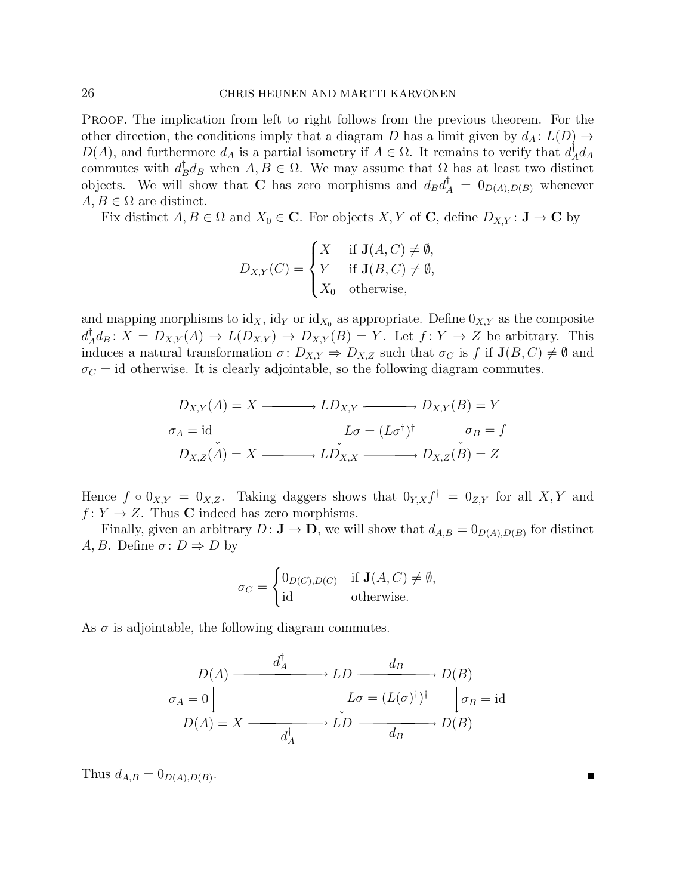**Proof.** The implication from left to right follows from the previous theorem. For the other direction, the conditions imply that a diagram $D$ has a limit given by $d_A \colon L(D) \to D(A)$, and furthermore $d_A$ is a partial isometry if $A \in \Omega$. It remains to verify that $d_A^\dagger d_A$ commutes with $d_B^\dagger d_B$ when $A, B \in \Omega$. We may assume that $\Omega$ has at least two distinct objects. We will show that $\mathbf{C}$ has zero morphisms and $d_B d_A^\dagger = 0_{D(A),D(B)}$ whenever $A, B \in \Omega$ are distinct.

Fix distinct $A, B \in \Omega$ and $X_0 \in \mathbf{C}$. For objects $X, Y$ of $\mathbf{C}$, define $D_{X,Y} \colon \mathbf{J} \to \mathbf{C}$ by

$$D_{X,Y}(C) = \begin{cases} X & \text{if } \mathbf{J}(A,C) \neq \emptyset, \\ Y & \text{if } \mathbf{J}(B,C) \neq \emptyset, \\ X_0 & \text{otherwise,} \end{cases}$$

and mapping morphisms to $\mathrm{id}_X$, $\mathrm{id}_Y$ or $\mathrm{id}_{X_0}$ as appropriate. Define $0_{X,Y}$ as the composite $d_A^\dagger d_B \colon X = D_{X,Y}(A) \to L(D_{X,Y}) \to D_{X,Y}(B) = Y$. Let $f \colon Y \to Z$ be arbitrary. This induces a natural transformation $\sigma \colon D_{X,Y} \Rightarrow D_{X,Z}$ such that $\sigma_C$ is $f$ if $\mathbf{J}(B,C) \neq \emptyset$ and $\sigma_C = \mathrm{id}$ otherwise. It is clearly adjointable, so the following diagram commutes.

$$\begin{array}{ccccc}
D_{X,Y}(A) = X & \longrightarrow & LD_{X,Y} & \longrightarrow & D_{X,Y}(B) = Y \\
\sigma_A = \mathrm{id} \big\downarrow & & \big\downarrow L\sigma = (L\sigma^\dagger)^\dagger & & \big\downarrow \sigma_B = f \\
D_{X,Z}(A) = X & \longrightarrow & LD_{X,X} & \longrightarrow & D_{X,Z}(B) = Z
\end{array}$$

Hence $f \circ 0_{X,Y} = 0_{X,Z}$. Taking daggers shows that $0_{Y,X} f^\dagger = 0_{Z,Y}$ for all $X, Y$ and $f \colon Y \to Z$. Thus $\mathbf{C}$ indeed has zero morphisms.

Finally, given an arbitrary $D \colon \mathbf{J} \to \mathbf{D}$, we will show that $d_{A,B} = 0_{D(A),D(B)}$ for distinct $A, B$. Define $\sigma \colon D \Rightarrow D$ by

$$\sigma_C = \begin{cases} 0_{D(C),D(C)} & \text{if } \mathbf{J}(A,C) \neq \emptyset, \\ \mathrm{id} & \text{otherwise.} \end{cases}$$

As $\sigma$ is adjointable, the following diagram commutes.

$$\begin{array}{ccccc}
D(A) & \xrightarrow{\quad d_A^\dagger \quad} & LD & \xrightarrow{\quad d_B \quad} & D(B) \\
\sigma_A = 0 \big\downarrow & & \big\downarrow L\sigma = (L(\sigma)^\dagger)^\dagger & & \big\downarrow \sigma_B = \mathrm{id} \\
D(A) = X & \xrightarrow[\quad d_A^\dagger \quad]{} & LD & \xrightarrow[\quad d_B \quad]{} & D(B)
\end{array}$$

Thus $d_{A,B} = 0_{D(A),D(B)}$. ∎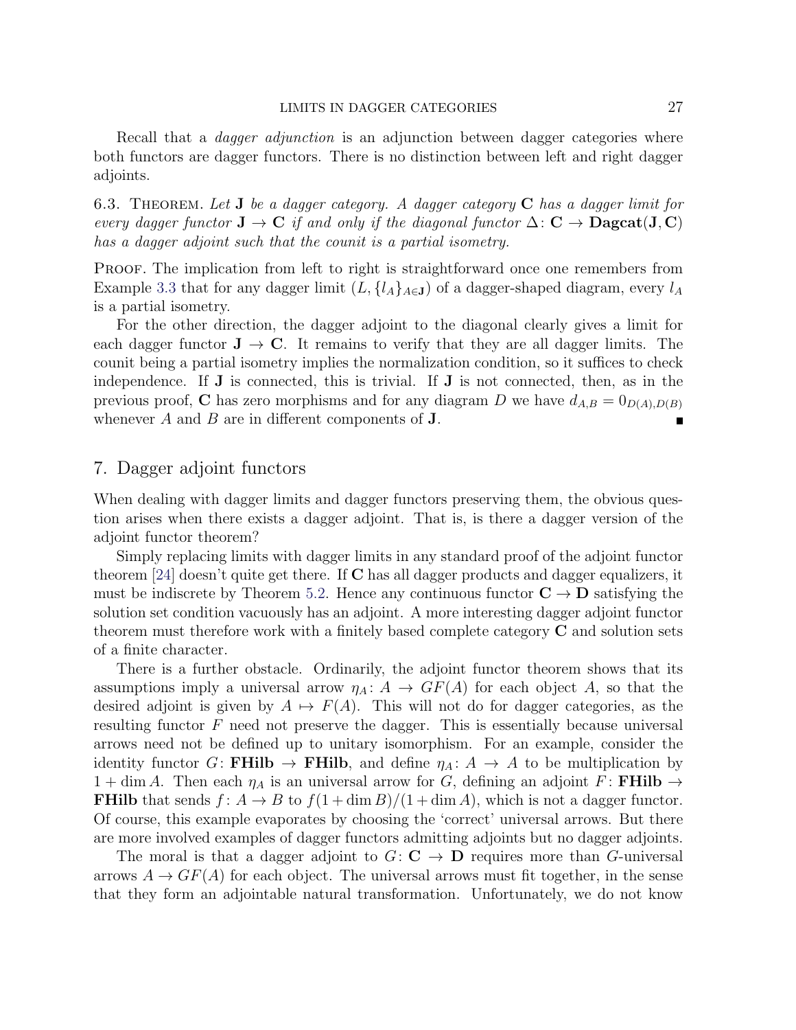Recall that a *dagger adjunction* is an adjunction between dagger categories where both functors are dagger functors. There is no distinction between left and right dagger adjoints.

6.3. Theorem. *Let* $\mathbf{J}$ *be a dagger category. A dagger category* $\mathbf{C}$ *has a dagger limit for every dagger functor* $\mathbf{J} \to \mathbf{C}$ *if and only if the diagonal functor* $\Delta\colon \mathbf{C} \to \mathbf{Dagcat}(\mathbf{J}, \mathbf{C})$ *has a dagger adjoint such that the counit is a partial isometry.*

Proof. The implication from left to right is straightforward once one remembers from Example 3.3 that for any dagger limit $(L, \{l_A\}_{A \in \mathbf{J}})$ of a dagger-shaped diagram, every $l_A$ is a partial isometry.

For the other direction, the dagger adjoint to the diagonal clearly gives a limit for each dagger functor $\mathbf{J} \to \mathbf{C}$. It remains to verify that they are all dagger limits. The counit being a partial isometry implies the normalization condition, so it suffices to check independence. If $\mathbf{J}$ is connected, this is trivial. If $\mathbf{J}$ is not connected, then, as in the previous proof, $\mathbf{C}$ has zero morphisms and for any diagram $D$ we have $d_{A,B} = 0_{D(A),D(B)}$ whenever $A$ and $B$ are in different components of $\mathbf{J}$. ∎

## 7. Dagger adjoint functors

When dealing with dagger limits and dagger functors preserving them, the obvious question arises when there exists a dagger adjoint. That is, is there a dagger version of the adjoint functor theorem?

Simply replacing limits with dagger limits in any standard proof of the adjoint functor theorem [24] doesn't quite get there. If $\mathbf{C}$ has all dagger products and dagger equalizers, it must be indiscrete by Theorem 5.2. Hence any continuous functor $\mathbf{C} \to \mathbf{D}$ satisfying the solution set condition vacuously has an adjoint. A more interesting dagger adjoint functor theorem must therefore work with a finitely based complete category $\mathbf{C}$ and solution sets of a finite character.

There is a further obstacle. Ordinarily, the adjoint functor theorem shows that its assumptions imply a universal arrow $\eta_A\colon A \to GF(A)$ for each object $A$, so that the desired adjoint is given by $A \mapsto F(A)$. This will not do for dagger categories, as the resulting functor $F$ need not preserve the dagger. This is essentially because universal arrows need not be defined up to unitary isomorphism. For an example, consider the identity functor $G\colon \mathbf{FHilb} \to \mathbf{FHilb}$, and define $\eta_A\colon A \to A$ to be multiplication by $1 + \dim A$. Then each $\eta_A$ is an universal arrow for $G$, defining an adjoint $F\colon \mathbf{FHilb} \to \mathbf{FHilb}$ that sends $f\colon A \to B$ to $f(1 + \dim B)/(1 + \dim A)$, which is not a dagger functor. Of course, this example evaporates by choosing the 'correct' universal arrows. But there are more involved examples of dagger functors admitting adjoints but no dagger adjoints.

The moral is that a dagger adjoint to $G\colon \mathbf{C} \to \mathbf{D}$ requires more than $G$-universal arrows $A \to GF(A)$ for each object. The universal arrows must fit together, in the sense that they form an adjointable natural transformation. Unfortunately, we do not know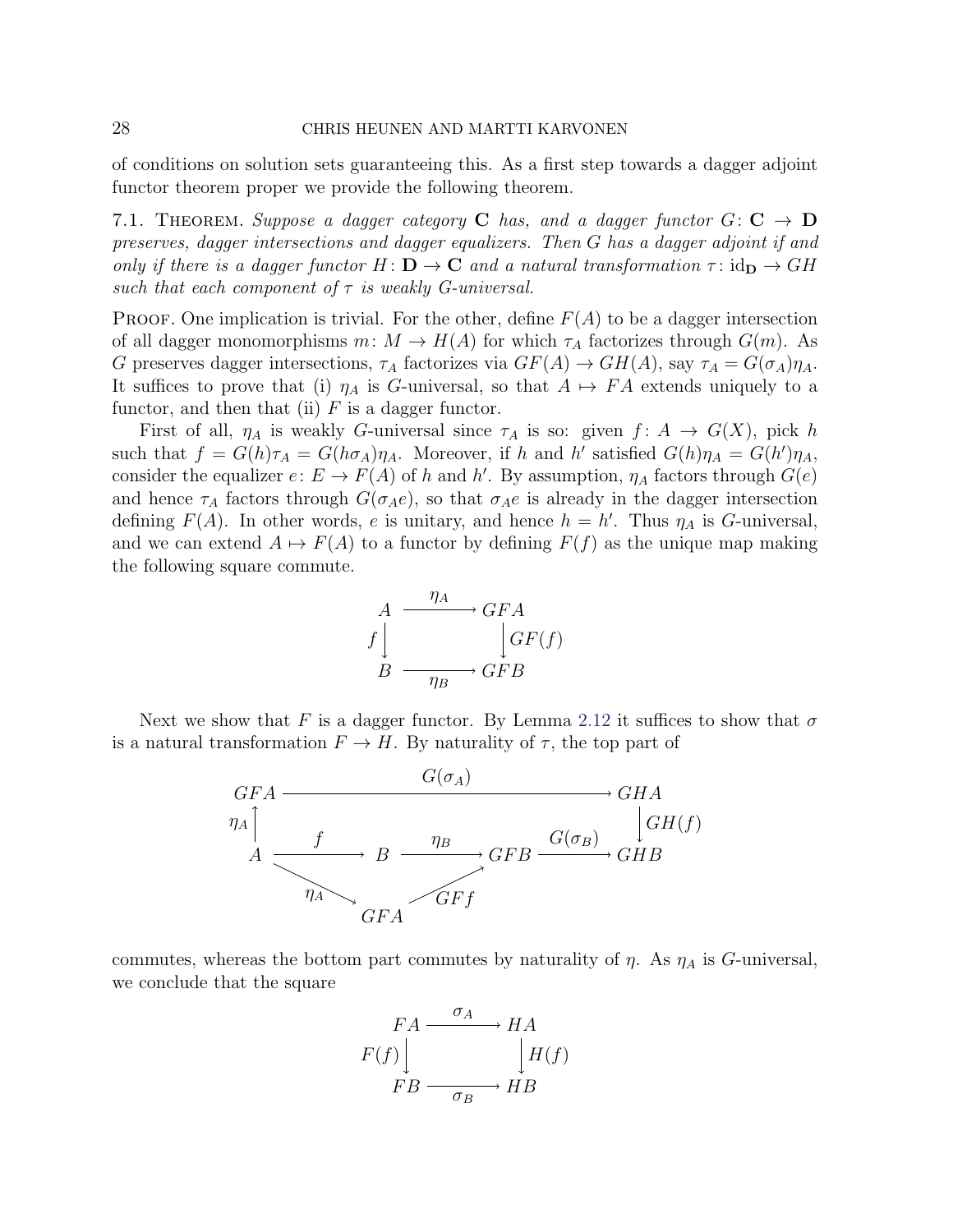of conditions on solution sets guaranteeing this. As a first step towards a dagger adjoint functor theorem proper we provide the following theorem.

7.1. Theorem. *Suppose a dagger category* $\mathbf{C}$ *has, and a dagger functor* $G\colon \mathbf{C} \to \mathbf{D}$ *preserves, dagger intersections and dagger equalizers. Then* $G$ *has a dagger adjoint if and only if there is a dagger functor* $H\colon \mathbf{D} \to \mathbf{C}$ *and a natural transformation* $\tau\colon \mathrm{id}_{\mathbf{D}} \to GH$ *such that each component of* $\tau$ *is weakly* $G$*-universal.*

Proof. One implication is trivial. For the other, define $F(A)$ to be a dagger intersection of all dagger monomorphisms $m\colon M \to H(A)$ for which $\tau_A$ factorizes through $G(m)$. As $G$ preserves dagger intersections, $\tau_A$ factorizes via $GF(A) \to GH(A)$, say $\tau_A = G(\sigma_A)\eta_A$. It suffices to prove that (i) $\eta_A$ is $G$-universal, so that $A \mapsto FA$ extends uniquely to a functor, and then that (ii) $F$ is a dagger functor.

First of all, $\eta_A$ is weakly $G$-universal since $\tau_A$ is so: given $f\colon A \to G(X)$, pick $h$ such that $f = G(h)\tau_A = G(h\sigma_A)\eta_A$. Moreover, if $h$ and $h'$ satisfied $G(h)\eta_A = G(h')\eta_A$, consider the equalizer $e\colon E \to F(A)$ of $h$ and $h'$. By assumption, $\eta_A$ factors through $G(e)$ and hence $\tau_A$ factors through $G(\sigma_A e)$, so that $\sigma_A e$ is already in the dagger intersection defining $F(A)$. In other words, $e$ is unitary, and hence $h = h'$. Thus $\eta_A$ is $G$-universal, and we can extend $A \mapsto F(A)$ to a functor by defining $F(f)$ as the unique map making the following square commute.

$$\begin{array}{ccc} A & \xrightarrow{\eta_A} & GFA \\ {\scriptstyle f}\downarrow & & \downarrow{\scriptstyle GF(f)} \\ B & \xrightarrow[\eta_B]{} & GFB \end{array}$$

Next we show that $F$ is a dagger functor. By Lemma 2.12 it suffices to show that $\sigma$ is a natural transformation $F \to H$. By naturality of $\tau$, the top part of

$$\begin{array}{ccccccc} GFA & & & \xrightarrow{\quad G(\sigma_A) \quad} & & & GHA \\ {\scriptstyle \eta_A}\uparrow & & & & & & \downarrow{\scriptstyle GH(f)} \\ A & \xrightarrow{f} & B & \xrightarrow{\eta_B} & GFB & \xrightarrow{G(\sigma_B)} & GHB \\ & {\scriptstyle \eta_A}\searrow & & \nearrow{\scriptstyle GFf} & & & \\ & & GFA & & & & \end{array}$$

commutes, whereas the bottom part commutes by naturality of $\eta$. As $\eta_A$ is $G$-universal, we conclude that the square

$$\begin{array}{ccc} FA & \xrightarrow{\sigma_A} & HA \\ {\scriptstyle F(f)}\downarrow & & \downarrow{\scriptstyle H(f)} \\ FB & \xrightarrow[\sigma_B]{} & HB \end{array}$$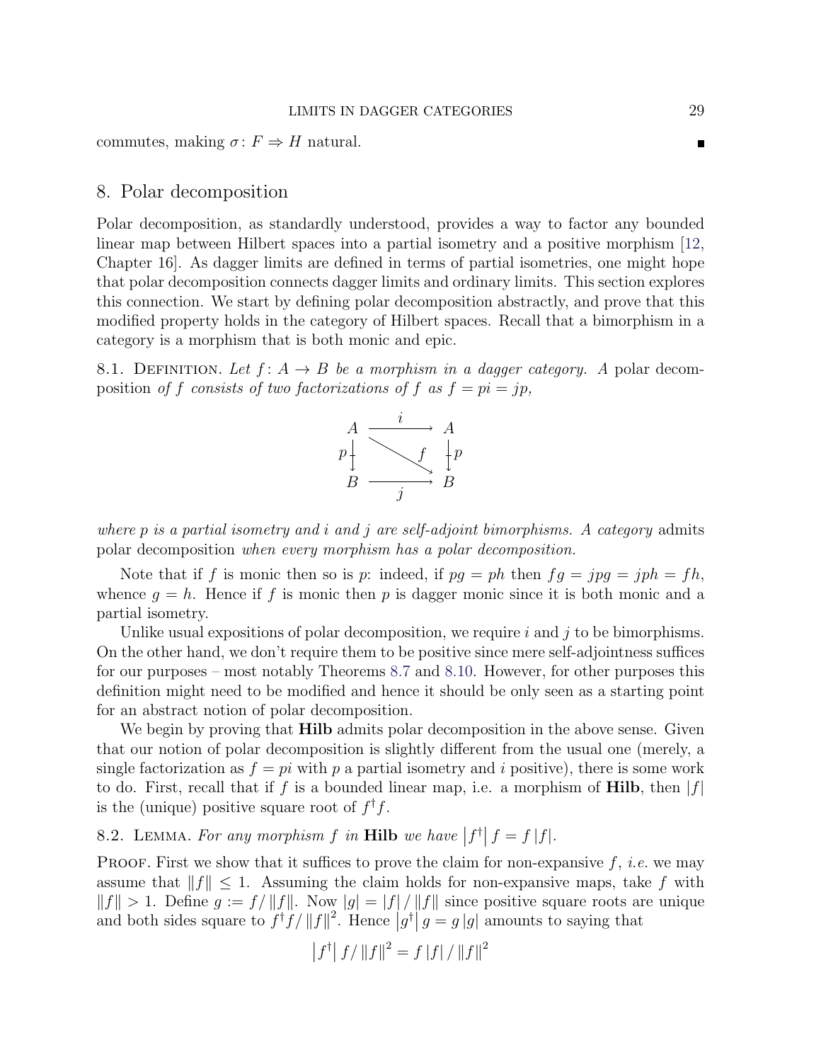commutes, making $\sigma\colon F \Rightarrow H$ natural. ∎

## 8. Polar decomposition

Polar decomposition, as standardly understood, provides a way to factor any bounded linear map between Hilbert spaces into a partial isometry and a positive morphism [12, Chapter 16]. As dagger limits are defined in terms of partial isometries, one might hope that polar decomposition connects dagger limits and ordinary limits. This section explores this connection. We start by defining polar decomposition abstractly, and prove that this modified property holds in the category of Hilbert spaces. Recall that a bimorphism in a category is a morphism that is both monic and epic.

8.1. Definition. *Let $f\colon A \to B$ be a morphism in a dagger category. A* polar decomposition *of $f$ consists of two factorizations of $f$ as $f = pi = jp$,*

$$\begin{array}{ccc} A & \xrightarrow{\;i\;} & A \\ {\scriptstyle p}\downarrow & \searrow^{f} & \downarrow{\scriptstyle p} \\ B & \xrightarrow[\;j\;]{} & B \end{array}$$

*where $p$ is a partial isometry and $i$ and $j$ are self-adjoint bimorphisms. A category* admits polar decomposition *when every morphism has a polar decomposition.*

Note that if $f$ is monic then so is $p$: indeed, if $pg = ph$ then $fg = jpg = jph = fh$, whence $g = h$. Hence if $f$ is monic then $p$ is dagger monic since it is both monic and a partial isometry.

Unlike usual expositions of polar decomposition, we require $i$ and $j$ to be bimorphisms. On the other hand, we don't require them to be positive since mere self-adjointness suffices for our purposes – most notably Theorems 8.7 and 8.10. However, for other purposes this definition might need to be modified and hence it should be only seen as a starting point for an abstract notion of polar decomposition.

We begin by proving that **Hilb** admits polar decomposition in the above sense. Given that our notion of polar decomposition is slightly different from the usual one (merely, a single factorization as $f = pi$ with $p$ a partial isometry and $i$ positive), there is some work to do. First, recall that if $f$ is a bounded linear map, i.e. a morphism of **Hilb**, then $|f|$ is the (unique) positive square root of $f^\dagger f$.

8.2. Lemma. *For any morphism $f$ in* **Hilb** *we have $\left|f^\dagger\right| f = f\,|f|$.*

Proof. First we show that it suffices to prove the claim for non-expansive $f$, *i.e.* we may assume that $\|f\| \leq 1$. Assuming the claim holds for non-expansive maps, take $f$ with $\|f\| > 1$. Define $g := f/\|f\|$. Now $|g| = |f|/\|f\|$ since positive square roots are unique and both sides square to $f^\dagger f/\|f\|^2$. Hence $\left|g^\dagger\right| g = g\,|g|$ amounts to saying that

$$\left|f^\dagger\right| f/\|f\|^2 = f\,|f|/\|f\|^2$$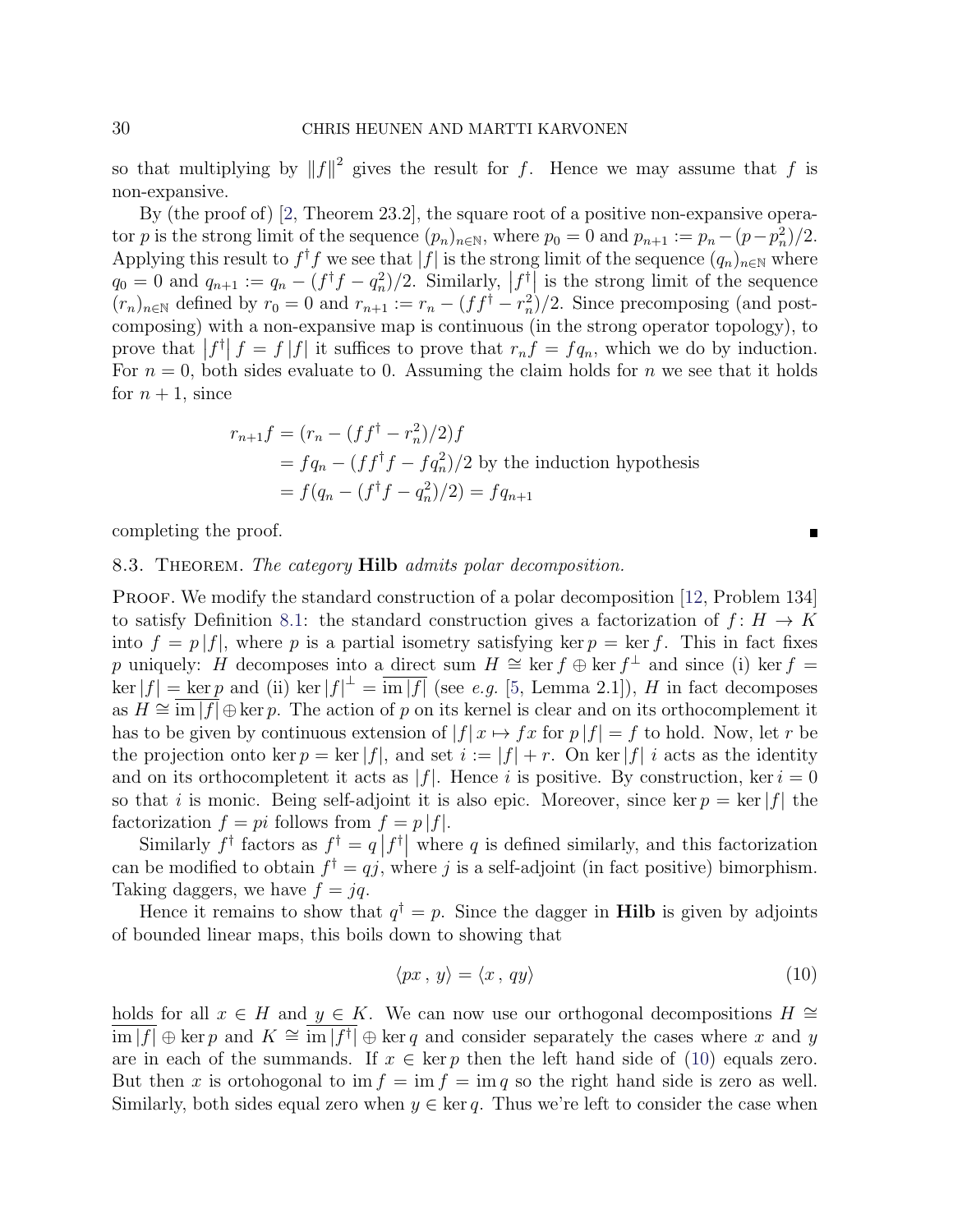so that multiplying by $\|f\|^2$ gives the result for $f$. Hence we may assume that $f$ is non-expansive.

By (the proof of) [2, Theorem 23.2], the square root of a positive non-expansive operator $p$ is the strong limit of the sequence $(p_n)_{n\in\mathbb{N}}$, where $p_0 = 0$ and $p_{n+1} := p_n - (p - p_n^2)/2$. Applying this result to $f^\dagger f$ we see that $|f|$ is the strong limit of the sequence $(q_n)_{n\in\mathbb{N}}$ where $q_0 = 0$ and $q_{n+1} := q_n - (f^\dagger f - q_n^2)/2$. Similarly, $\left|f^\dagger\right|$ is the strong limit of the sequence $(r_n)_{n\in\mathbb{N}}$ defined by $r_0 = 0$ and $r_{n+1} := r_n - (ff^\dagger - r_n^2)/2$. Since precomposing (and postcomposing) with a non-expansive map is continuous (in the strong operator topology), to prove that $\left|f^\dagger\right| f = f\,|f|$ it suffices to prove that $r_n f = f q_n$, which we do by induction. For $n = 0$, both sides evaluate to 0. Assuming the claim holds for $n$ we see that it holds for $n+1$, since

$$
\begin{aligned}
r_{n+1} f &= (r_n - (ff^\dagger - r_n^2)/2) f \\
&= f q_n - (ff^\dagger f - f q_n^2)/2 \text{ by the induction hypothesis} \\
&= f(q_n - (f^\dagger f - q_n^2)/2) = f q_{n+1}
\end{aligned}
$$

completing the proof. ∎

8.3. Theorem. *The category* **Hilb** *admits polar decomposition.*

Proof. We modify the standard construction of a polar decomposition [12, Problem 134] to satisfy Definition 8.1: the standard construction gives a factorization of $f\colon H \to K$ into $f = p\,|f|$, where $p$ is a partial isometry satisfying $\ker p = \ker f$. This in fact fixes $p$ uniquely: $H$ decomposes into a direct sum $H \cong \ker f \oplus \ker f^\perp$ and since (i) $\ker f = \ker|f| = \ker p$ and (ii) $\ker|f|^\perp = \overline{\operatorname{im}|f|}$ (see *e.g.* [5, Lemma 2.1]), $H$ in fact decomposes as $H \cong \overline{\operatorname{im}|f|} \oplus \ker p$. The action of $p$ on its kernel is clear and on its orthocomplement it has to be given by continuous extension of $|f|\,x \mapsto fx$ for $p\,|f| = f$ to hold. Now, let $r$ be the projection onto $\ker p = \ker|f|$, and set $i := |f| + r$. On $\ker|f|$ $i$ acts as the identity and on its orthocompletent it acts as $|f|$. Hence $i$ is positive. By construction, $\ker i = 0$ so that $i$ is monic. Being self-adjoint it is also epic. Moreover, since $\ker p = \ker|f|$ the factorization $f = pi$ follows from $f = p\,|f|$.

Similarly $f^\dagger$ factors as $f^\dagger = q\left|f^\dagger\right|$ where $q$ is defined similarly, and this factorization can be modified to obtain $f^\dagger = qj$, where $j$ is a self-adjoint (in fact positive) bimorphism. Taking daggers, we have $f = jq$.

Hence it remains to show that $q^\dagger = p$. Since the dagger in **Hilb** is given by adjoints of bounded linear maps, this boils down to showing that

$$
\langle px\,,\,y\rangle = \langle x\,,\,qy\rangle \tag{10}
$$

holds for all $x \in H$ and $y \in K$. We can now use our orthogonal decompositions $H \cong \overline{\operatorname{im}|f|} \oplus \ker p$ and $K \cong \overline{\operatorname{im}|f^\dagger|} \oplus \ker q$ and consider separately the cases where $x$ and $y$ are in each of the summands. If $x \in \ker p$ then the left hand side of (10) equals zero. But then $x$ is ortohogonal to $\operatorname{im} f = \operatorname{im} f = \operatorname{im} q$ so the right hand side is zero as well. Similarly, both sides equal zero when $y \in \ker q$. Thus we're left to consider the case when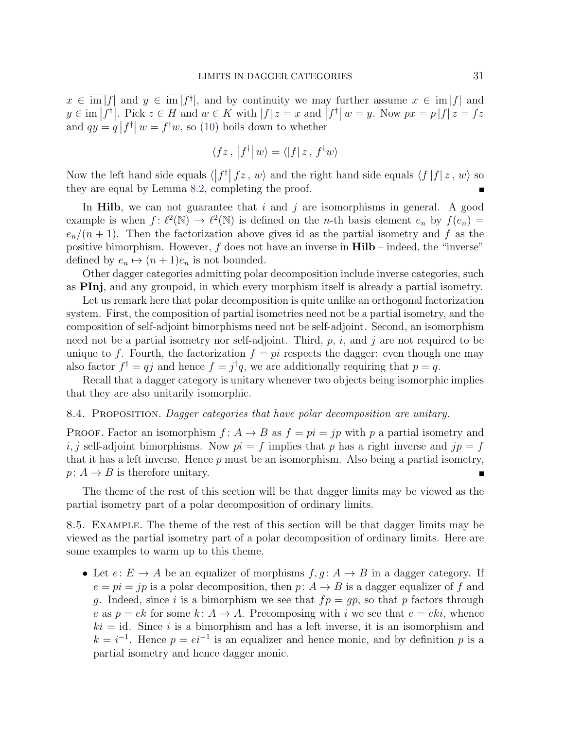$x \in \overline{\operatorname{im}|f|}$ and $y \in \overline{\operatorname{im}|f^\dagger|}$, and by continuity we may further assume $x \in \operatorname{im}|f|$ and $y \in \operatorname{im}\left|f^\dagger\right|$. Pick $z \in H$ and $w \in K$ with $|f|\, z = x$ and $\left|f^\dagger\right| w = y$. Now $px = p\,|f|\, z = fz$ and $qy = q\left|f^\dagger\right| w = f^\dagger w$, so (10) boils down to whether

$$\langle fz\,,\, \left|f^\dagger\right| w\rangle = \langle |f|\, z\,,\, f^\dagger w\rangle$$

Now the left hand side equals $\langle \left|f^\dagger\right| fz\,,\, w\rangle$ and the right hand side equals $\langle f\,|f|\, z\,,\, w\rangle$ so they are equal by Lemma 8.2, completing the proof. ∎

In **Hilb**, we can not guarantee that $i$ and $j$ are isomorphisms in general. A good example is when $f\colon \ell^2(\mathbb{N}) \to \ell^2(\mathbb{N})$ is defined on the $n$-th basis element $e_n$ by $f(e_n) = e_n/(n+1)$. Then the factorization above gives id as the partial isometry and $f$ as the positive bimorphism. However, $f$ does not have an inverse in **Hilb** – indeed, the "inverse" defined by $e_n \mapsto (n+1)e_n$ is not bounded.

Other dagger categories admitting polar decomposition include inverse categories, such as **PInj**, and any groupoid, in which every morphism itself is already a partial isometry.

Let us remark here that polar decomposition is quite unlike an orthogonal factorization system. First, the composition of partial isometries need not be a partial isometry, and the composition of self-adjoint bimorphisms need not be self-adjoint. Second, an isomorphism need not be a partial isometry nor self-adjoint. Third, $p$, $i$, and $j$ are not required to be unique to $f$. Fourth, the factorization $f = pi$ respects the dagger: even though one may also factor $f^\dagger = qj$ and hence $f = j^\dagger q$, we are additionally requiring that $p = q$.

Recall that a dagger category is unitary whenever two objects being isomorphic implies that they are also unitarily isomorphic.

8.4. Proposition. *Dagger categories that have polar decomposition are unitary.*

Proof. Factor an isomorphism $f\colon A \to B$ as $f = pi = jp$ with $p$ a partial isometry and $i, j$ self-adjoint bimorphisms. Now $pi = f$ implies that $p$ has a right inverse and $jp = f$ that it has a left inverse. Hence $p$ must be an isomorphism. Also being a partial isometry, $p\colon A \to B$ is therefore unitary. ∎

The theme of the rest of this section will be that dagger limits may be viewed as the partial isometry part of a polar decomposition of ordinary limits.

8.5. Example. The theme of the rest of this section will be that dagger limits may be viewed as the partial isometry part of a polar decomposition of ordinary limits. Here are some examples to warm up to this theme.

- Let $e\colon E \to A$ be an equalizer of morphisms $f, g\colon A \to B$ in a dagger category. If $e = pi = jp$ is a polar decomposition, then $p\colon A \to B$ is a dagger equalizer of $f$ and $g$. Indeed, since $i$ is a bimorphism we see that $fp = gp$, so that $p$ factors through $e$ as $p = ek$ for some $k\colon A \to A$. Precomposing with $i$ we see that $e = eki$, whence $ki = \mathrm{id}$. Since $i$ is a bimorphism and has a left inverse, it is an isomorphism and $k = i^{-1}$. Hence $p = ei^{-1}$ is an equalizer and hence monic, and by definition $p$ is a partial isometry and hence dagger monic.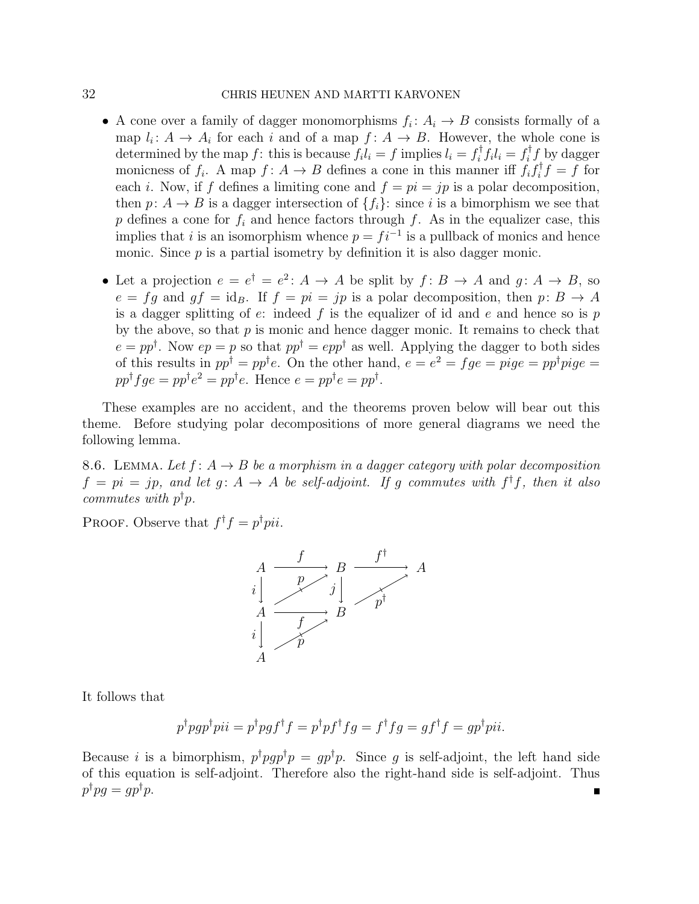- A cone over a family of dagger monomorphisms $f_i \colon A_i \to B$ consists formally of a map $l_i \colon A \to A_i$ for each $i$ and of a map $f \colon A \to B$. However, the whole cone is determined by the map $f$: this is because $f_i l_i = f$ implies $l_i = f_i^\dagger f_i l_i = f_i^\dagger f$ by dagger monicness of $f_i$. A map $f \colon A \to B$ defines a cone in this manner iff $f_i f_i^\dagger f = f$ for each $i$. Now, if $f$ defines a limiting cone and $f = pi = jp$ is a polar decomposition, then $p \colon A \to B$ is a dagger intersection of $\{f_i\}$: since $i$ is a bimorphism we see that $p$ defines a cone for $f_i$ and hence factors through $f$. As in the equalizer case, this implies that $i$ is an isomorphism whence $p = fi^{-1}$ is a pullback of monics and hence monic. Since $p$ is a partial isometry by definition it is also dagger monic.

- Let a projection $e = e^\dagger = e^2 \colon A \to A$ be split by $f \colon B \to A$ and $g \colon A \to B$, so $e = fg$ and $gf = \mathrm{id}_B$. If $f = pi = jp$ is a polar decomposition, then $p \colon B \to A$ is a dagger splitting of $e$: indeed $f$ is the equalizer of id and $e$ and hence so is $p$ by the above, so that $p$ is monic and hence dagger monic. It remains to check that $e = pp^\dagger$. Now $ep = p$ so that $pp^\dagger = epp^\dagger$ as well. Applying the dagger to both sides of this results in $pp^\dagger = pp^\dagger e$. On the other hand, $e = e^2 = fge = pige = pp^\dagger pige = pp^\dagger fge = pp^\dagger e^2 = pp^\dagger e$. Hence $e = pp^\dagger e = pp^\dagger$.

These examples are no accident, and the theorems proven below will bear out this theme. Before studying polar decompositions of more general diagrams we need the following lemma.

8.6. Lemma. *Let $f \colon A \to B$ be a morphism in a dagger category with polar decomposition $f = pi = jp$, and let $g \colon A \to A$ be self-adjoint. If $g$ commutes with $f^\dagger f$, then it also commutes with $p^\dagger p$.*

Proof. Observe that $f^\dagger f = p^\dagger pii$.

$$\begin{array}{ccccc} A & \xrightarrow{\;f\;} & B & \xrightarrow{\;f^\dagger\;} & A \\ {\scriptstyle i}\downarrow & \nearrow_{p} & \downarrow{\scriptstyle j} & \nearrow_{p^\dagger} & \\ A & \xrightarrow{\;f\;} & B & & \\ {\scriptstyle i}\downarrow & \nearrow_{p} & & & \\ A & & & & \end{array}$$

It follows that

$$p^\dagger pgp^\dagger pii = p^\dagger pgf^\dagger f = p^\dagger pf^\dagger fg = f^\dagger fg = gf^\dagger f = gp^\dagger pii.$$

Because $i$ is a bimorphism, $p^\dagger pgp^\dagger p = gp^\dagger p$. Since $g$ is self-adjoint, the left hand side of this equation is self-adjoint. Therefore also the right-hand side is self-adjoint. Thus $p^\dagger pg = gp^\dagger p$. ∎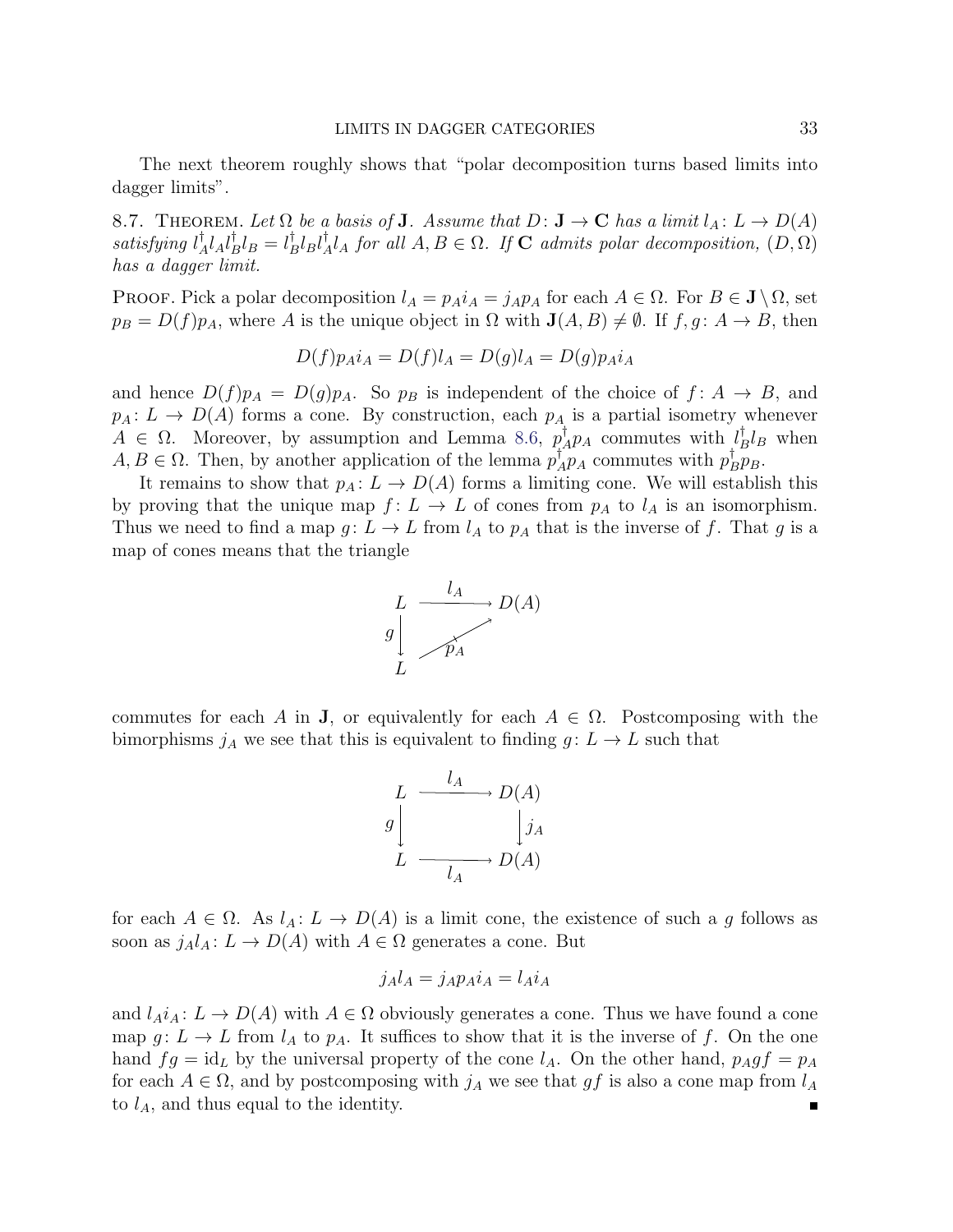The next theorem roughly shows that "polar decomposition turns based limits into dagger limits".

8.7. Theorem. *Let $\Omega$ be a basis of $\mathbf{J}$. Assume that $D\colon \mathbf{J} \to \mathbf{C}$ has a limit $l_A\colon L \to D(A)$ satisfying $l_A^\dagger l_A l_B^\dagger l_B = l_B^\dagger l_B l_A^\dagger l_A$ for all $A, B \in \Omega$. If $\mathbf{C}$ admits polar decomposition, $(D, \Omega)$ has a dagger limit.*

Proof. Pick a polar decomposition $l_A = p_A i_A = j_A p_A$ for each $A \in \Omega$. For $B \in \mathbf{J} \setminus \Omega$, set $p_B = D(f)p_A$, where $A$ is the unique object in $\Omega$ with $\mathbf{J}(A, B) \neq \emptyset$. If $f, g\colon A \to B$, then

$$D(f)p_A i_A = D(f)l_A = D(g)l_A = D(g)p_A i_A$$

and hence $D(f)p_A = D(g)p_A$. So $p_B$ is independent of the choice of $f\colon A \to B$, and $p_A\colon L \to D(A)$ forms a cone. By construction, each $p_A$ is a partial isometry whenever $A \in \Omega$. Moreover, by assumption and Lemma 8.6, $p_A^\dagger p_A$ commutes with $l_B^\dagger l_B$ when $A, B \in \Omega$. Then, by another application of the lemma $p_A^\dagger p_A$ commutes with $p_B^\dagger p_B$.

It remains to show that $p_A\colon L \to D(A)$ forms a limiting cone. We will establish this by proving that the unique map $f\colon L \to L$ of cones from $p_A$ to $l_A$ is an isomorphism. Thus we need to find a map $g\colon L \to L$ from $l_A$ to $p_A$ that is the inverse of $f$. That $g$ is a map of cones means that the triangle

$$\begin{array}{ccc} L & \xrightarrow{\;l_A\;} & D(A) \\ {\scriptstyle g}\downarrow & \nearrow_{p_A} & \\ L & & \end{array}$$

commutes for each $A$ in $\mathbf{J}$, or equivalently for each $A \in \Omega$. Postcomposing with the bimorphisms $j_A$ we see that this is equivalent to finding $g\colon L \to L$ such that

$$\begin{array}{ccc} L & \xrightarrow{\;l_A\;} & D(A) \\ {\scriptstyle g}\downarrow & & \downarrow{\scriptstyle j_A} \\ L & \xrightarrow[\;l_A\;]{} & D(A) \end{array}$$

for each $A \in \Omega$. As $l_A\colon L \to D(A)$ is a limit cone, the existence of such a $g$ follows as soon as $j_A l_A\colon L \to D(A)$ with $A \in \Omega$ generates a cone. But

$$j_A l_A = j_A p_A i_A = l_A i_A$$

and $l_A i_A\colon L \to D(A)$ with $A \in \Omega$ obviously generates a cone. Thus we have found a cone map $g\colon L \to L$ from $l_A$ to $p_A$. It suffices to show that it is the inverse of $f$. On the one hand $fg = \mathrm{id}_L$ by the universal property of the cone $l_A$. On the other hand, $p_A g f = p_A$ for each $A \in \Omega$, and by postcomposing with $j_A$ we see that $gf$ is also a cone map from $l_A$ to $l_A$, and thus equal to the identity. ∎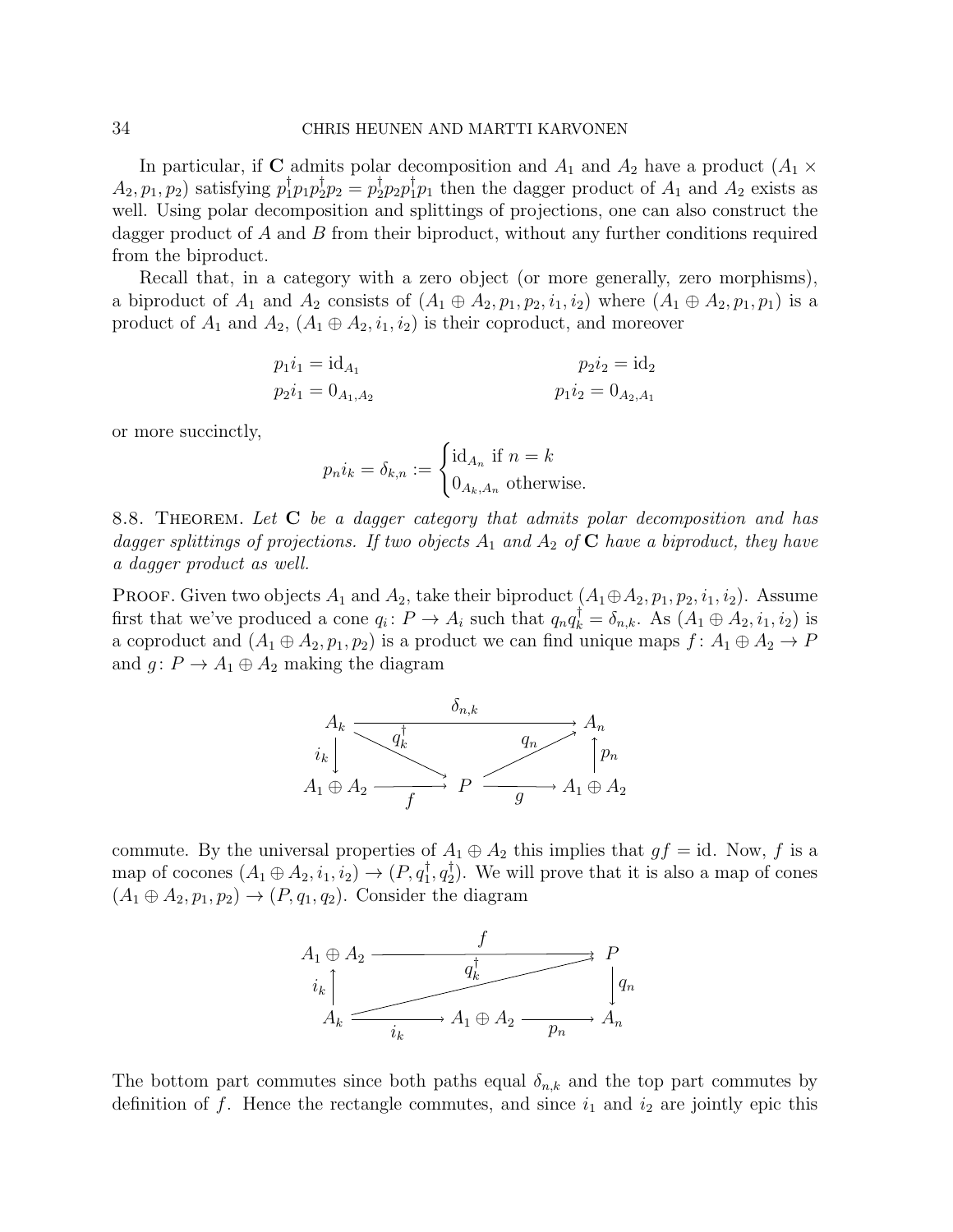In particular, if $\mathbf{C}$ admits polar decomposition and $A_1$ and $A_2$ have a product $(A_1 \times A_2, p_1, p_2)$ satisfying $p_1^\dagger p_1 p_2^\dagger p_2 = p_2^\dagger p_2 p_1^\dagger p_1$ then the dagger product of $A_1$ and $A_2$ exists as well. Using polar decomposition and splittings of projections, one can also construct the dagger product of $A$ and $B$ from their biproduct, without any further conditions required from the biproduct.

Recall that, in a category with a zero object (or more generally, zero morphisms), a biproduct of $A_1$ and $A_2$ consists of $(A_1 \oplus A_2, p_1, p_2, i_1, i_2)$ where $(A_1 \oplus A_2, p_1, p_1)$ is a product of $A_1$ and $A_2$, $(A_1 \oplus A_2, i_1, i_2)$ is their coproduct, and moreover

$$p_1 i_1 = \mathrm{id}_{A_1} \qquad\qquad p_2 i_2 = \mathrm{id}_2$$
$$p_2 i_1 = 0_{A_1, A_2} \qquad\qquad p_1 i_2 = 0_{A_2, A_1}$$

or more succinctly,

$$p_n i_k = \delta_{k,n} := \begin{cases} \mathrm{id}_{A_n} \text{ if } n = k \\ 0_{A_k, A_n} \text{ otherwise.} \end{cases}$$

8.8. Theorem. *Let $\mathbf{C}$ be a dagger category that admits polar decomposition and has dagger splittings of projections. If two objects $A_1$ and $A_2$ of $\mathbf{C}$ have a biproduct, they have a dagger product as well.*

Proof. Given two objects $A_1$ and $A_2$, take their biproduct $(A_1 \oplus A_2, p_1, p_2, i_1, i_2)$. Assume first that we've produced a cone $q_i \colon P \to A_i$ such that $q_n q_k^\dagger = \delta_{n,k}$. As $(A_1 \oplus A_2, i_1, i_2)$ is a coproduct and $(A_1 \oplus A_2, p_1, p_2)$ is a product we can find unique maps $f \colon A_1 \oplus A_2 \to P$ and $g \colon P \to A_1 \oplus A_2$ making the diagram

$$\begin{array}{ccccc}
A_k & & \xrightarrow{\quad \delta_{n,k} \quad} & & A_n \\
{\scriptstyle i_k}\downarrow & \searrow^{q_k^\dagger} & & \nearrow^{q_n} & \uparrow{\scriptstyle p_n} \\
A_1 \oplus A_2 & \xrightarrow[f]{} & P & \xrightarrow[g]{} & A_1 \oplus A_2
\end{array}$$

commute. By the universal properties of $A_1 \oplus A_2$ this implies that $gf = \mathrm{id}$. Now, $f$ is a map of cocones $(A_1 \oplus A_2, i_1, i_2) \to (P, q_1^\dagger, q_2^\dagger)$. We will prove that it is also a map of cones $(A_1 \oplus A_2, p_1, p_2) \to (P, q_1, q_2)$. Consider the diagram

$$\begin{array}{ccccc}
A_1 \oplus A_2 & & \xrightarrow{\quad f \quad} & & P \\
{\scriptstyle i_k}\uparrow & & \nearrow^{q_k^\dagger} & & \downarrow{\scriptstyle q_n} \\
A_k & \xrightarrow[i_k]{} & A_1 \oplus A_2 & \xrightarrow[p_n]{} & A_n
\end{array}$$

The bottom part commutes since both paths equal $\delta_{n,k}$ and the top part commutes by definition of $f$. Hence the rectangle commutes, and since $i_1$ and $i_2$ are jointly epic this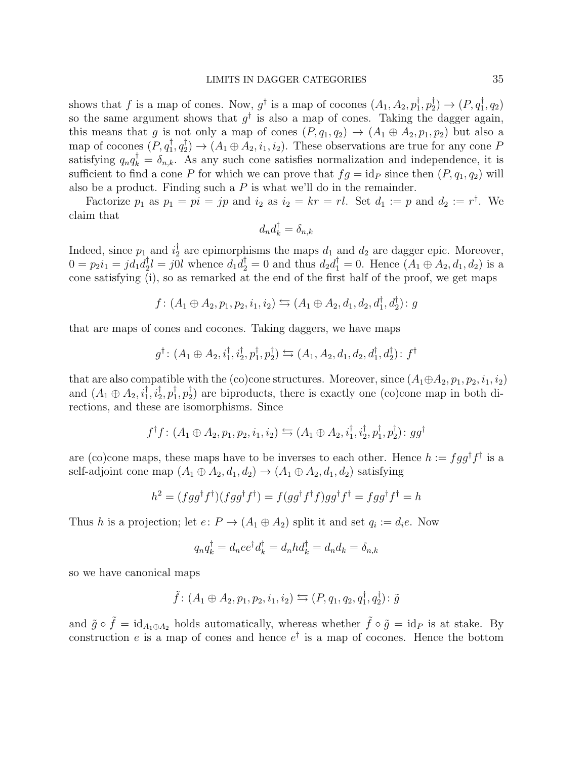shows that $f$ is a map of cones. Now, $g^\dagger$ is a map of cocones $(A_1, A_2, p_1^\dagger, p_2^\dagger) \to (P, q_1^\dagger, q_2)$ so the same argument shows that $g^\dagger$ is also a map of cones. Taking the dagger again, this means that $g$ is not only a map of cones $(P, q_1, q_2) \to (A_1 \oplus A_2, p_1, p_2)$ but also a map of cocones $(P, q_1^\dagger, q_2^\dagger) \to (A_1 \oplus A_2, i_1, i_2)$. These observations are true for any cone $P$ satisfying $q_n q_k^\dagger = \delta_{n,k}$. As any such cone satisfies normalization and independence, it is sufficient to find a cone $P$ for which we can prove that $fg = \mathrm{id}_P$ since then $(P, q_1, q_2)$ will also be a product. Finding such a $P$ is what we'll do in the remainder.

Factorize $p_1$ as $p_1 = pi = jp$ and $i_2$ as $i_2 = kr = rl$. Set $d_1 := p$ and $d_2 := r^\dagger$. We claim that

$$d_n d_k^\dagger = \delta_{n,k}$$

Indeed, since $p_1$ and $i_2^\dagger$ are epimorphisms the maps $d_1$ and $d_2$ are dagger epic. Moreover, $0 = p_2 i_1 = j d_1 d_2^\dagger l = j0l$ whence $d_1 d_2^\dagger = 0$ and thus $d_2 d_1^\dagger = 0$. Hence $(A_1 \oplus A_2, d_1, d_2)$ is a cone satisfying (i), so as remarked at the end of the first half of the proof, we get maps

$$f\colon (A_1 \oplus A_2, p_1, p_2, i_1, i_2) \leftrightarrows (A_1 \oplus A_2, d_1, d_2, d_1^\dagger, d_2^\dagger)\colon g$$

that are maps of cones and cocones. Taking daggers, we have maps

$$g^\dagger\colon (A_1 \oplus A_2, i_1^\dagger, i_2^\dagger, p_1^\dagger, p_2^\dagger) \leftrightarrows (A_1, A_2, d_1, d_2, d_1^\dagger, d_2^\dagger)\colon f^\dagger$$

that are also compatible with the (co)cone structures. Moreover, since $(A_1 \oplus A_2, p_1, p_2, i_1, i_2)$ and $(A_1 \oplus A_2, i_1^\dagger, i_2^\dagger, p_1^\dagger, p_2^\dagger)$ are biproducts, there is exactly one (co)cone map in both directions, and these are isomorphisms. Since

$$f^\dagger f\colon (A_1 \oplus A_2, p_1, p_2, i_1, i_2) \leftrightarrows (A_1 \oplus A_2, i_1^\dagger, i_2^\dagger, p_1^\dagger, p_2^\dagger)\colon gg^\dagger$$

are (co)cone maps, these maps have to be inverses to each other. Hence $h := fgg^\dagger f^\dagger$ is a self-adjoint cone map $(A_1 \oplus A_2, d_1, d_2) \to (A_1 \oplus A_2, d_1, d_2)$ satisfying

$$h^2 = (fgg^\dagger f^\dagger)(fgg^\dagger f^\dagger) = f(gg^\dagger f^\dagger f)gg^\dagger f^\dagger = fgg^\dagger f^\dagger = h$$

Thus $h$ is a projection; let $e\colon P \to (A_1 \oplus A_2)$ split it and set $q_i := d_i e$. Now

$$q_n q_k^\dagger = d_n e e^\dagger d_k^\dagger = d_n h d_k^\dagger = d_n d_k = \delta_{n,k}$$

so we have canonical maps

$$\tilde{f}\colon (A_1 \oplus A_2, p_1, p_2, i_1, i_2) \leftrightarrows (P, q_1, q_2, q_1^\dagger, q_2^\dagger)\colon \tilde{g}$$

and $\tilde{g} \circ \tilde{f} = \mathrm{id}_{A_1 \oplus A_2}$ holds automatically, whereas whether $\tilde{f} \circ \tilde{g} = \mathrm{id}_P$ is at stake. By construction $e$ is a map of cones and hence $e^\dagger$ is a map of cocones. Hence the bottom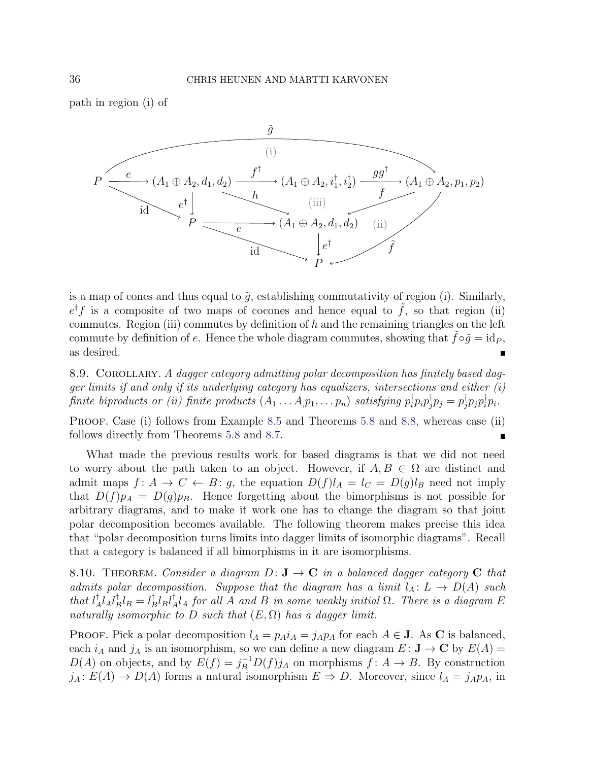path in region (i) of

$$
\begin{array}{ccccccc}
 & & & \tilde{g} \text{ (i)} & & & \\
P & \xrightarrow{e} & (A_1 \oplus A_2, d_1, d_2) & \xrightarrow{f^\dagger} & (A_1 \oplus A_2, i_1^\dagger, i_2^\dagger) & \xrightarrow{gg^\dagger} & (A_1 \oplus A_2, p_1, p_2) \\
 & \searrow^{\mathrm{id}} & \downarrow e^\dagger & \searrow^{h} & \text{(iii)} & \swarrow^{f} & \\
 & & P & \xrightarrow{e} & (A_1 \oplus A_2, d_1, d_2) & \text{(ii)} & \\
 & & & \searrow^{\mathrm{id}} & \downarrow e^\dagger & \swarrow^{\tilde{f}} & \\
 & & & & P & &
\end{array}
$$

is a map of cones and thus equal to $\tilde{g}$, establishing commutativity of region (i). Similarly, $e^\dagger f$ is a composite of two maps of cocones and hence equal to $\tilde{f}$, so that region (ii) commutes. Region (iii) commutes by definition of $h$ and the remaining triangles on the left commute by definition of $e$. Hence the whole diagram commutes, showing that $\tilde{f} \circ \tilde{g} = \mathrm{id}_P$, as desired. ∎

8.9. Corollary. *A dagger category admitting polar decomposition has finitely based dagger limits if and only if its underlying category has equalizers, intersections and either (i) finite biproducts or (ii) finite products* $(A_1 \ldots A, p_1, \ldots p_n)$ *satisfying* $p_i^\dagger p_i p_j^\dagger p_j = p_j^\dagger p_j p_i^\dagger p_i$.

Proof. Case (i) follows from Example 8.5 and Theorems 5.8 and 8.8, whereas case (ii) follows directly from Theorems 5.8 and 8.7. ∎

What made the previous results work for based diagrams is that we did not need to worry about the path taken to an object. However, if $A, B \in \Omega$ are distinct and admit maps $f\colon A \to C \leftarrow B\colon g$, the equation $D(f)l_A = l_C = D(g)l_B$ need not imply that $D(f)p_A = D(g)p_B$. Hence forgetting about the bimorphisms is not possible for arbitrary diagrams, and to make it work one has to change the diagram so that joint polar decomposition becomes available. The following theorem makes precise this idea that "polar decomposition turns limits into dagger limits of isomorphic diagrams". Recall that a category is balanced if all bimorphisms in it are isomorphisms.

8.10. Theorem. *Consider a diagram* $D\colon \mathbf{J} \to \mathbf{C}$ *in a balanced dagger category* $\mathbf{C}$ *that admits polar decomposition. Suppose that the diagram has a limit* $l_A\colon L \to D(A)$ *such that* $l_A^\dagger l_A l_B^\dagger l_B = l_B^\dagger l_B l_A^\dagger l_A$ *for all* $A$ *and* $B$ *in some weakly initial* $\Omega$. *There is a diagram* $E$ *naturally isomorphic to* $D$ *such that* $(E, \Omega)$ *has a dagger limit.*

Proof. Pick a polar decomposition $l_A = p_A i_A = j_A p_A$ for each $A \in \mathbf{J}$. As $\mathbf{C}$ is balanced, each $i_A$ and $j_A$ is an isomorphism, so we can define a new diagram $E\colon \mathbf{J} \to \mathbf{C}$ by $E(A) = D(A)$ on objects, and by $E(f) = j_B^{-1} D(f) j_A$ on morphisms $f\colon A \to B$. By construction $j_A\colon E(A) \to D(A)$ forms a natural isomorphism $E \Rightarrow D$. Moreover, since $l_A = j_A p_A$, in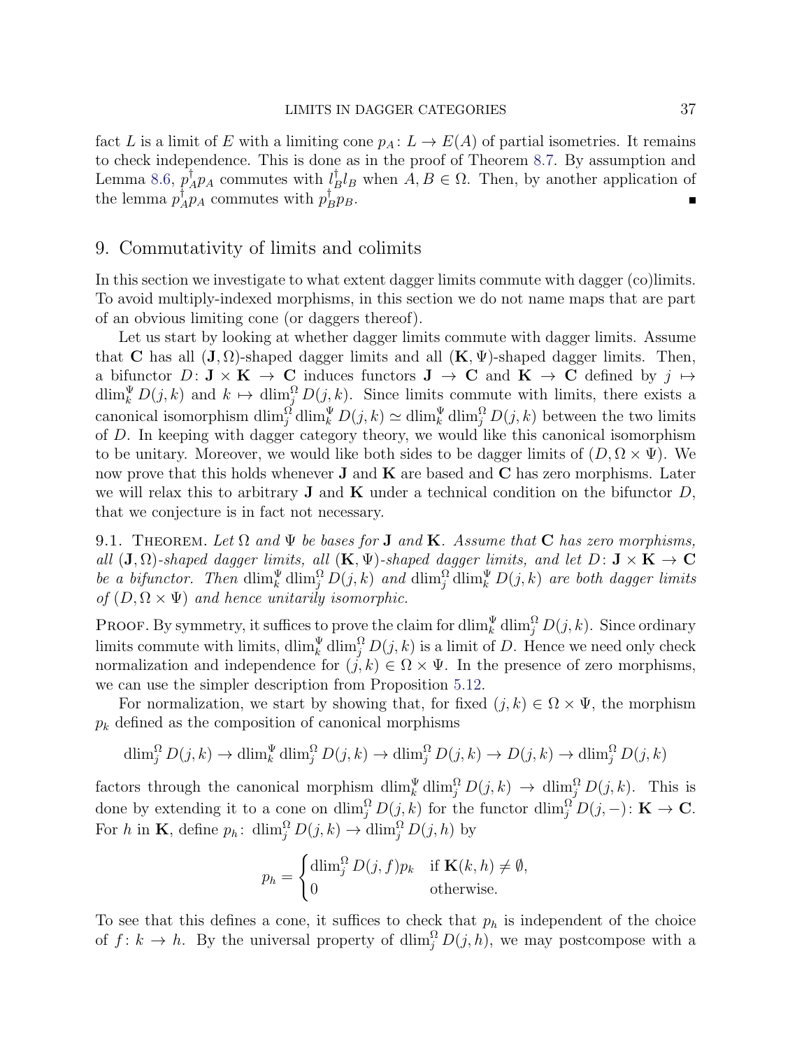fact $L$ is a limit of $E$ with a limiting cone $p_A \colon L \to E(A)$ of partial isometries. It remains to check independence. This is done as in the proof of Theorem 8.7. By assumption and Lemma 8.6, $p_A^\dagger p_A$ commutes with $l_B^\dagger l_B$ when $A, B \in \Omega$. Then, by another application of the lemma $p_A^\dagger p_A$ commutes with $p_B^\dagger p_B$. ∎

## 9. Commutativity of limits and colimits

In this section we investigate to what extent dagger limits commute with dagger (co)limits. To avoid multiply-indexed morphisms, in this section we do not name maps that are part of an obvious limiting cone (or daggers thereof).

Let us start by looking at whether dagger limits commute with dagger limits. Assume that $\mathbf{C}$ has all $(\mathbf{J}, \Omega)$-shaped dagger limits and all $(\mathbf{K}, \Psi)$-shaped dagger limits. Then, a bifunctor $D \colon \mathbf{J} \times \mathbf{K} \to \mathbf{C}$ induces functors $\mathbf{J} \to \mathbf{C}$ and $\mathbf{K} \to \mathbf{C}$ defined by $j \mapsto \operatorname{dlim}_k^\Psi D(j,k)$ and $k \mapsto \operatorname{dlim}_j^\Omega D(j,k)$. Since limits commute with limits, there exists a canonical isomorphism $\operatorname{dlim}_j^\Omega \operatorname{dlim}_k^\Psi D(j,k) \simeq \operatorname{dlim}_k^\Psi \operatorname{dlim}_j^\Omega D(j,k)$ between the two limits of $D$. In keeping with dagger category theory, we would like this canonical isomorphism to be unitary. Moreover, we would like both sides to be dagger limits of $(D, \Omega \times \Psi)$. We now prove that this holds whenever $\mathbf{J}$ and $\mathbf{K}$ are based and $\mathbf{C}$ has zero morphisms. Later we will relax this to arbitrary $\mathbf{J}$ and $\mathbf{K}$ under a technical condition on the bifunctor $D$, that we conjecture is in fact not necessary.

9.1. Theorem. *Let $\Omega$ and $\Psi$ be bases for $\mathbf{J}$ and $\mathbf{K}$. Assume that $\mathbf{C}$ has zero morphisms, all $(\mathbf{J}, \Omega)$-shaped dagger limits, all $(\mathbf{K}, \Psi)$-shaped dagger limits, and let $D \colon \mathbf{J} \times \mathbf{K} \to \mathbf{C}$ be a bifunctor. Then $\operatorname{dlim}_k^\Psi \operatorname{dlim}_j^\Omega D(j,k)$ and $\operatorname{dlim}_j^\Omega \operatorname{dlim}_k^\Psi D(j,k)$ are both dagger limits of $(D, \Omega \times \Psi)$ and hence unitarily isomorphic.*

Proof. By symmetry, it suffices to prove the claim for $\operatorname{dlim}_k^\Psi \operatorname{dlim}_j^\Omega D(j,k)$. Since ordinary limits commute with limits, $\operatorname{dlim}_k^\Psi \operatorname{dlim}_j^\Omega D(j,k)$ is a limit of $D$. Hence we need only check normalization and independence for $(j,k) \in \Omega \times \Psi$. In the presence of zero morphisms, we can use the simpler description from Proposition 5.12.

For normalization, we start by showing that, for fixed $(j,k) \in \Omega \times \Psi$, the morphism $p_k$ defined as the composition of canonical morphisms

$$\operatorname{dlim}_j^\Omega D(j,k) \to \operatorname{dlim}_k^\Psi \operatorname{dlim}_j^\Omega D(j,k) \to \operatorname{dlim}_j^\Omega D(j,k) \to D(j,k) \to \operatorname{dlim}_j^\Omega D(j,k)$$

factors through the canonical morphism $\operatorname{dlim}_k^\Psi \operatorname{dlim}_j^\Omega D(j,k) \to \operatorname{dlim}_j^\Omega D(j,k)$. This is done by extending it to a cone on $\operatorname{dlim}_j^\Omega D(j,k)$ for the functor $\operatorname{dlim}_j^\Omega D(j,-) \colon \mathbf{K} \to \mathbf{C}$. For $h$ in $\mathbf{K}$, define $p_h \colon \operatorname{dlim}_j^\Omega D(j,k) \to \operatorname{dlim}_j^\Omega D(j,h)$ by

$$p_h = \begin{cases} \operatorname{dlim}_j^\Omega D(j,f) p_k & \text{if } \mathbf{K}(k,h) \neq \emptyset, \\ 0 & \text{otherwise.} \end{cases}$$

To see that this defines a cone, it suffices to check that $p_h$ is independent of the choice of $f \colon k \to h$. By the universal property of $\operatorname{dlim}_j^\Omega D(j,h)$, we may postcompose with a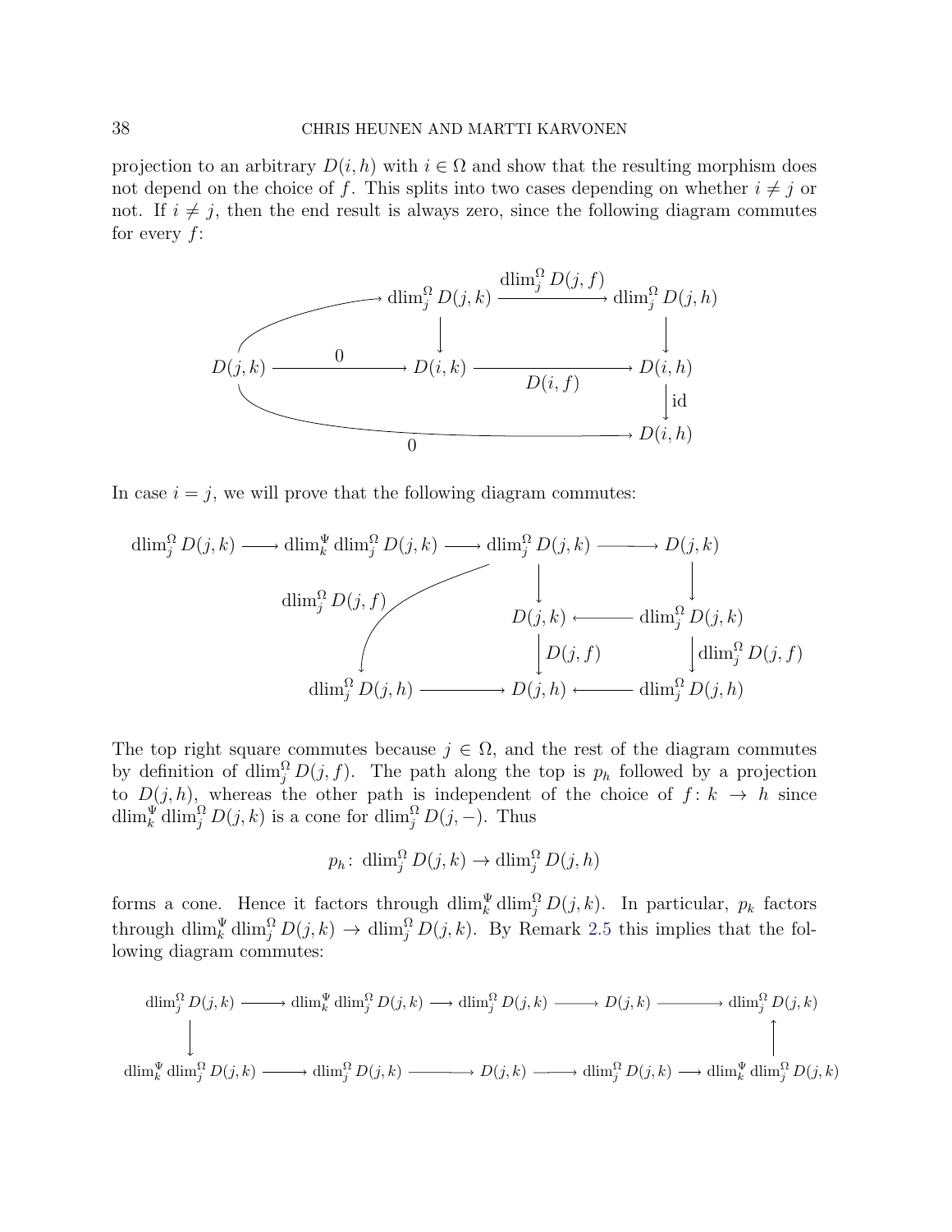projection to an arbitrary $D(i,h)$ with $i \in \Omega$ and show that the resulting morphism does not depend on the choice of $f$. This splits into two cases depending on whether $i \neq j$ or not. If $i \neq j$, then the end result is always zero, since the following diagram commutes for every $f$:

$$
\begin{array}{ccccc}
 & & \operatorname{dlim}^{\Omega}_j D(j,k) & \xrightarrow{\operatorname{dlim}^{\Omega}_j D(j,f)} & \operatorname{dlim}^{\Omega}_j D(j,h) \\
 & & \downarrow & & \downarrow \\
D(j,k) & \xrightarrow{0} & D(i,k) & \xrightarrow{D(i,f)} & D(i,h) \\
 & & & & \downarrow \mathrm{id} \\
 & & \xrightarrow{0} & & D(i,h)
\end{array}
$$

In case $i = j$, we will prove that the following diagram commutes:

$$
\begin{array}{ccccccc}
\operatorname{dlim}^{\Omega}_j D(j,k) & \longrightarrow & \operatorname{dlim}^{\Psi}_k \operatorname{dlim}^{\Omega}_j D(j,k) & \longrightarrow & \operatorname{dlim}^{\Omega}_j D(j,k) & \longrightarrow & D(j,k) \\
 & & & \swarrow \operatorname{dlim}^{\Omega}_j D(j,f) & \downarrow & & \downarrow \\
 & & & & D(j,k) & \longleftarrow & \operatorname{dlim}^{\Omega}_j D(j,k) \\
 & & & & \downarrow D(j,f) & & \downarrow \operatorname{dlim}^{\Omega}_j D(j,f) \\
 & & \operatorname{dlim}^{\Omega}_j D(j,h) & \longrightarrow & D(j,h) & \longleftarrow & \operatorname{dlim}^{\Omega}_j D(j,h)
\end{array}
$$

The top right square commutes because $j \in \Omega$, and the rest of the diagram commutes by definition of $\operatorname{dlim}^{\Omega}_j D(j,f)$. The path along the top is $p_h$ followed by a projection to $D(j,h)$, whereas the other path is independent of the choice of $f \colon k \to h$ since $\operatorname{dlim}^{\Psi}_k \operatorname{dlim}^{\Omega}_j D(j,k)$ is a cone for $\operatorname{dlim}^{\Omega}_j D(j,-)$. Thus

$$p_h \colon \operatorname{dlim}^{\Omega}_j D(j,k) \to \operatorname{dlim}^{\Omega}_j D(j,h)$$

forms a cone. Hence it factors through $\operatorname{dlim}^{\Psi}_k \operatorname{dlim}^{\Omega}_j D(j,k)$. In particular, $p_k$ factors through $\operatorname{dlim}^{\Psi}_k \operatorname{dlim}^{\Omega}_j D(j,k) \to \operatorname{dlim}^{\Omega}_j D(j,k)$. By Remark 2.5 this implies that the following diagram commutes:

$$
\begin{array}{ccccccccc}
\operatorname{dlim}^{\Omega}_j D(j,k) & \to & \operatorname{dlim}^{\Psi}_k \operatorname{dlim}^{\Omega}_j D(j,k) & \to & \operatorname{dlim}^{\Omega}_j D(j,k) & \to & D(j,k) & \to & \operatorname{dlim}^{\Omega}_j D(j,k) \\
\downarrow & & & & & & & & \uparrow \\
\operatorname{dlim}^{\Psi}_k \operatorname{dlim}^{\Omega}_j D(j,k) & \to & \operatorname{dlim}^{\Omega}_j D(j,k) & \to & D(j,k) & \to & \operatorname{dlim}^{\Omega}_j D(j,k) & \to & \operatorname{dlim}^{\Psi}_k \operatorname{dlim}^{\Omega}_j D(j,k)
\end{array}
$$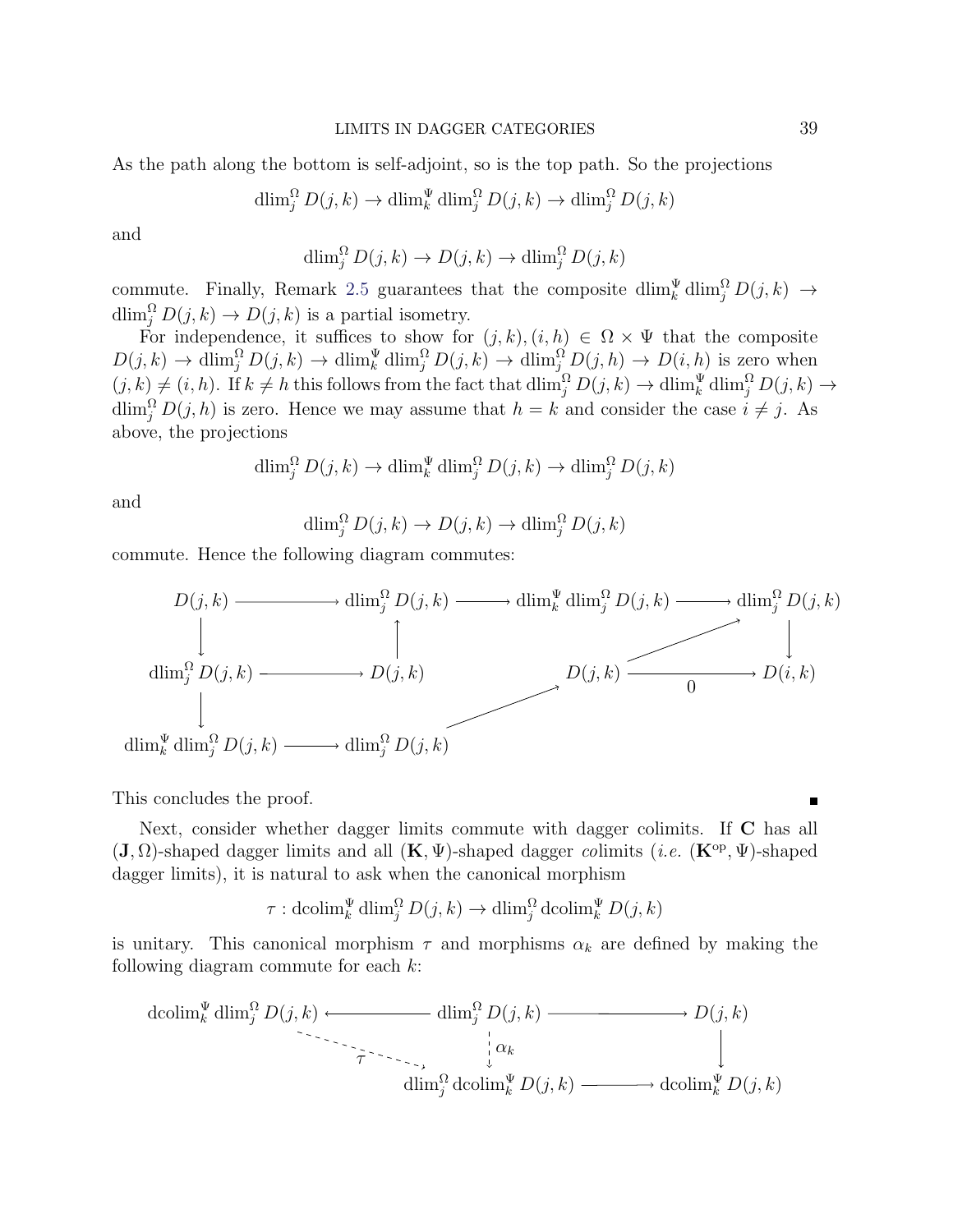As the path along the bottom is self-adjoint, so is the top path. So the projections

$$\operatorname{dlim}^{\Omega}_j D(j,k) \to \operatorname{dlim}^{\Psi}_k \operatorname{dlim}^{\Omega}_j D(j,k) \to \operatorname{dlim}^{\Omega}_j D(j,k)$$

and

$$\operatorname{dlim}^{\Omega}_j D(j,k) \to D(j,k) \to \operatorname{dlim}^{\Omega}_j D(j,k)$$

commute. Finally, Remark 2.5 guarantees that the composite $\operatorname{dlim}^{\Psi}_k \operatorname{dlim}^{\Omega}_j D(j,k) \to \operatorname{dlim}^{\Omega}_j D(j,k) \to D(j,k)$ is a partial isometry.

For independence, it suffices to show for $(j,k),(i,h) \in \Omega \times \Psi$ that the composite $D(j,k) \to \operatorname{dlim}^{\Omega}_j D(j,k) \to \operatorname{dlim}^{\Psi}_k \operatorname{dlim}^{\Omega}_j D(j,k) \to \operatorname{dlim}^{\Omega}_j D(j,h) \to D(i,h)$ is zero when $(j,k) \neq (i,h)$. If $k \neq h$ this follows from the fact that $\operatorname{dlim}^{\Omega}_j D(j,k) \to \operatorname{dlim}^{\Psi}_k \operatorname{dlim}^{\Omega}_j D(j,k) \to \operatorname{dlim}^{\Omega}_j D(j,h)$ is zero. Hence we may assume that $h = k$ and consider the case $i \neq j$. As above, the projections

$$\operatorname{dlim}^{\Omega}_j D(j,k) \to \operatorname{dlim}^{\Psi}_k \operatorname{dlim}^{\Omega}_j D(j,k) \to \operatorname{dlim}^{\Omega}_j D(j,k)$$

and

$$\operatorname{dlim}^{\Omega}_j D(j,k) \to D(j,k) \to \operatorname{dlim}^{\Omega}_j D(j,k)$$

commute. Hence the following diagram commutes:

$$\begin{array}{ccccccc}
D(j,k) & \longrightarrow & \operatorname{dlim}^{\Omega}_j D(j,k) & \longrightarrow & \operatorname{dlim}^{\Psi}_k \operatorname{dlim}^{\Omega}_j D(j,k) & \longrightarrow & \operatorname{dlim}^{\Omega}_j D(j,k) \\
\downarrow & & \uparrow & & \nearrow & & \downarrow \\
\operatorname{dlim}^{\Omega}_j D(j,k) & \longrightarrow & D(j,k) & & D(j,k) & \xrightarrow[0]{} & D(i,k) \\
\downarrow & & & \nearrow & & & \\
\operatorname{dlim}^{\Psi}_k \operatorname{dlim}^{\Omega}_j D(j,k) & \longrightarrow & \operatorname{dlim}^{\Omega}_j D(j,k) & & & &
\end{array}$$

This concludes the proof. ∎

Next, consider whether dagger limits commute with dagger colimits. If $\mathbf{C}$ has all $(\mathbf{J},\Omega)$-shaped dagger limits and all $(\mathbf{K},\Psi)$-shaped dagger *co*limits (*i.e.* $(\mathbf{K}^{\mathrm{op}},\Psi)$-shaped dagger limits), it is natural to ask when the canonical morphism

$$\tau \colon \operatorname{dcolim}^{\Psi}_k \operatorname{dlim}^{\Omega}_j D(j,k) \to \operatorname{dlim}^{\Omega}_j \operatorname{dcolim}^{\Psi}_k D(j,k)$$

is unitary. This canonical morphism $\tau$ and morphisms $\alpha_k$ are defined by making the following diagram commute for each $k$:

$$\begin{array}{ccccc}
\operatorname{dcolim}^{\Psi}_k \operatorname{dlim}^{\Omega}_j D(j,k) & \longleftarrow & \operatorname{dlim}^{\Omega}_j D(j,k) & \longrightarrow & D(j,k) \\
& \overset{\tau}{\searrow} & \downarrow{\scriptstyle \alpha_k} & & \downarrow \\
& & \operatorname{dlim}^{\Omega}_j \operatorname{dcolim}^{\Psi}_k D(j,k) & \longrightarrow & \operatorname{dcolim}^{\Psi}_k D(j,k)
\end{array}$$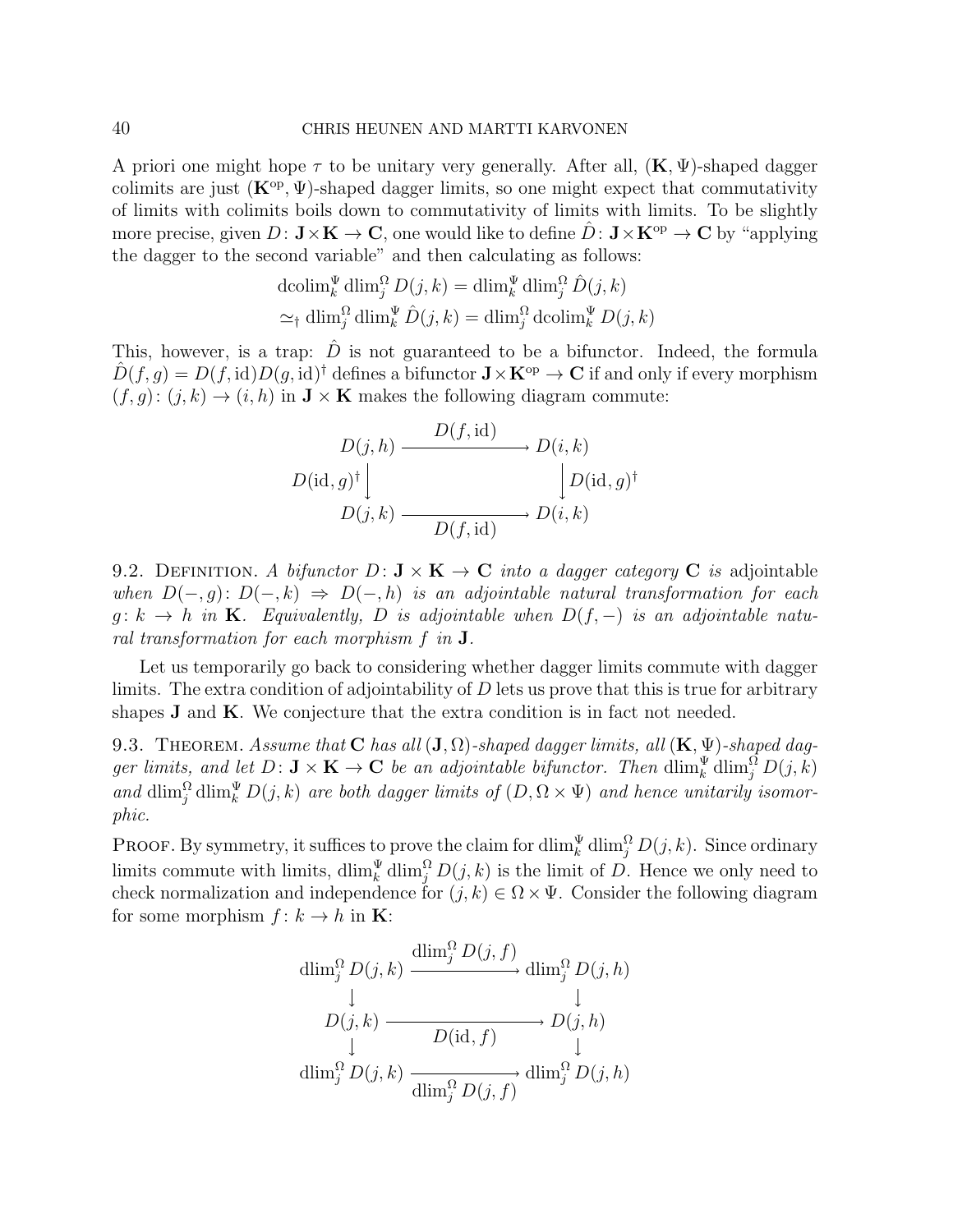A priori one might hope $\tau$ to be unitary very generally. After all, $(\mathbf{K}, \Psi)$-shaped dagger colimits are just $(\mathbf{K}^{\mathrm{op}}, \Psi)$-shaped dagger limits, so one might expect that commutativity of limits with colimits boils down to commutativity of limits with limits. To be slightly more precise, given $D\colon \mathbf{J}\times\mathbf{K} \to \mathbf{C}$, one would like to define $\hat{D}\colon \mathbf{J}\times\mathbf{K}^{\mathrm{op}} \to \mathbf{C}$ by "applying the dagger to the second variable" and then calculating as follows:

$$
\begin{aligned}
&\operatorname{dcolim}^{\Psi}_{k} \operatorname{dlim}^{\Omega}_{j} D(j,k) = \operatorname{dlim}^{\Psi}_{k} \operatorname{dlim}^{\Omega}_{j} \hat{D}(j,k) \\
&\simeq_{\dagger} \operatorname{dlim}^{\Omega}_{j} \operatorname{dlim}^{\Psi}_{k} \hat{D}(j,k) = \operatorname{dlim}^{\Omega}_{j} \operatorname{dcolim}^{\Psi}_{k} D(j,k)
\end{aligned}
$$

This, however, is a trap: $\hat{D}$ is not guaranteed to be a bifunctor. Indeed, the formula $\hat{D}(f,g) = D(f,\mathrm{id})D(g,\mathrm{id})^{\dagger}$ defines a bifunctor $\mathbf{J}\times\mathbf{K}^{\mathrm{op}} \to \mathbf{C}$ if and only if every morphism $(f,g)\colon (j,k) \to (i,h)$ in $\mathbf{J}\times\mathbf{K}$ makes the following diagram commute:

$$
\begin{array}{ccc}
D(j,h) & \xrightarrow{\;D(f,\mathrm{id})\;} & D(i,k) \\
{\scriptstyle D(\mathrm{id},g)^{\dagger}}\big\downarrow & & \big\downarrow{\scriptstyle D(\mathrm{id},g)^{\dagger}} \\
D(j,k) & \xrightarrow[\;D(f,\mathrm{id})\;]{} & D(i,k)
\end{array}
$$

9.2. Definition. *A bifunctor $D\colon \mathbf{J}\times\mathbf{K} \to \mathbf{C}$ into a dagger category $\mathbf{C}$ is* adjointable *when $D(-,g)\colon D(-,k) \Rightarrow D(-,h)$ is an adjointable natural transformation for each $g\colon k \to h$ in $\mathbf{K}$. Equivalently, $D$ is adjointable when $D(f,-)$ is an adjointable natural transformation for each morphism $f$ in $\mathbf{J}$.*

Let us temporarily go back to considering whether dagger limits commute with dagger limits. The extra condition of adjointability of $D$ lets us prove that this is true for arbitrary shapes $\mathbf{J}$ and $\mathbf{K}$. We conjecture that the extra condition is in fact not needed.

9.3. Theorem. *Assume that $\mathbf{C}$ has all $(\mathbf{J},\Omega)$-shaped dagger limits, all $(\mathbf{K},\Psi)$-shaped dagger limits, and let $D\colon \mathbf{J}\times\mathbf{K} \to \mathbf{C}$ be an adjointable bifunctor. Then $\operatorname{dlim}^{\Psi}_{k} \operatorname{dlim}^{\Omega}_{j} D(j,k)$ and $\operatorname{dlim}^{\Omega}_{j} \operatorname{dlim}^{\Psi}_{k} D(j,k)$ are both dagger limits of $(D, \Omega\times\Psi)$ and hence unitarily isomorphic.*

Proof. By symmetry, it suffices to prove the claim for $\operatorname{dlim}^{\Psi}_{k} \operatorname{dlim}^{\Omega}_{j} D(j,k)$. Since ordinary limits commute with limits, $\operatorname{dlim}^{\Psi}_{k} \operatorname{dlim}^{\Omega}_{j} D(j,k)$ is the limit of $D$. Hence we only need to check normalization and independence for $(j,k) \in \Omega\times\Psi$. Consider the following diagram for some morphism $f\colon k \to h$ in $\mathbf{K}$:

$$
\begin{array}{ccc}
\operatorname{dlim}^{\Omega}_{j} D(j,k) & \xrightarrow{\;\operatorname{dlim}^{\Omega}_{j} D(j,f)\;} & \operatorname{dlim}^{\Omega}_{j} D(j,h) \\
\big\downarrow & & \big\downarrow \\
D(j,k) & \xrightarrow[\;D(\mathrm{id},f)\;]{} & D(j,h) \\
\big\downarrow & & \big\downarrow \\
\operatorname{dlim}^{\Omega}_{j} D(j,k) & \xrightarrow[\;\operatorname{dlim}^{\Omega}_{j} D(j,f)\;]{} & \operatorname{dlim}^{\Omega}_{j} D(j,h)
\end{array}
$$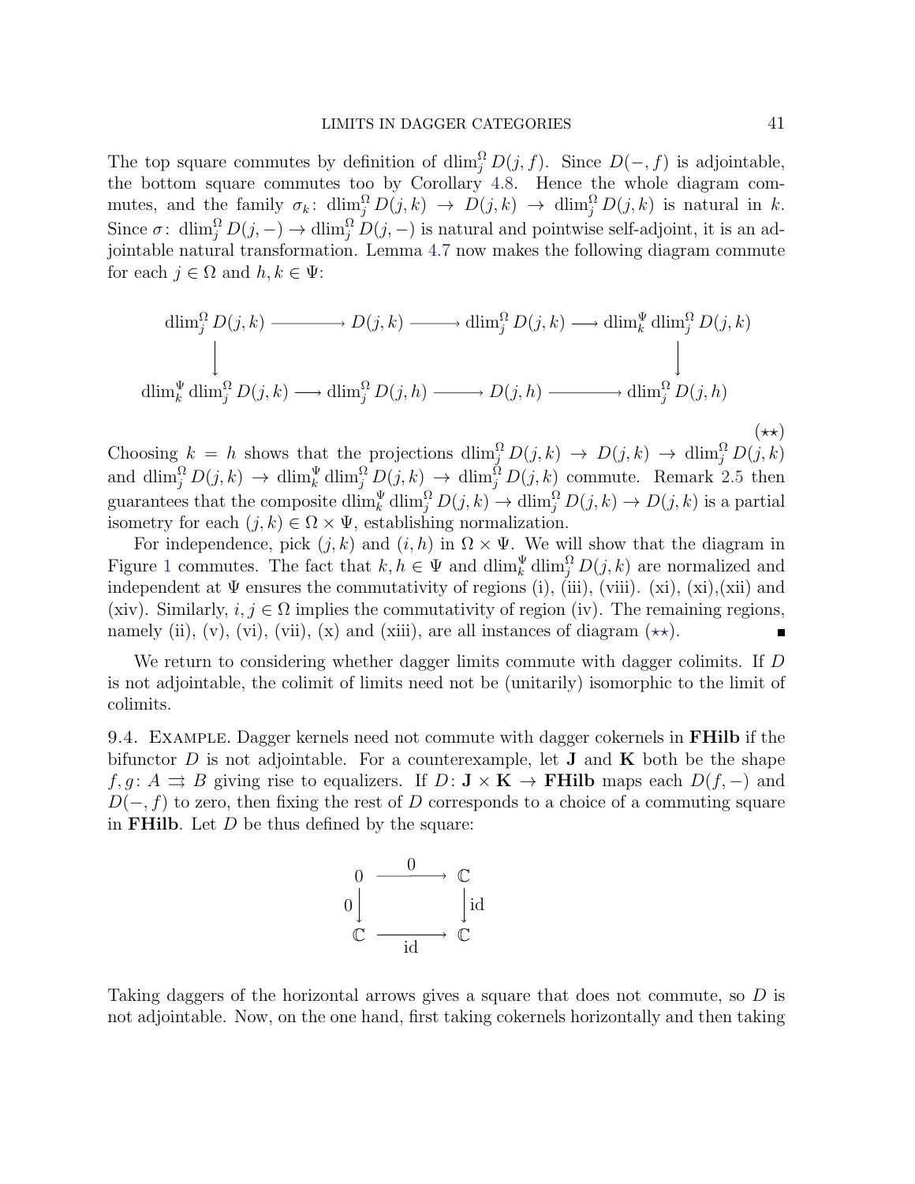The top square commutes by definition of $\operatorname{dlim}_j^\Omega D(j,f)$. Since $D(-,f)$ is adjointable, the bottom square commutes too by Corollary 4.8. Hence the whole diagram commutes, and the family $\sigma_k \colon \operatorname{dlim}_j^\Omega D(j,k) \to D(j,k) \to \operatorname{dlim}_j^\Omega D(j,k)$ is natural in $k$. Since $\sigma \colon \operatorname{dlim}_j^\Omega D(j,-) \to \operatorname{dlim}_j^\Omega D(j,-)$ is natural and pointwise self-adjoint, it is an adjointable natural transformation. Lemma 4.7 now makes the following diagram commute for each $j \in \Omega$ and $h,k \in \Psi$:

$$
\begin{array}{ccccccc}
\operatorname{dlim}_j^\Omega D(j,k) & \longrightarrow & D(j,k) & \longrightarrow & \operatorname{dlim}_j^\Omega D(j,k) & \longrightarrow & \operatorname{dlim}_k^\Psi \operatorname{dlim}_j^\Omega D(j,k) \\
\downarrow & & & & & & \downarrow \\
\operatorname{dlim}_k^\Psi \operatorname{dlim}_j^\Omega D(j,k) & \longrightarrow & \operatorname{dlim}_j^\Omega D(j,h) & \longrightarrow & D(j,h) & \longrightarrow & \operatorname{dlim}_j^\Omega D(j,h)
\end{array}
\tag{$\star\star$}
$$

Choosing $k = h$ shows that the projections $\operatorname{dlim}_j^\Omega D(j,k) \to D(j,k) \to \operatorname{dlim}_j^\Omega D(j,k)$ and $\operatorname{dlim}_j^\Omega D(j,k) \to \operatorname{dlim}_k^\Psi \operatorname{dlim}_j^\Omega D(j,k) \to \operatorname{dlim}_j^\Omega D(j,k)$ commute. Remark 2.5 then guarantees that the composite $\operatorname{dlim}_k^\Psi \operatorname{dlim}_j^\Omega D(j,k) \to \operatorname{dlim}_j^\Omega D(j,k) \to D(j,k)$ is a partial isometry for each $(j,k) \in \Omega \times \Psi$, establishing normalization.

For independence, pick $(j,k)$ and $(i,h)$ in $\Omega \times \Psi$. We will show that the diagram in Figure 1 commutes. The fact that $k,h \in \Psi$ and $\operatorname{dlim}_k^\Psi \operatorname{dlim}_j^\Omega D(j,k)$ are normalized and independent at $\Psi$ ensures the commutativity of regions (i), (iii), (viii). (xi), (xi),(xii) and (xiv). Similarly, $i,j \in \Omega$ implies the commutativity of region (iv). The remaining regions, namely (ii), (v), (vi), (vii), (x) and (xiii), are all instances of diagram ($\star\star$). ∎

We return to considering whether dagger limits commute with dagger colimits. If $D$ is not adjointable, the colimit of limits need not be (unitarily) isomorphic to the limit of colimits.

**9.4. Example.** Dagger kernels need not commute with dagger cokernels in **FHilb** if the bifunctor $D$ is not adjointable. For a counterexample, let **J** and **K** both be the shape $f,g \colon A \rightrightarrows B$ giving rise to equalizers. If $D \colon \mathbf{J} \times \mathbf{K} \to \mathbf{FHilb}$ maps each $D(f,-)$ and $D(-,f)$ to zero, then fixing the rest of $D$ corresponds to a choice of a commuting square in **FHilb**. Let $D$ be thus defined by the square:

$$
\begin{array}{ccc}
0 & \xrightarrow{\;0\;} & \mathbb{C} \\
{\scriptstyle 0}\downarrow & & \downarrow{\scriptstyle \mathrm{id}} \\
\mathbb{C} & \xrightarrow[\mathrm{id}]{} & \mathbb{C}
\end{array}
$$

Taking daggers of the horizontal arrows gives a square that does not commute, so $D$ is not adjointable. Now, on the one hand, first taking cokernels horizontally and then taking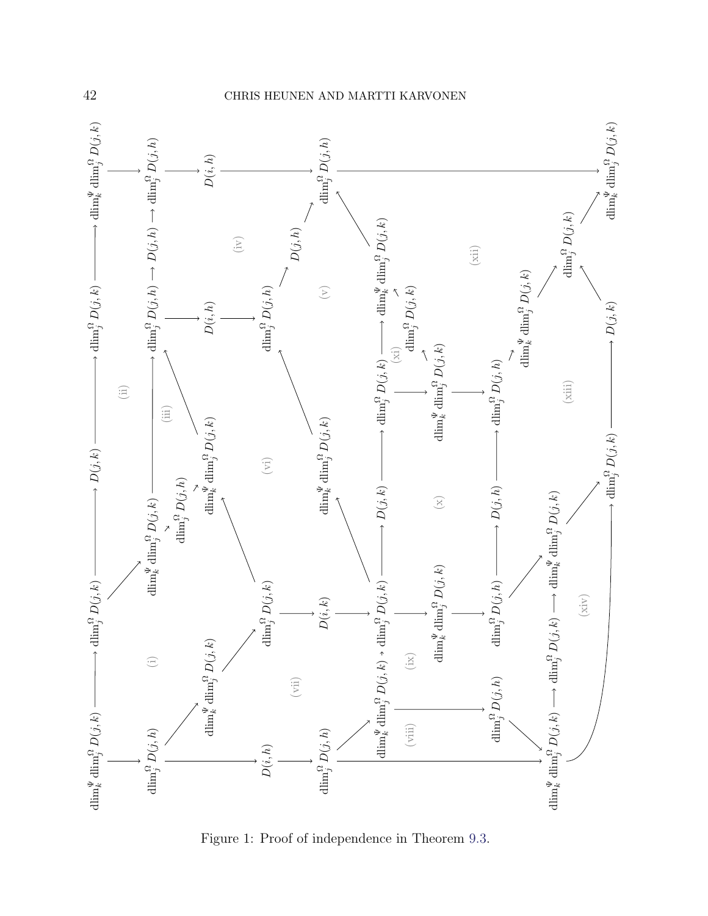Figure 1: Proof of independence in Theorem 9.3.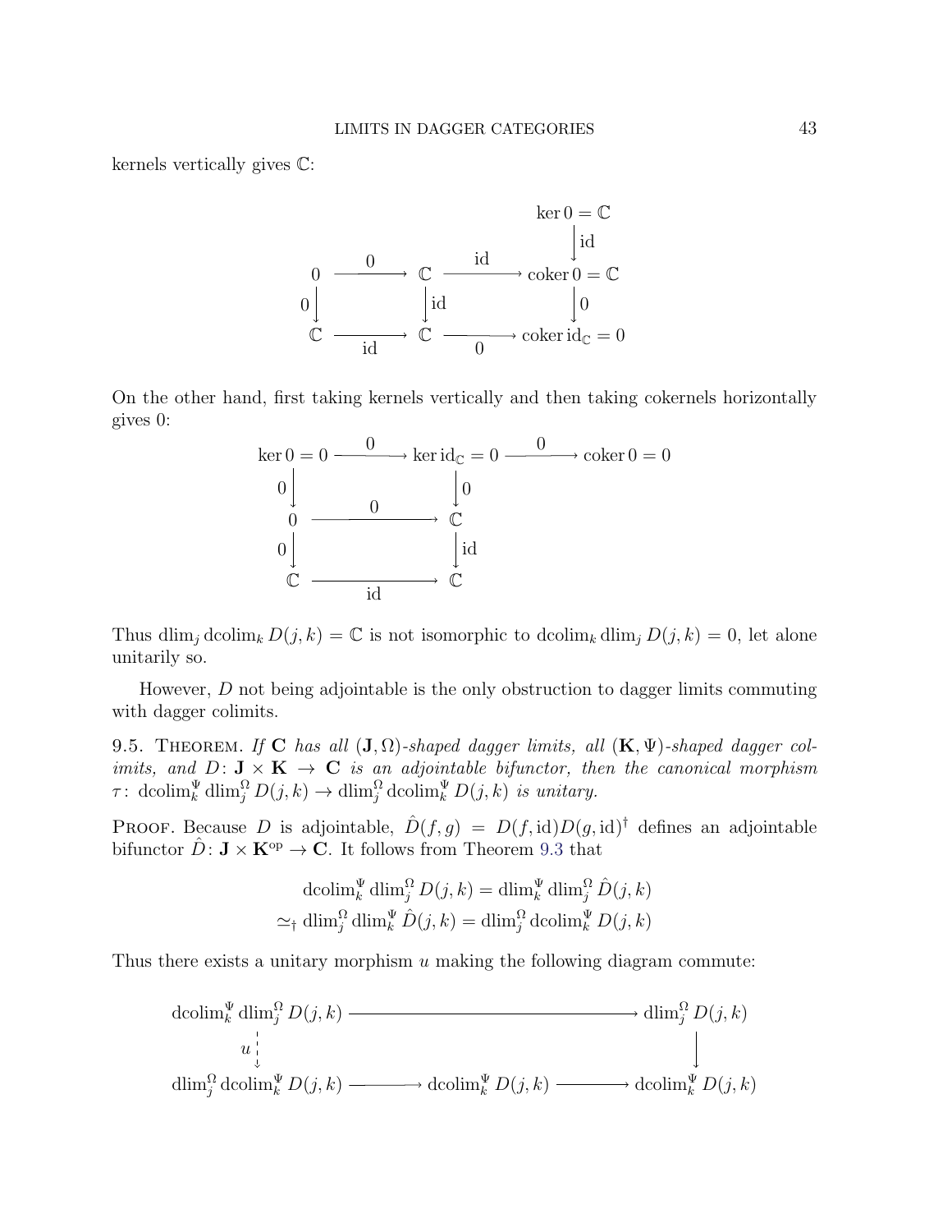kernels vertically gives $\mathbb{C}$:

$$
\begin{array}{ccccc}
 & & & & \ker 0 = \mathbb{C} \\
 & & & & \big\downarrow \scriptstyle{\mathrm{id}} \\
0 & \xrightarrow{0} & \mathbb{C} & \xrightarrow{\mathrm{id}} & \operatorname{coker} 0 = \mathbb{C} \\
\scriptstyle{0}\big\downarrow & & \big\downarrow \scriptstyle{\mathrm{id}} & & \big\downarrow \scriptstyle{0} \\
\mathbb{C} & \xrightarrow[\mathrm{id}]{} & \mathbb{C} & \xrightarrow[0]{} & \operatorname{coker} \mathrm{id}_{\mathbb{C}} = 0
\end{array}
$$

On the other hand, first taking kernels vertically and then taking cokernels horizontally gives 0:

$$
\begin{array}{ccccc}
\ker 0 = 0 & \xrightarrow{0} & \ker \mathrm{id}_{\mathbb{C}} = 0 & \xrightarrow{0} & \operatorname{coker} 0 = 0 \\
\scriptstyle{0}\big\downarrow & & \big\downarrow \scriptstyle{0} & & \\
0 & \xrightarrow{0} & \mathbb{C} & & \\
\scriptstyle{0}\big\downarrow & & \big\downarrow \scriptstyle{\mathrm{id}} & & \\
\mathbb{C} & \xrightarrow[\mathrm{id}]{} & \mathbb{C} & &
\end{array}
$$

Thus $\operatorname{dlim}_j \operatorname{dcolim}_k D(j,k) = \mathbb{C}$ is not isomorphic to $\operatorname{dcolim}_k \operatorname{dlim}_j D(j,k) = 0$, let alone unitarily so.

However, $D$ not being adjointable is the only obstruction to dagger limits commuting with dagger colimits.

9.5. Theorem. *If* $\mathbf{C}$ *has all* $(\mathbf{J}, \Omega)$*-shaped dagger limits, all* $(\mathbf{K}, \Psi)$*-shaped dagger colimits, and* $D\colon \mathbf{J} \times \mathbf{K} \to \mathbf{C}$ *is an adjointable bifunctor, then the canonical morphism* $\tau\colon \operatorname{dcolim}^{\Psi}_k \operatorname{dlim}^{\Omega}_j D(j,k) \to \operatorname{dlim}^{\Omega}_j \operatorname{dcolim}^{\Psi}_k D(j,k)$ *is unitary.*

Proof. Because $D$ is adjointable, $\hat{D}(f,g) = D(f,\mathrm{id})D(g,\mathrm{id})^\dagger$ defines an adjointable bifunctor $\hat{D}\colon \mathbf{J} \times \mathbf{K}^{\mathrm{op}} \to \mathbf{C}$. It follows from Theorem 9.3 that

$$
\begin{aligned}
\operatorname{dcolim}^{\Psi}_k \operatorname{dlim}^{\Omega}_j D(j,k) &= \operatorname{dlim}^{\Psi}_k \operatorname{dlim}^{\Omega}_j \hat{D}(j,k) \\
\simeq_\dagger \operatorname{dlim}^{\Omega}_j \operatorname{dlim}^{\Psi}_k \hat{D}(j,k) &= \operatorname{dlim}^{\Omega}_j \operatorname{dcolim}^{\Psi}_k D(j,k)
\end{aligned}
$$

Thus there exists a unitary morphism $u$ making the following diagram commute:

$$
\begin{array}{ccccc}
\operatorname{dcolim}^{\Psi}_k \operatorname{dlim}^{\Omega}_j D(j,k) & \longrightarrow & & \longrightarrow & \operatorname{dlim}^{\Omega}_j D(j,k) \\
\scriptstyle{u}\,\big\downarrow & & & & \big\downarrow \\
\operatorname{dlim}^{\Omega}_j \operatorname{dcolim}^{\Psi}_k D(j,k) & \longrightarrow & \operatorname{dcolim}^{\Psi}_k D(j,k) & \longrightarrow & \operatorname{dcolim}^{\Psi}_k D(j,k)
\end{array}
$$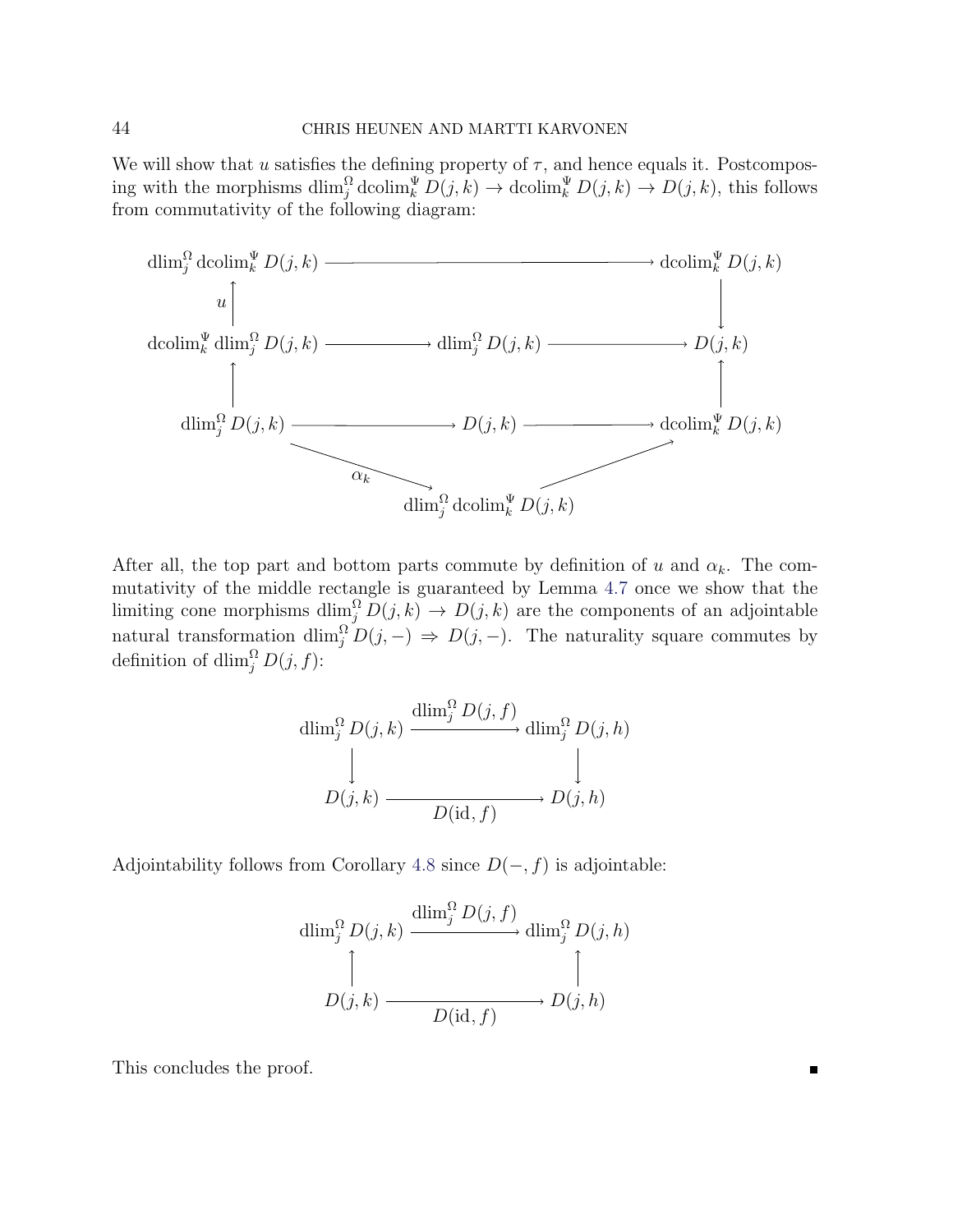We will show that $u$ satisfies the defining property of $\tau$, and hence equals it. Postcomposing with the morphisms $\operatorname{dlim}^{\Omega}_j \operatorname{dcolim}^{\Psi}_k D(j,k) \to \operatorname{dcolim}^{\Psi}_k D(j,k) \to D(j,k)$, this follows from commutativity of the following diagram:

$$
\begin{array}{ccccc}
\operatorname{dlim}^{\Omega}_j \operatorname{dcolim}^{\Psi}_k D(j,k) & \longrightarrow & & \longrightarrow & \operatorname{dcolim}^{\Psi}_k D(j,k) \\
\uparrow u & & & & \downarrow \\
\operatorname{dcolim}^{\Psi}_k \operatorname{dlim}^{\Omega}_j D(j,k) & \longrightarrow & \operatorname{dlim}^{\Omega}_j D(j,k) & \longrightarrow & D(j,k) \\
\uparrow & & & & \uparrow \\
\operatorname{dlim}^{\Omega}_j D(j,k) & \longrightarrow & D(j,k) & \longrightarrow & \operatorname{dcolim}^{\Psi}_k D(j,k) \\
& \searrow^{\alpha_k} & & \nearrow & \\
& & \operatorname{dlim}^{\Omega}_j \operatorname{dcolim}^{\Psi}_k D(j,k) & &
\end{array}
$$

After all, the top part and bottom parts commute by definition of $u$ and $\alpha_k$. The commutativity of the middle rectangle is guaranteed by Lemma 4.7 once we show that the limiting cone morphisms $\operatorname{dlim}^{\Omega}_j D(j,k) \to D(j,k)$ are the components of an adjointable natural transformation $\operatorname{dlim}^{\Omega}_j D(j,-) \Rightarrow D(j,-)$. The naturality square commutes by definition of $\operatorname{dlim}^{\Omega}_j D(j,f)$:

$$
\begin{array}{ccc}
\operatorname{dlim}^{\Omega}_j D(j,k) & \xrightarrow{\operatorname{dlim}^{\Omega}_j D(j,f)} & \operatorname{dlim}^{\Omega}_j D(j,h) \\
\downarrow & & \downarrow \\
D(j,k) & \xrightarrow[D(\mathrm{id},f)]{} & D(j,h)
\end{array}
$$

Adjointability follows from Corollary 4.8 since $D(-,f)$ is adjointable:

$$
\begin{array}{ccc}
\operatorname{dlim}^{\Omega}_j D(j,k) & \xrightarrow{\operatorname{dlim}^{\Omega}_j D(j,f)} & \operatorname{dlim}^{\Omega}_j D(j,h) \\
\uparrow & & \uparrow \\
D(j,k) & \xrightarrow[D(\mathrm{id},f)]{} & D(j,h)
\end{array}
$$

This concludes the proof. ∎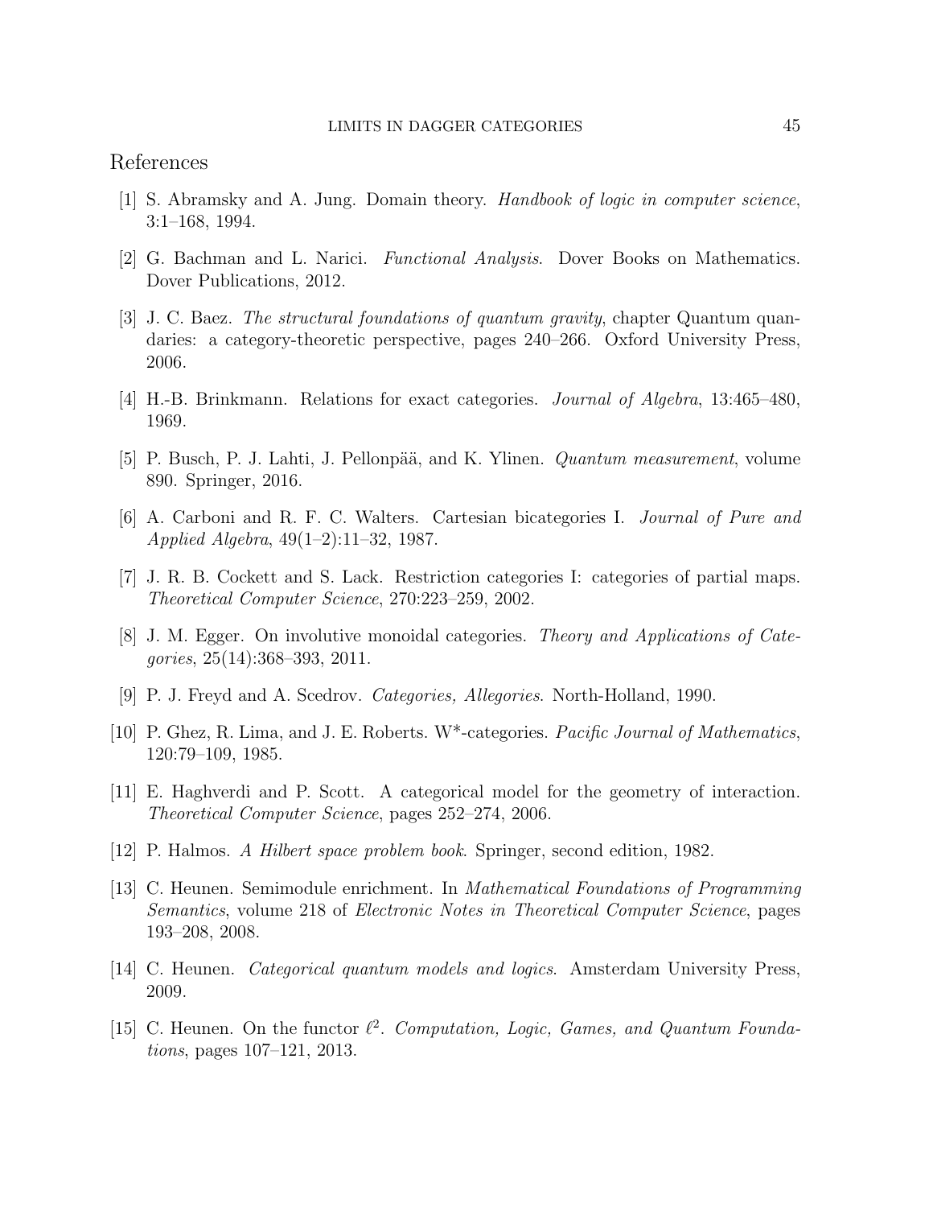## References

[1] S. Abramsky and A. Jung. Domain theory. *Handbook of logic in computer science*, 3:1–168, 1994.

[2] G. Bachman and L. Narici. *Functional Analysis*. Dover Books on Mathematics. Dover Publications, 2012.

[3] J. C. Baez. *The structural foundations of quantum gravity*, chapter Quantum quandaries: a category-theoretic perspective, pages 240–266. Oxford University Press, 2006.

[4] H.-B. Brinkmann. Relations for exact categories. *Journal of Algebra*, 13:465–480, 1969.

[5] P. Busch, P. J. Lahti, J. Pellonpää, and K. Ylinen. *Quantum measurement*, volume 890. Springer, 2016.

[6] A. Carboni and R. F. C. Walters. Cartesian bicategories I. *Journal of Pure and Applied Algebra*, 49(1–2):11–32, 1987.

[7] J. R. B. Cockett and S. Lack. Restriction categories I: categories of partial maps. *Theoretical Computer Science*, 270:223–259, 2002.

[8] J. M. Egger. On involutive monoidal categories. *Theory and Applications of Categories*, 25(14):368–393, 2011.

[9] P. J. Freyd and A. Scedrov. *Categories, Allegories*. North-Holland, 1990.

[10] P. Ghez, R. Lima, and J. E. Roberts. W*-categories. *Pacific Journal of Mathematics*, 120:79–109, 1985.

[11] E. Haghverdi and P. Scott. A categorical model for the geometry of interaction. *Theoretical Computer Science*, pages 252–274, 2006.

[12] P. Halmos. *A Hilbert space problem book*. Springer, second edition, 1982.

[13] C. Heunen. Semimodule enrichment. In *Mathematical Foundations of Programming Semantics*, volume 218 of *Electronic Notes in Theoretical Computer Science*, pages 193–208, 2008.

[14] C. Heunen. *Categorical quantum models and logics*. Amsterdam University Press, 2009.

[15] C. Heunen. On the functor $\ell^2$. *Computation, Logic, Games, and Quantum Foundations*, pages 107–121, 2013.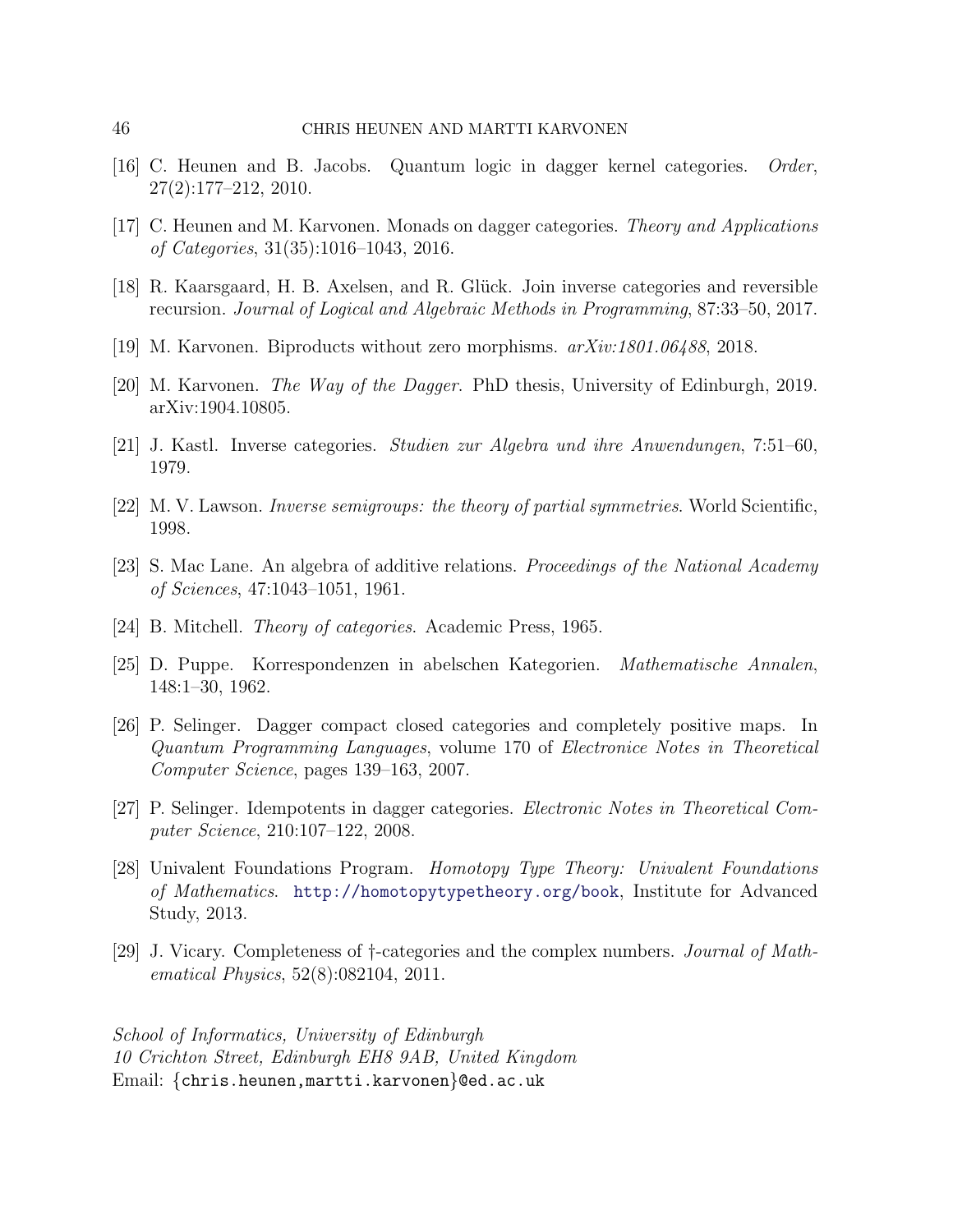[16] C. Heunen and B. Jacobs. Quantum logic in dagger kernel categories. *Order*, 27(2):177–212, 2010.

[17] C. Heunen and M. Karvonen. Monads on dagger categories. *Theory and Applications of Categories*, 31(35):1016–1043, 2016.

[18] R. Kaarsgaard, H. B. Axelsen, and R. Glück. Join inverse categories and reversible recursion. *Journal of Logical and Algebraic Methods in Programming*, 87:33–50, 2017.

[19] M. Karvonen. Biproducts without zero morphisms. *arXiv:1801.06488*, 2018.

[20] M. Karvonen. *The Way of the Dagger*. PhD thesis, University of Edinburgh, 2019. arXiv:1904.10805.

[21] J. Kastl. Inverse categories. *Studien zur Algebra und ihre Anwendungen*, 7:51–60, 1979.

[22] M. V. Lawson. *Inverse semigroups: the theory of partial symmetries*. World Scientific, 1998.

[23] S. Mac Lane. An algebra of additive relations. *Proceedings of the National Academy of Sciences*, 47:1043–1051, 1961.

[24] B. Mitchell. *Theory of categories*. Academic Press, 1965.

[25] D. Puppe. Korrespondenzen in abelschen Kategorien. *Mathematische Annalen*, 148:1–30, 1962.

[26] P. Selinger. Dagger compact closed categories and completely positive maps. In *Quantum Programming Languages*, volume 170 of *Electronice Notes in Theoretical Computer Science*, pages 139–163, 2007.

[27] P. Selinger. Idempotents in dagger categories. *Electronic Notes in Theoretical Computer Science*, 210:107–122, 2008.

[28] Univalent Foundations Program. *Homotopy Type Theory: Univalent Foundations of Mathematics*. http://homotopytypetheory.org/book, Institute for Advanced Study, 2013.

[29] J. Vicary. Completeness of †-categories and the complex numbers. *Journal of Mathematical Physics*, 52(8):082104, 2011.

*School of Informatics, University of Edinburgh*
*10 Crichton Street, Edinburgh EH8 9AB, United Kingdom*
Email: {chris.heunen,martti.karvonen}@ed.ac.uk